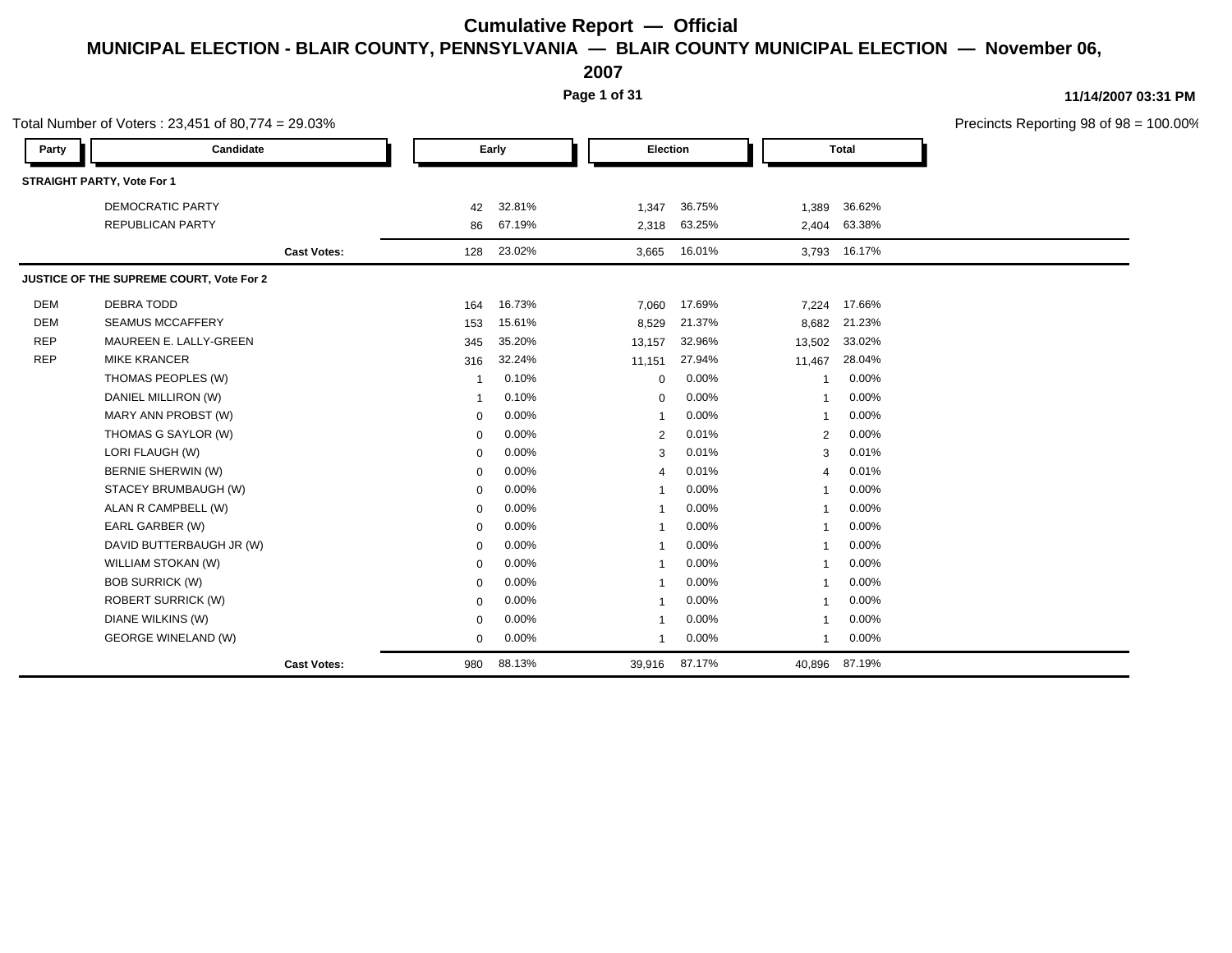# Cumulative Report — Official

## MUNICIPAL ELECTION - BLAIR COUNTY, PENNSYLVANIA — BLAIR COUNTY MUNICIPAL ELECTION — November 06, 2007

11/14/2007 03:31 PM

Total Number of Voters : 23,451 of 80,774 = 29.03%

Precincts Reporting 98 of 98 = 100.00%

| Party | Candidate | Early | | Election | | Total | |
|---|---|---|---|---|---|---|---|
| **STRAIGHT PARTY, Vote For 1** | | | | | | | |
| | DEMOCRATIC PARTY | 42 | 32.81% | 1,347 | 36.75% | 1,389 | 36.62% |
| | REPUBLICAN PARTY | 86 | 67.19% | 2,318 | 63.25% | 2,404 | 63.38% |
| | **Cast Votes:** | 128 | 23.02% | 3,665 | 16.01% | 3,793 | 16.17% |
| **JUSTICE OF THE SUPREME COURT, Vote For 2** | | | | | | | |
| DEM | DEBRA TODD | 164 | 16.73% | 7,060 | 17.69% | 7,224 | 17.66% |
| DEM | SEAMUS MCCAFFERY | 153 | 15.61% | 8,529 | 21.37% | 8,682 | 21.23% |
| REP | MAUREEN E. LALLY-GREEN | 345 | 35.20% | 13,157 | 32.96% | 13,502 | 33.02% |
| REP | MIKE KRANCER | 316 | 32.24% | 11,151 | 27.94% | 11,467 | 28.04% |
| | THOMAS PEOPLES (W) | 1 | 0.10% | 0 | 0.00% | 1 | 0.00% |
| | DANIEL MILLIRON (W) | 1 | 0.10% | 0 | 0.00% | 1 | 0.00% |
| | MARY ANN PROBST (W) | 0 | 0.00% | 1 | 0.00% | 1 | 0.00% |
| | THOMAS G SAYLOR (W) | 0 | 0.00% | 2 | 0.01% | 2 | 0.00% |
| | LORI FLAUGH (W) | 0 | 0.00% | 3 | 0.01% | 3 | 0.01% |
| | BERNIE SHERWIN (W) | 0 | 0.00% | 4 | 0.01% | 4 | 0.01% |
| | STACEY BRUMBAUGH (W) | 0 | 0.00% | 1 | 0.00% | 1 | 0.00% |
| | ALAN R CAMPBELL (W) | 0 | 0.00% | 1 | 0.00% | 1 | 0.00% |
| | EARL GARBER (W) | 0 | 0.00% | 1 | 0.00% | 1 | 0.00% |
| | DAVID BUTTERBAUGH JR (W) | 0 | 0.00% | 1 | 0.00% | 1 | 0.00% |
| | WILLIAM STOKAN (W) | 0 | 0.00% | 1 | 0.00% | 1 | 0.00% |
| | BOB SURRICK (W) | 0 | 0.00% | 1 | 0.00% | 1 | 0.00% |
| | ROBERT SURRICK (W) | 0 | 0.00% | 1 | 0.00% | 1 | 0.00% |
| | DIANE WILKINS (W) | 0 | 0.00% | 1 | 0.00% | 1 | 0.00% |
| | GEORGE WINELAND (W) | 0 | 0.00% | 1 | 0.00% | 1 | 0.00% |
| | **Cast Votes:** | 980 | 88.13% | 39,916 | 87.17% | 40,896 | 87.19% |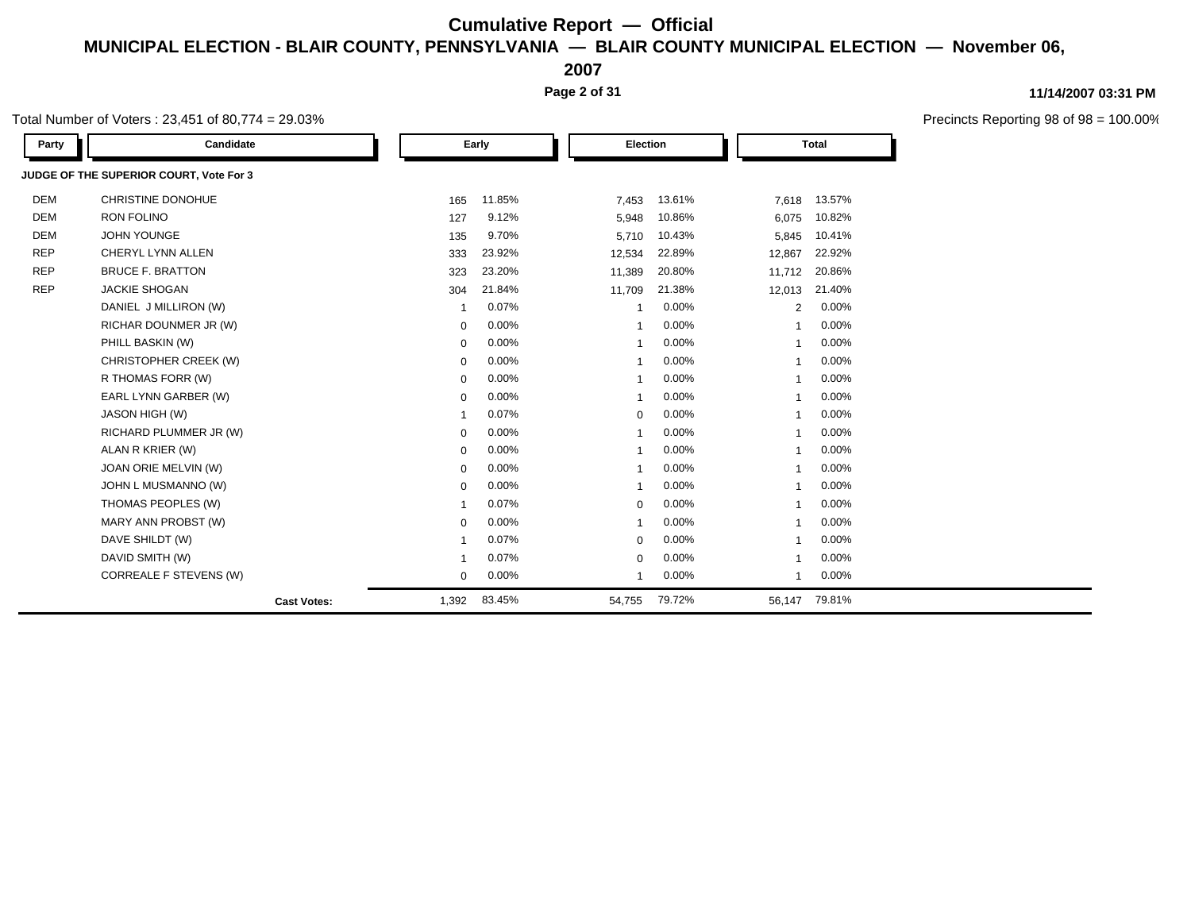# Cumulative Report — Official

## MUNICIPAL ELECTION - BLAIR COUNTY, PENNSYLVANIA — BLAIR COUNTY MUNICIPAL ELECTION — November 06, 2007

11/14/2007 03:31 PM

Total Number of Voters : 23,451 of 80,774 = 29.03%

Precincts Reporting 98 of 98 = 100.00%

| Party | Candidate | Early | | Election | | Total | |
|---|---|---|---|---|---|---|---|
| **JUDGE OF THE SUPERIOR COURT, Vote For 3** | | | | | | | |
| DEM | CHRISTINE DONOHUE | 165 | 11.85% | 7,453 | 13.61% | 7,618 | 13.57% |
| DEM | RON FOLINO | 127 | 9.12% | 5,948 | 10.86% | 6,075 | 10.82% |
| DEM | JOHN YOUNGE | 135 | 9.70% | 5,710 | 10.43% | 5,845 | 10.41% |
| REP | CHERYL LYNN ALLEN | 333 | 23.92% | 12,534 | 22.89% | 12,867 | 22.92% |
| REP | BRUCE F. BRATTON | 323 | 23.20% | 11,389 | 20.80% | 11,712 | 20.86% |
| REP | JACKIE SHOGAN | 304 | 21.84% | 11,709 | 21.38% | 12,013 | 21.40% |
| | DANIEL J MILLIRON (W) | 1 | 0.07% | 1 | 0.00% | 2 | 0.00% |
| | RICHAR DOUNMER JR (W) | 0 | 0.00% | 1 | 0.00% | 1 | 0.00% |
| | PHILL BASKIN (W) | 0 | 0.00% | 1 | 0.00% | 1 | 0.00% |
| | CHRISTOPHER CREEK (W) | 0 | 0.00% | 1 | 0.00% | 1 | 0.00% |
| | R THOMAS FORR (W) | 0 | 0.00% | 1 | 0.00% | 1 | 0.00% |
| | EARL LYNN GARBER (W) | 0 | 0.00% | 1 | 0.00% | 1 | 0.00% |
| | JASON HIGH (W) | 1 | 0.07% | 0 | 0.00% | 1 | 0.00% |
| | RICHARD PLUMMER JR (W) | 0 | 0.00% | 1 | 0.00% | 1 | 0.00% |
| | ALAN R KRIER (W) | 0 | 0.00% | 1 | 0.00% | 1 | 0.00% |
| | JOAN ORIE MELVIN (W) | 0 | 0.00% | 1 | 0.00% | 1 | 0.00% |
| | JOHN L MUSMANNO (W) | 0 | 0.00% | 1 | 0.00% | 1 | 0.00% |
| | THOMAS PEOPLES (W) | 1 | 0.07% | 0 | 0.00% | 1 | 0.00% |
| | MARY ANN PROBST (W) | 0 | 0.00% | 1 | 0.00% | 1 | 0.00% |
| | DAVE SHILDT (W) | 1 | 0.07% | 0 | 0.00% | 1 | 0.00% |
| | DAVID SMITH (W) | 1 | 0.07% | 0 | 0.00% | 1 | 0.00% |
| | CORREALE F STEVENS (W) | 0 | 0.00% | 1 | 0.00% | 1 | 0.00% |
| | **Cast Votes:** | 1,392 | 83.45% | 54,755 | 79.72% | 56,147 | 79.81% |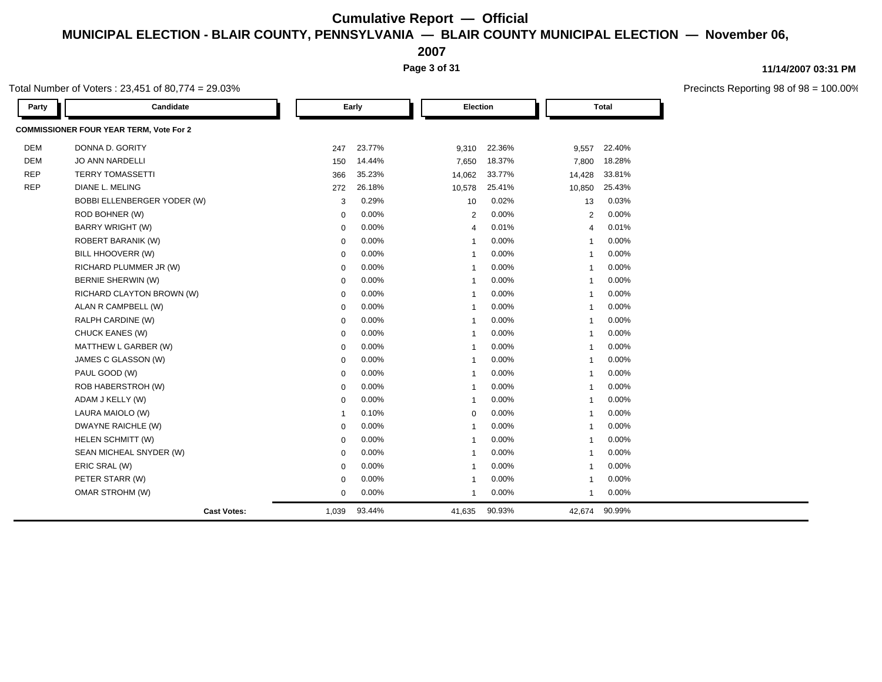# Cumulative Report — Official

## MUNICIPAL ELECTION - BLAIR COUNTY, PENNSYLVANIA — BLAIR COUNTY MUNICIPAL ELECTION — November 06, 2007

11/14/2007 03:31 PM

Total Number of Voters : 23,451 of 80,774 = 29.03%

Precincts Reporting 98 of 98 = 100.00%

| Party | Candidate | Early | | Election | | Total | |
|---|---|---|---|---|---|---|---|
| **COMMISSIONER FOUR YEAR TERM, Vote For 2** | | | | | | | |
| DEM | DONNA D. GORITY | 247 | 23.77% | 9,310 | 22.36% | 9,557 | 22.40% |
| DEM | JO ANN NARDELLI | 150 | 14.44% | 7,650 | 18.37% | 7,800 | 18.28% |
| REP | TERRY TOMASSETTI | 366 | 35.23% | 14,062 | 33.77% | 14,428 | 33.81% |
| REP | DIANE L. MELING | 272 | 26.18% | 10,578 | 25.41% | 10,850 | 25.43% |
| | BOBBI ELLENBERGER YODER (W) | 3 | 0.29% | 10 | 0.02% | 13 | 0.03% |
| | ROD BOHNER (W) | 0 | 0.00% | 2 | 0.00% | 2 | 0.00% |
| | BARRY WRIGHT (W) | 0 | 0.00% | 4 | 0.01% | 4 | 0.01% |
| | ROBERT BARANIK (W) | 0 | 0.00% | 1 | 0.00% | 1 | 0.00% |
| | BILL HHOOVERR (W) | 0 | 0.00% | 1 | 0.00% | 1 | 0.00% |
| | RICHARD PLUMMER JR (W) | 0 | 0.00% | 1 | 0.00% | 1 | 0.00% |
| | BERNIE SHERWIN (W) | 0 | 0.00% | 1 | 0.00% | 1 | 0.00% |
| | RICHARD CLAYTON BROWN (W) | 0 | 0.00% | 1 | 0.00% | 1 | 0.00% |
| | ALAN R CAMPBELL (W) | 0 | 0.00% | 1 | 0.00% | 1 | 0.00% |
| | RALPH CARDINE (W) | 0 | 0.00% | 1 | 0.00% | 1 | 0.00% |
| | CHUCK EANES (W) | 0 | 0.00% | 1 | 0.00% | 1 | 0.00% |
| | MATTHEW L GARBER (W) | 0 | 0.00% | 1 | 0.00% | 1 | 0.00% |
| | JAMES C GLASSON (W) | 0 | 0.00% | 1 | 0.00% | 1 | 0.00% |
| | PAUL GOOD (W) | 0 | 0.00% | 1 | 0.00% | 1 | 0.00% |
| | ROB HABERSTROH (W) | 0 | 0.00% | 1 | 0.00% | 1 | 0.00% |
| | ADAM J KELLY (W) | 0 | 0.00% | 1 | 0.00% | 1 | 0.00% |
| | LAURA MAIOLO (W) | 1 | 0.10% | 0 | 0.00% | 1 | 0.00% |
| | DWAYNE RAICHLE (W) | 0 | 0.00% | 1 | 0.00% | 1 | 0.00% |
| | HELEN SCHMITT (W) | 0 | 0.00% | 1 | 0.00% | 1 | 0.00% |
| | SEAN MICHEAL SNYDER (W) | 0 | 0.00% | 1 | 0.00% | 1 | 0.00% |
| | ERIC SRAL (W) | 0 | 0.00% | 1 | 0.00% | 1 | 0.00% |
| | PETER STARR (W) | 0 | 0.00% | 1 | 0.00% | 1 | 0.00% |
| | OMAR STROHM (W) | 0 | 0.00% | 1 | 0.00% | 1 | 0.00% |
| | **Cast Votes:** | 1,039 | 93.44% | 41,635 | 90.93% | 42,674 | 90.99% |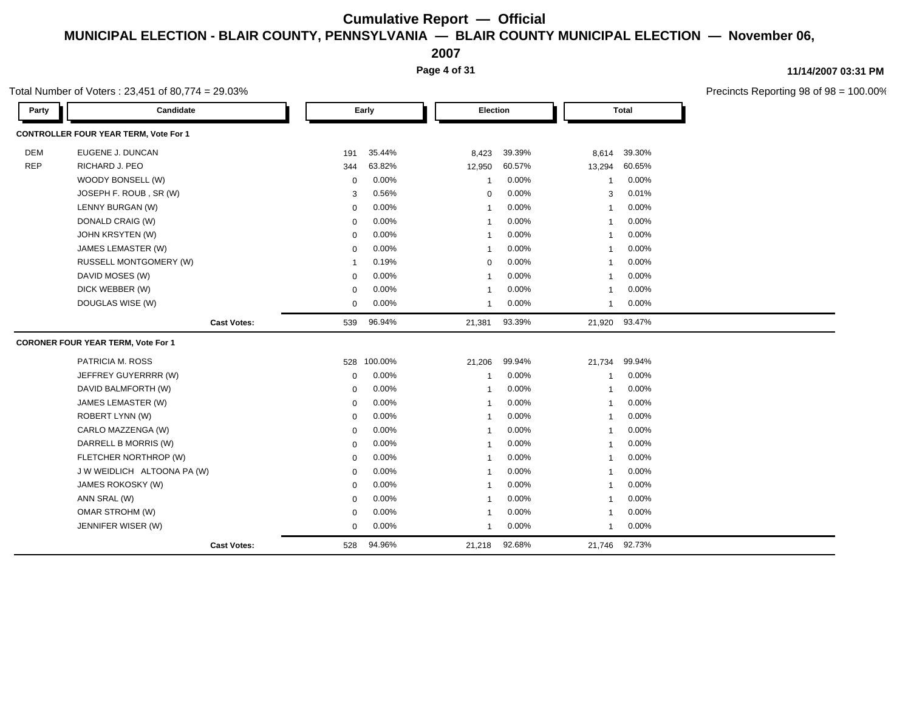# Cumulative Report — Official

## MUNICIPAL ELECTION - BLAIR COUNTY, PENNSYLVANIA — BLAIR COUNTY MUNICIPAL ELECTION — November 06, 2007

11/14/2007 03:31 PM

Total Number of Voters : 23,451 of 80,774 = 29.03%

Precincts Reporting 98 of 98 = 100.00%

| Party | Candidate | Early | | Election | | Total | |
|---|---|---|---|---|---|---|---|
| **CONTROLLER FOUR YEAR TERM, Vote For 1** | | | | | | | |
| DEM | EUGENE J. DUNCAN | 191 | 35.44% | 8,423 | 39.39% | 8,614 | 39.30% |
| REP | RICHARD J. PEO | 344 | 63.82% | 12,950 | 60.57% | 13,294 | 60.65% |
| | WOODY BONSELL (W) | 0 | 0.00% | 1 | 0.00% | 1 | 0.00% |
| | JOSEPH F. ROUB , SR (W) | 3 | 0.56% | 0 | 0.00% | 3 | 0.01% |
| | LENNY BURGAN (W) | 0 | 0.00% | 1 | 0.00% | 1 | 0.00% |
| | DONALD CRAIG (W) | 0 | 0.00% | 1 | 0.00% | 1 | 0.00% |
| | JOHN KRSYTEN (W) | 0 | 0.00% | 1 | 0.00% | 1 | 0.00% |
| | JAMES LEMASTER (W) | 0 | 0.00% | 1 | 0.00% | 1 | 0.00% |
| | RUSSELL MONTGOMERY (W) | 1 | 0.19% | 0 | 0.00% | 1 | 0.00% |
| | DAVID MOSES (W) | 0 | 0.00% | 1 | 0.00% | 1 | 0.00% |
| | DICK WEBBER (W) | 0 | 0.00% | 1 | 0.00% | 1 | 0.00% |
| | DOUGLAS WISE (W) | 0 | 0.00% | 1 | 0.00% | 1 | 0.00% |
| | **Cast Votes:** | 539 | 96.94% | 21,381 | 93.39% | 21,920 | 93.47% |
| **CORONER FOUR YEAR TERM, Vote For 1** | | | | | | | |
| | PATRICIA M. ROSS | 528 | 100.00% | 21,206 | 99.94% | 21,734 | 99.94% |
| | JEFFREY GUYERRRR (W) | 0 | 0.00% | 1 | 0.00% | 1 | 0.00% |
| | DAVID BALMFORTH (W) | 0 | 0.00% | 1 | 0.00% | 1 | 0.00% |
| | JAMES LEMASTER (W) | 0 | 0.00% | 1 | 0.00% | 1 | 0.00% |
| | ROBERT LYNN (W) | 0 | 0.00% | 1 | 0.00% | 1 | 0.00% |
| | CARLO MAZZENGA (W) | 0 | 0.00% | 1 | 0.00% | 1 | 0.00% |
| | DARRELL B MORRIS (W) | 0 | 0.00% | 1 | 0.00% | 1 | 0.00% |
| | FLETCHER NORTHROP (W) | 0 | 0.00% | 1 | 0.00% | 1 | 0.00% |
| | J W WEIDLICH ALTOONA PA (W) | 0 | 0.00% | 1 | 0.00% | 1 | 0.00% |
| | JAMES ROKOSKY (W) | 0 | 0.00% | 1 | 0.00% | 1 | 0.00% |
| | ANN SRAL (W) | 0 | 0.00% | 1 | 0.00% | 1 | 0.00% |
| | OMAR STROHM (W) | 0 | 0.00% | 1 | 0.00% | 1 | 0.00% |
| | JENNIFER WISER (W) | 0 | 0.00% | 1 | 0.00% | 1 | 0.00% |
| | **Cast Votes:** | 528 | 94.96% | 21,218 | 92.68% | 21,746 | 92.73% |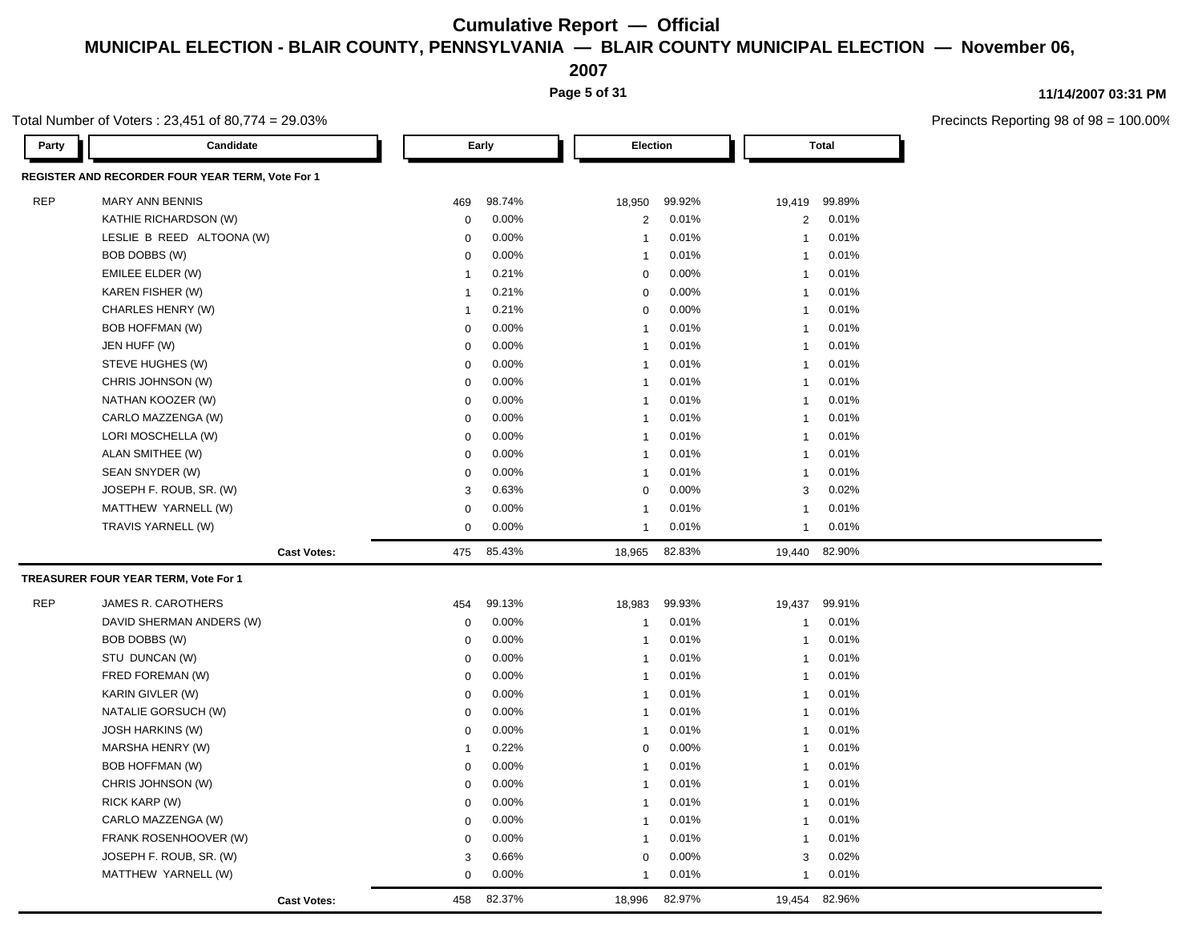# Cumulative Report — Official

## MUNICIPAL ELECTION - BLAIR COUNTY, PENNSYLVANIA — BLAIR COUNTY MUNICIPAL ELECTION — November 06, 2007

11/14/2007 03:31 PM

Total Number of Voters : 23,451 of 80,774 = 29.03%

Precincts Reporting 98 of 98 = 100.00%

### REGISTER AND RECORDER FOUR YEAR TERM, Vote For 1

| Party | Candidate | Early | | Election | | Total | |
|---|---|---|---|---|---|---|---|
| REP | MARY ANN BENNIS | 469 | 98.74% | 18,950 | 99.92% | 19,419 | 99.89% |
| | KATHIE RICHARDSON (W) | 0 | 0.00% | 2 | 0.01% | 2 | 0.01% |
| | LESLIE B REED ALTOONA (W) | 0 | 0.00% | 1 | 0.01% | 1 | 0.01% |
| | BOB DOBBS (W) | 0 | 0.00% | 1 | 0.01% | 1 | 0.01% |
| | EMILEE ELDER (W) | 1 | 0.21% | 0 | 0.00% | 1 | 0.01% |
| | KAREN FISHER (W) | 1 | 0.21% | 0 | 0.00% | 1 | 0.01% |
| | CHARLES HENRY (W) | 1 | 0.21% | 0 | 0.00% | 1 | 0.01% |
| | BOB HOFFMAN (W) | 0 | 0.00% | 1 | 0.01% | 1 | 0.01% |
| | JEN HUFF (W) | 0 | 0.00% | 1 | 0.01% | 1 | 0.01% |
| | STEVE HUGHES (W) | 0 | 0.00% | 1 | 0.01% | 1 | 0.01% |
| | CHRIS JOHNSON (W) | 0 | 0.00% | 1 | 0.01% | 1 | 0.01% |
| | NATHAN KOOZER (W) | 0 | 0.00% | 1 | 0.01% | 1 | 0.01% |
| | CARLO MAZZENGA (W) | 0 | 0.00% | 1 | 0.01% | 1 | 0.01% |
| | LORI MOSCHELLA (W) | 0 | 0.00% | 1 | 0.01% | 1 | 0.01% |
| | ALAN SMITHEE (W) | 0 | 0.00% | 1 | 0.01% | 1 | 0.01% |
| | SEAN SNYDER (W) | 0 | 0.00% | 1 | 0.01% | 1 | 0.01% |
| | JOSEPH F. ROUB, SR. (W) | 3 | 0.63% | 0 | 0.00% | 3 | 0.02% |
| | MATTHEW YARNELL (W) | 0 | 0.00% | 1 | 0.01% | 1 | 0.01% |
| | TRAVIS YARNELL (W) | 0 | 0.00% | 1 | 0.01% | 1 | 0.01% |
| | **Cast Votes:** | 475 | 85.43% | 18,965 | 82.83% | 19,440 | 82.90% |

### TREASURER FOUR YEAR TERM, Vote For 1

| Party | Candidate | Early | | Election | | Total | |
|---|---|---|---|---|---|---|---|
| REP | JAMES R. CAROTHERS | 454 | 99.13% | 18,983 | 99.93% | 19,437 | 99.91% |
| | DAVID SHERMAN ANDERS (W) | 0 | 0.00% | 1 | 0.01% | 1 | 0.01% |
| | BOB DOBBS (W) | 0 | 0.00% | 1 | 0.01% | 1 | 0.01% |
| | STU DUNCAN (W) | 0 | 0.00% | 1 | 0.01% | 1 | 0.01% |
| | FRED FOREMAN (W) | 0 | 0.00% | 1 | 0.01% | 1 | 0.01% |
| | KARIN GIVLER (W) | 0 | 0.00% | 1 | 0.01% | 1 | 0.01% |
| | NATALIE GORSUCH (W) | 0 | 0.00% | 1 | 0.01% | 1 | 0.01% |
| | JOSH HARKINS (W) | 0 | 0.00% | 1 | 0.01% | 1 | 0.01% |
| | MARSHA HENRY (W) | 1 | 0.22% | 0 | 0.00% | 1 | 0.01% |
| | BOB HOFFMAN (W) | 0 | 0.00% | 1 | 0.01% | 1 | 0.01% |
| | CHRIS JOHNSON (W) | 0 | 0.00% | 1 | 0.01% | 1 | 0.01% |
| | RICK KARP (W) | 0 | 0.00% | 1 | 0.01% | 1 | 0.01% |
| | CARLO MAZZENGA (W) | 0 | 0.00% | 1 | 0.01% | 1 | 0.01% |
| | FRANK ROSENHOOVER (W) | 0 | 0.00% | 1 | 0.01% | 1 | 0.01% |
| | JOSEPH F. ROUB, SR. (W) | 3 | 0.66% | 0 | 0.00% | 3 | 0.02% |
| | MATTHEW YARNELL (W) | 0 | 0.00% | 1 | 0.01% | 1 | 0.01% |
| | **Cast Votes:** | 458 | 82.37% | 18,996 | 82.97% | 19,454 | 82.96% |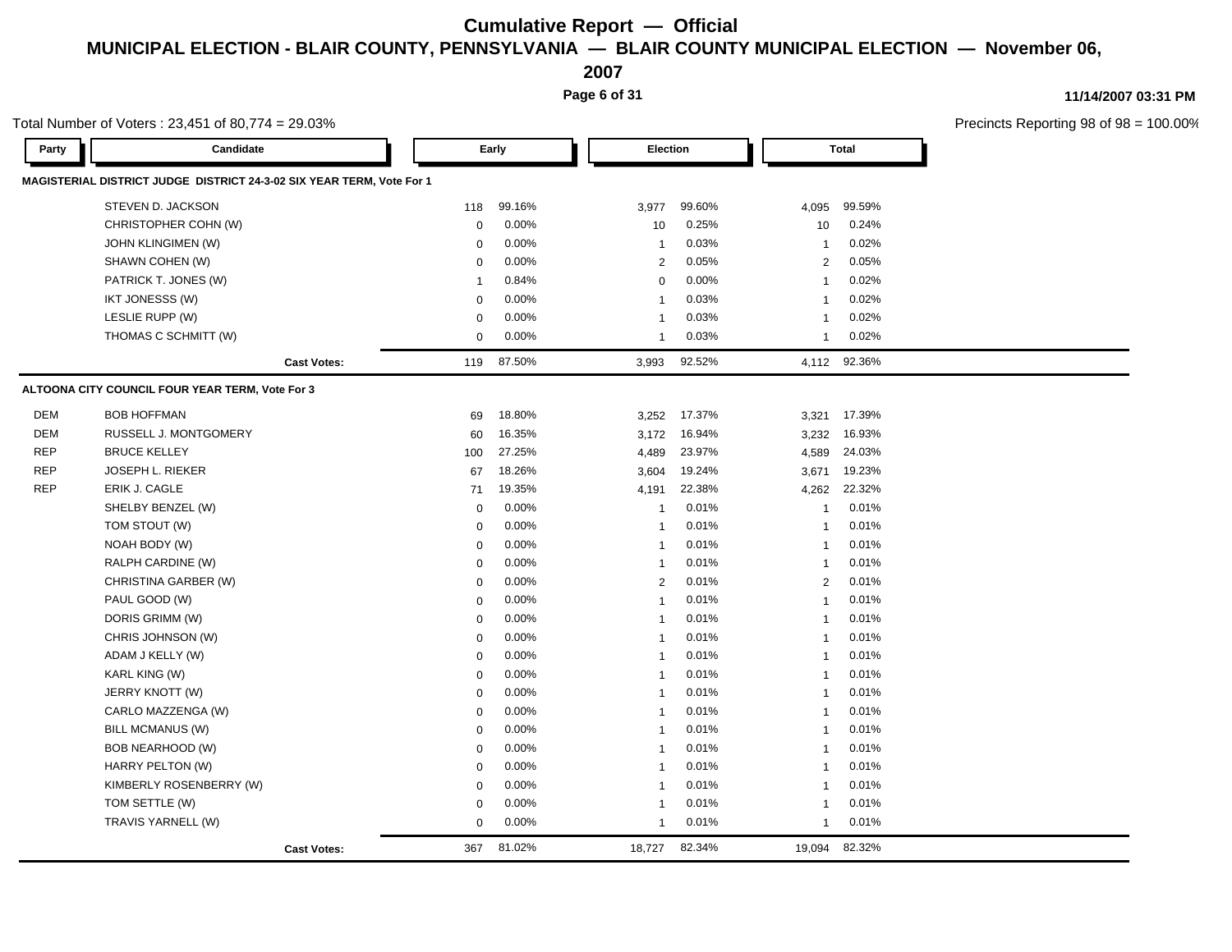# Cumulative Report — Official

## MUNICIPAL ELECTION - BLAIR COUNTY, PENNSYLVANIA — BLAIR COUNTY MUNICIPAL ELECTION — November 06, 2007

11/14/2007 03:31 PM

Total Number of Voters : 23,451 of 80,774 = 29.03%

Precincts Reporting 98 of 98 = 100.00%

### MAGISTERIAL DISTRICT JUDGE DISTRICT 24-3-02 SIX YEAR TERM, Vote For 1

| Party | Candidate | Early | | Election | | Total | |
|---|---|---|---|---|---|---|---|
| | STEVEN D. JACKSON | 118 | 99.16% | 3,977 | 99.60% | 4,095 | 99.59% |
| | CHRISTOPHER COHN (W) | 0 | 0.00% | 10 | 0.25% | 10 | 0.24% |
| | JOHN KLINGIMEN (W) | 0 | 0.00% | 1 | 0.03% | 1 | 0.02% |
| | SHAWN COHEN (W) | 0 | 0.00% | 2 | 0.05% | 2 | 0.05% |
| | PATRICK T. JONES (W) | 1 | 0.84% | 0 | 0.00% | 1 | 0.02% |
| | IKT JONESSS (W) | 0 | 0.00% | 1 | 0.03% | 1 | 0.02% |
| | LESLIE RUPP (W) | 0 | 0.00% | 1 | 0.03% | 1 | 0.02% |
| | THOMAS C SCHMITT (W) | 0 | 0.00% | 1 | 0.03% | 1 | 0.02% |
| | **Cast Votes:** | 119 | 87.50% | 3,993 | 92.52% | 4,112 | 92.36% |

### ALTOONA CITY COUNCIL FOUR YEAR TERM, Vote For 3

| Party | Candidate | Early | | Election | | Total | |
|---|---|---|---|---|---|---|---|
| DEM | BOB HOFFMAN | 69 | 18.80% | 3,252 | 17.37% | 3,321 | 17.39% |
| DEM | RUSSELL J. MONTGOMERY | 60 | 16.35% | 3,172 | 16.94% | 3,232 | 16.93% |
| REP | BRUCE KELLEY | 100 | 27.25% | 4,489 | 23.97% | 4,589 | 24.03% |
| REP | JOSEPH L. RIEKER | 67 | 18.26% | 3,604 | 19.24% | 3,671 | 19.23% |
| REP | ERIK J. CAGLE | 71 | 19.35% | 4,191 | 22.38% | 4,262 | 22.32% |
| | SHELBY BENZEL (W) | 0 | 0.00% | 1 | 0.01% | 1 | 0.01% |
| | TOM STOUT (W) | 0 | 0.00% | 1 | 0.01% | 1 | 0.01% |
| | NOAH BODY (W) | 0 | 0.00% | 1 | 0.01% | 1 | 0.01% |
| | RALPH CARDINE (W) | 0 | 0.00% | 1 | 0.01% | 1 | 0.01% |
| | CHRISTINA GARBER (W) | 0 | 0.00% | 2 | 0.01% | 2 | 0.01% |
| | PAUL GOOD (W) | 0 | 0.00% | 1 | 0.01% | 1 | 0.01% |
| | DORIS GRIMM (W) | 0 | 0.00% | 1 | 0.01% | 1 | 0.01% |
| | CHRIS JOHNSON (W) | 0 | 0.00% | 1 | 0.01% | 1 | 0.01% |
| | ADAM J KELLY (W) | 0 | 0.00% | 1 | 0.01% | 1 | 0.01% |
| | KARL KING (W) | 0 | 0.00% | 1 | 0.01% | 1 | 0.01% |
| | JERRY KNOTT (W) | 0 | 0.00% | 1 | 0.01% | 1 | 0.01% |
| | CARLO MAZZENGA (W) | 0 | 0.00% | 1 | 0.01% | 1 | 0.01% |
| | BILL MCMANUS (W) | 0 | 0.00% | 1 | 0.01% | 1 | 0.01% |
| | BOB NEARHOOD (W) | 0 | 0.00% | 1 | 0.01% | 1 | 0.01% |
| | HARRY PELTON (W) | 0 | 0.00% | 1 | 0.01% | 1 | 0.01% |
| | KIMBERLY ROSENBERRY (W) | 0 | 0.00% | 1 | 0.01% | 1 | 0.01% |
| | TOM SETTLE (W) | 0 | 0.00% | 1 | 0.01% | 1 | 0.01% |
| | TRAVIS YARNELL (W) | 0 | 0.00% | 1 | 0.01% | 1 | 0.01% |
| | **Cast Votes:** | 367 | 81.02% | 18,727 | 82.34% | 19,094 | 82.32% |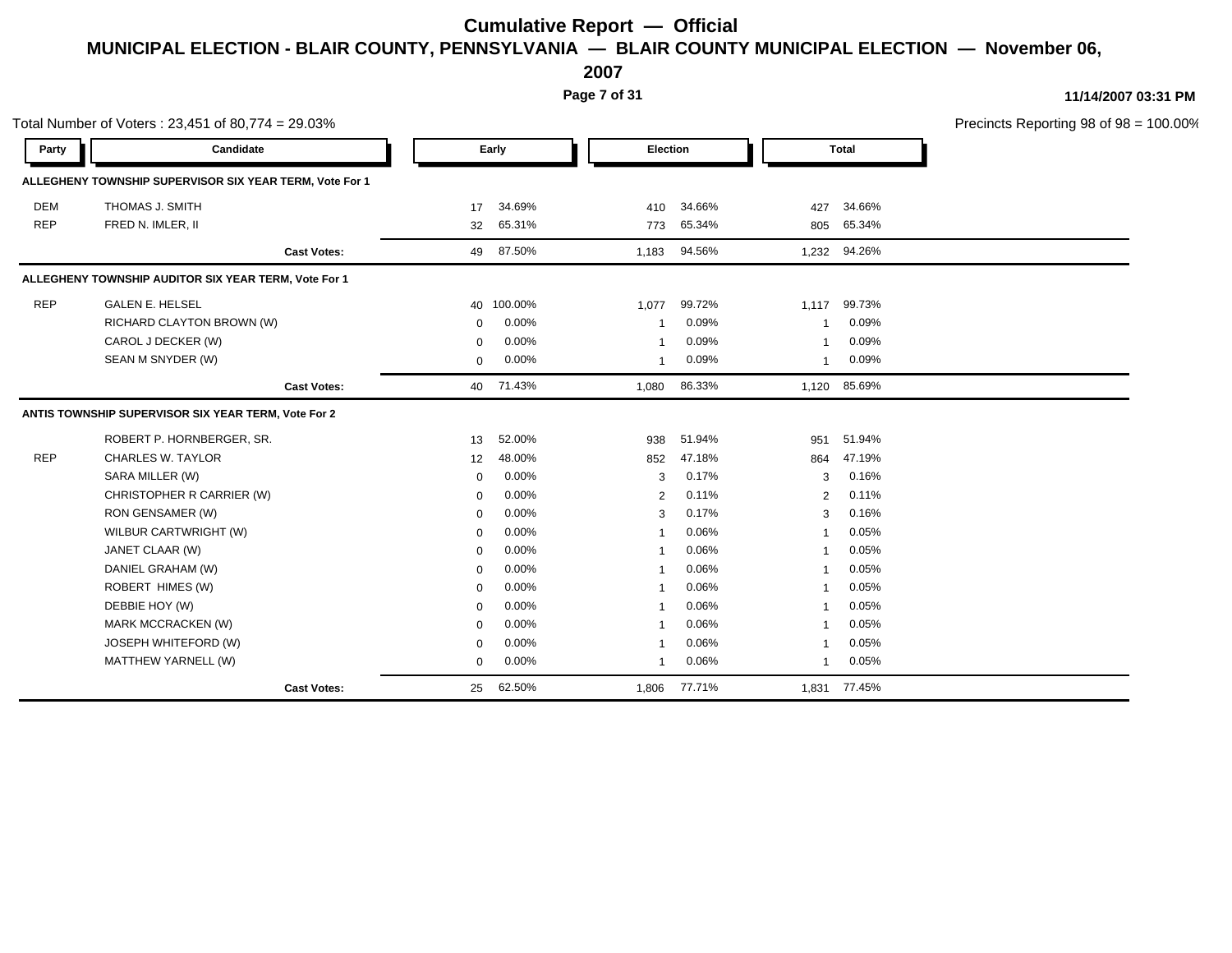# Cumulative Report — Official

## MUNICIPAL ELECTION - BLAIR COUNTY, PENNSYLVANIA — BLAIR COUNTY MUNICIPAL ELECTION — November 06, 2007

11/14/2007 03:31 PM

Total Number of Voters : 23,451 of 80,774 = 29.03%

Precincts Reporting 98 of 98 = 100.00%

| Party | Candidate | Early | | Election | | Total | |
|---|---|---|---|---|---|---|---|
| **ALLEGHENY TOWNSHIP SUPERVISOR SIX YEAR TERM, Vote For 1** | | | | | | | |
| DEM | THOMAS J. SMITH | 17 | 34.69% | 410 | 34.66% | 427 | 34.66% |
| REP | FRED N. IMLER, II | 32 | 65.31% | 773 | 65.34% | 805 | 65.34% |
| | **Cast Votes:** | 49 | 87.50% | 1,183 | 94.56% | 1,232 | 94.26% |
| **ALLEGHENY TOWNSHIP AUDITOR SIX YEAR TERM, Vote For 1** | | | | | | | |
| REP | GALEN E. HELSEL | 40 | 100.00% | 1,077 | 99.72% | 1,117 | 99.73% |
| | RICHARD CLAYTON BROWN (W) | 0 | 0.00% | 1 | 0.09% | 1 | 0.09% |
| | CAROL J DECKER (W) | 0 | 0.00% | 1 | 0.09% | 1 | 0.09% |
| | SEAN M SNYDER (W) | 0 | 0.00% | 1 | 0.09% | 1 | 0.09% |
| | **Cast Votes:** | 40 | 71.43% | 1,080 | 86.33% | 1,120 | 85.69% |
| **ANTIS TOWNSHIP SUPERVISOR SIX YEAR TERM, Vote For 2** | | | | | | | |
| | ROBERT P. HORNBERGER, SR. | 13 | 52.00% | 938 | 51.94% | 951 | 51.94% |
| REP | CHARLES W. TAYLOR | 12 | 48.00% | 852 | 47.18% | 864 | 47.19% |
| | SARA MILLER (W) | 0 | 0.00% | 3 | 0.17% | 3 | 0.16% |
| | CHRISTOPHER R CARRIER (W) | 0 | 0.00% | 2 | 0.11% | 2 | 0.11% |
| | RON GENSAMER (W) | 0 | 0.00% | 3 | 0.17% | 3 | 0.16% |
| | WILBUR CARTWRIGHT (W) | 0 | 0.00% | 1 | 0.06% | 1 | 0.05% |
| | JANET CLAAR (W) | 0 | 0.00% | 1 | 0.06% | 1 | 0.05% |
| | DANIEL GRAHAM (W) | 0 | 0.00% | 1 | 0.06% | 1 | 0.05% |
| | ROBERT HIMES (W) | 0 | 0.00% | 1 | 0.06% | 1 | 0.05% |
| | DEBBIE HOY (W) | 0 | 0.00% | 1 | 0.06% | 1 | 0.05% |
| | MARK MCCRACKEN (W) | 0 | 0.00% | 1 | 0.06% | 1 | 0.05% |
| | JOSEPH WHITEFORD (W) | 0 | 0.00% | 1 | 0.06% | 1 | 0.05% |
| | MATTHEW YARNELL (W) | 0 | 0.00% | 1 | 0.06% | 1 | 0.05% |
| | **Cast Votes:** | 25 | 62.50% | 1,806 | 77.71% | 1,831 | 77.45% |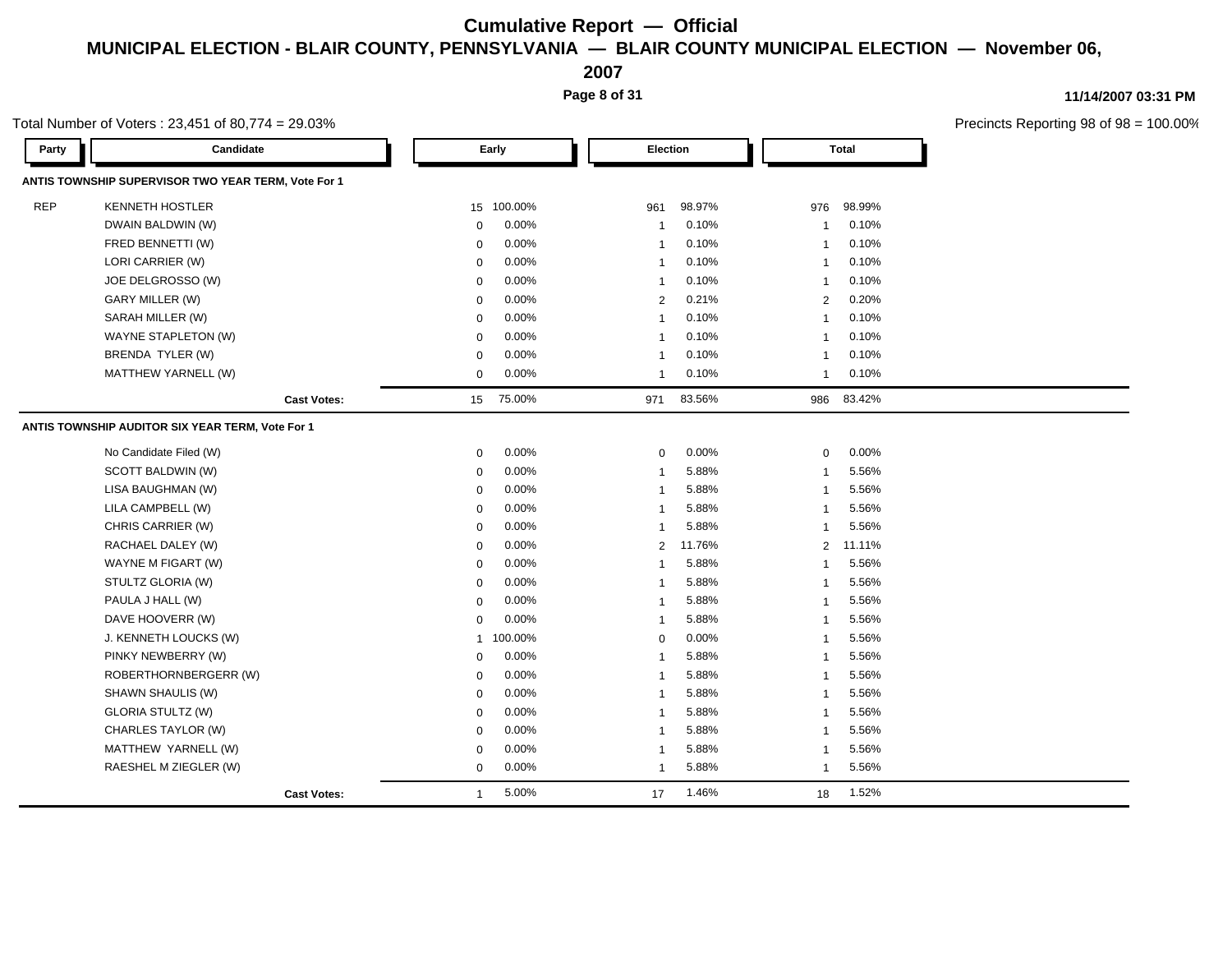# Cumulative Report — Official

## MUNICIPAL ELECTION - BLAIR COUNTY, PENNSYLVANIA — BLAIR COUNTY MUNICIPAL ELECTION — November 06, 2007

11/14/2007 03:31 PM

Total Number of Voters : 23,451 of 80,774 = 29.03%

Precincts Reporting 98 of 98 = 100.00%

| Party | Candidate | Early | | Election | | Total | |
|---|---|---|---|---|---|---|---|
| **ANTIS TOWNSHIP SUPERVISOR TWO YEAR TERM, Vote For 1** | | | | | | | |
| REP | KENNETH HOSTLER | 15 | 100.00% | 961 | 98.97% | 976 | 98.99% |
| | DWAIN BALDWIN (W) | 0 | 0.00% | 1 | 0.10% | 1 | 0.10% |
| | FRED BENNETTI (W) | 0 | 0.00% | 1 | 0.10% | 1 | 0.10% |
| | LORI CARRIER (W) | 0 | 0.00% | 1 | 0.10% | 1 | 0.10% |
| | JOE DELGROSSO (W) | 0 | 0.00% | 1 | 0.10% | 1 | 0.10% |
| | GARY MILLER (W) | 0 | 0.00% | 2 | 0.21% | 2 | 0.20% |
| | SARAH MILLER (W) | 0 | 0.00% | 1 | 0.10% | 1 | 0.10% |
| | WAYNE STAPLETON (W) | 0 | 0.00% | 1 | 0.10% | 1 | 0.10% |
| | BRENDA TYLER (W) | 0 | 0.00% | 1 | 0.10% | 1 | 0.10% |
| | MATTHEW YARNELL (W) | 0 | 0.00% | 1 | 0.10% | 1 | 0.10% |
| | **Cast Votes:** | 15 | 75.00% | 971 | 83.56% | 986 | 83.42% |
| **ANTIS TOWNSHIP AUDITOR SIX YEAR TERM, Vote For 1** | | | | | | | |
| | No Candidate Filed (W) | 0 | 0.00% | 0 | 0.00% | 0 | 0.00% |
| | SCOTT BALDWIN (W) | 0 | 0.00% | 1 | 5.88% | 1 | 5.56% |
| | LISA BAUGHMAN (W) | 0 | 0.00% | 1 | 5.88% | 1 | 5.56% |
| | LILA CAMPBELL (W) | 0 | 0.00% | 1 | 5.88% | 1 | 5.56% |
| | CHRIS CARRIER (W) | 0 | 0.00% | 1 | 5.88% | 1 | 5.56% |
| | RACHAEL DALEY (W) | 0 | 0.00% | 2 | 11.76% | 2 | 11.11% |
| | WAYNE M FIGART (W) | 0 | 0.00% | 1 | 5.88% | 1 | 5.56% |
| | STULTZ GLORIA (W) | 0 | 0.00% | 1 | 5.88% | 1 | 5.56% |
| | PAULA J HALL (W) | 0 | 0.00% | 1 | 5.88% | 1 | 5.56% |
| | DAVE HOOVERR (W) | 0 | 0.00% | 1 | 5.88% | 1 | 5.56% |
| | J. KENNETH LOUCKS (W) | 1 | 100.00% | 0 | 0.00% | 1 | 5.56% |
| | PINKY NEWBERRY (W) | 0 | 0.00% | 1 | 5.88% | 1 | 5.56% |
| | ROBERTHORNBERGERR (W) | 0 | 0.00% | 1 | 5.88% | 1 | 5.56% |
| | SHAWN SHAULIS (W) | 0 | 0.00% | 1 | 5.88% | 1 | 5.56% |
| | GLORIA STULTZ (W) | 0 | 0.00% | 1 | 5.88% | 1 | 5.56% |
| | CHARLES TAYLOR (W) | 0 | 0.00% | 1 | 5.88% | 1 | 5.56% |
| | MATTHEW YARNELL (W) | 0 | 0.00% | 1 | 5.88% | 1 | 5.56% |
| | RAESHEL M ZIEGLER (W) | 0 | 0.00% | 1 | 5.88% | 1 | 5.56% |
| | **Cast Votes:** | 1 | 5.00% | 17 | 1.46% | 18 | 1.52% |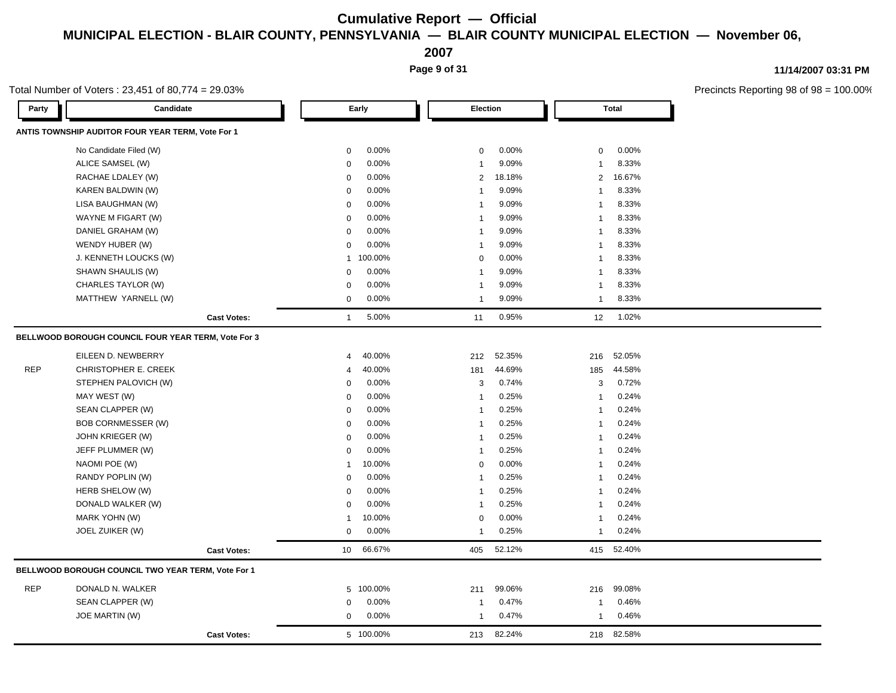# Cumulative Report — Official

## MUNICIPAL ELECTION - BLAIR COUNTY, PENNSYLVANIA — BLAIR COUNTY MUNICIPAL ELECTION — November 06, 2007

11/14/2007 03:31 PM

Total Number of Voters : 23,451 of 80,774 = 29.03%

Precincts Reporting 98 of 98 = 100.00%

| Party | Candidate | Early | | Election | | Total | |
|---|---|---|---|---|---|---|---|
| **ANTIS TOWNSHIP AUDITOR FOUR YEAR TERM, Vote For 1** | | | | | | | |
| | No Candidate Filed (W) | 0 | 0.00% | 0 | 0.00% | 0 | 0.00% |
| | ALICE SAMSEL (W) | 0 | 0.00% | 1 | 9.09% | 1 | 8.33% |
| | RACHAE LDALEY (W) | 0 | 0.00% | 2 | 18.18% | 2 | 16.67% |
| | KAREN BALDWIN (W) | 0 | 0.00% | 1 | 9.09% | 1 | 8.33% |
| | LISA BAUGHMAN (W) | 0 | 0.00% | 1 | 9.09% | 1 | 8.33% |
| | WAYNE M FIGART (W) | 0 | 0.00% | 1 | 9.09% | 1 | 8.33% |
| | DANIEL GRAHAM (W) | 0 | 0.00% | 1 | 9.09% | 1 | 8.33% |
| | WENDY HUBER (W) | 0 | 0.00% | 1 | 9.09% | 1 | 8.33% |
| | J. KENNETH LOUCKS (W) | 1 | 100.00% | 0 | 0.00% | 1 | 8.33% |
| | SHAWN SHAULIS (W) | 0 | 0.00% | 1 | 9.09% | 1 | 8.33% |
| | CHARLES TAYLOR (W) | 0 | 0.00% | 1 | 9.09% | 1 | 8.33% |
| | MATTHEW YARNELL (W) | 0 | 0.00% | 1 | 9.09% | 1 | 8.33% |
| | **Cast Votes:** | 1 | 5.00% | 11 | 0.95% | 12 | 1.02% |
| **BELLWOOD BOROUGH COUNCIL FOUR YEAR TERM, Vote For 3** | | | | | | | |
| | EILEEN D. NEWBERRY | 4 | 40.00% | 212 | 52.35% | 216 | 52.05% |
| REP | CHRISTOPHER E. CREEK | 4 | 40.00% | 181 | 44.69% | 185 | 44.58% |
| | STEPHEN PALOVICH (W) | 0 | 0.00% | 3 | 0.74% | 3 | 0.72% |
| | MAY WEST (W) | 0 | 0.00% | 1 | 0.25% | 1 | 0.24% |
| | SEAN CLAPPER (W) | 0 | 0.00% | 1 | 0.25% | 1 | 0.24% |
| | BOB CORNMESSER (W) | 0 | 0.00% | 1 | 0.25% | 1 | 0.24% |
| | JOHN KRIEGER (W) | 0 | 0.00% | 1 | 0.25% | 1 | 0.24% |
| | JEFF PLUMMER (W) | 0 | 0.00% | 1 | 0.25% | 1 | 0.24% |
| | NAOMI POE (W) | 1 | 10.00% | 0 | 0.00% | 1 | 0.24% |
| | RANDY POPLIN (W) | 0 | 0.00% | 1 | 0.25% | 1 | 0.24% |
| | HERB SHELOW (W) | 0 | 0.00% | 1 | 0.25% | 1 | 0.24% |
| | DONALD WALKER (W) | 0 | 0.00% | 1 | 0.25% | 1 | 0.24% |
| | MARK YOHN (W) | 1 | 10.00% | 0 | 0.00% | 1 | 0.24% |
| | JOEL ZUIKER (W) | 0 | 0.00% | 1 | 0.25% | 1 | 0.24% |
| | **Cast Votes:** | 10 | 66.67% | 405 | 52.12% | 415 | 52.40% |
| **BELLWOOD BOROUGH COUNCIL TWO YEAR TERM, Vote For 1** | | | | | | | |
| REP | DONALD N. WALKER | 5 | 100.00% | 211 | 99.06% | 216 | 99.08% |
| | SEAN CLAPPER (W) | 0 | 0.00% | 1 | 0.47% | 1 | 0.46% |
| | JOE MARTIN (W) | 0 | 0.00% | 1 | 0.47% | 1 | 0.46% |
| | **Cast Votes:** | 5 | 100.00% | 213 | 82.24% | 218 | 82.58% |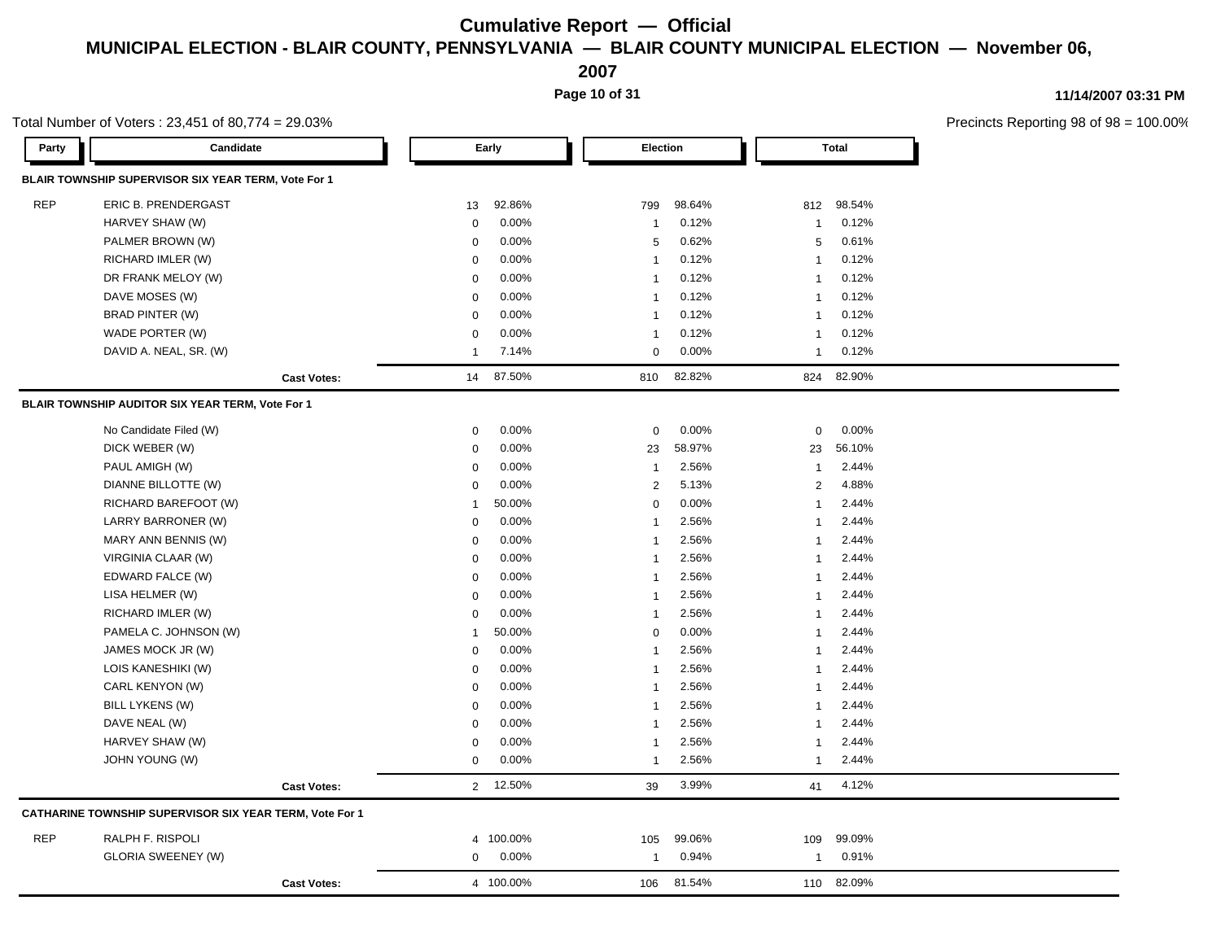# Cumulative Report — Official

## MUNICIPAL ELECTION - BLAIR COUNTY, PENNSYLVANIA — BLAIR COUNTY MUNICIPAL ELECTION — November 06, 2007

11/14/2007 03:31 PM

Total Number of Voters : 23,451 of 80,774 = 29.03%

Precincts Reporting 98 of 98 = 100.00%

| Party | Candidate | Early | | Election | | Total | |
|---|---|---|---|---|---|---|---|
| **BLAIR TOWNSHIP SUPERVISOR SIX YEAR TERM, Vote For 1** | | | | | | | |
| REP | ERIC B. PRENDERGAST | 13 | 92.86% | 799 | 98.64% | 812 | 98.54% |
| | HARVEY SHAW (W) | 0 | 0.00% | 1 | 0.12% | 1 | 0.12% |
| | PALMER BROWN (W) | 0 | 0.00% | 5 | 0.62% | 5 | 0.61% |
| | RICHARD IMLER (W) | 0 | 0.00% | 1 | 0.12% | 1 | 0.12% |
| | DR FRANK MELOY (W) | 0 | 0.00% | 1 | 0.12% | 1 | 0.12% |
| | DAVE MOSES (W) | 0 | 0.00% | 1 | 0.12% | 1 | 0.12% |
| | BRAD PINTER (W) | 0 | 0.00% | 1 | 0.12% | 1 | 0.12% |
| | WADE PORTER (W) | 0 | 0.00% | 1 | 0.12% | 1 | 0.12% |
| | DAVID A. NEAL, SR. (W) | 1 | 7.14% | 0 | 0.00% | 1 | 0.12% |
| | **Cast Votes:** | 14 | 87.50% | 810 | 82.82% | 824 | 82.90% |
| **BLAIR TOWNSHIP AUDITOR SIX YEAR TERM, Vote For 1** | | | | | | | |
| | No Candidate Filed (W) | 0 | 0.00% | 0 | 0.00% | 0 | 0.00% |
| | DICK WEBER (W) | 0 | 0.00% | 23 | 58.97% | 23 | 56.10% |
| | PAUL AMIGH (W) | 0 | 0.00% | 1 | 2.56% | 1 | 2.44% |
| | DIANNE BILLOTTE (W) | 0 | 0.00% | 2 | 5.13% | 2 | 4.88% |
| | RICHARD BAREFOOT (W) | 1 | 50.00% | 0 | 0.00% | 1 | 2.44% |
| | LARRY BARRONER (W) | 0 | 0.00% | 1 | 2.56% | 1 | 2.44% |
| | MARY ANN BENNIS (W) | 0 | 0.00% | 1 | 2.56% | 1 | 2.44% |
| | VIRGINIA CLAAR (W) | 0 | 0.00% | 1 | 2.56% | 1 | 2.44% |
| | EDWARD FALCE (W) | 0 | 0.00% | 1 | 2.56% | 1 | 2.44% |
| | LISA HELMER (W) | 0 | 0.00% | 1 | 2.56% | 1 | 2.44% |
| | RICHARD IMLER (W) | 0 | 0.00% | 1 | 2.56% | 1 | 2.44% |
| | PAMELA C. JOHNSON (W) | 1 | 50.00% | 0 | 0.00% | 1 | 2.44% |
| | JAMES MOCK JR (W) | 0 | 0.00% | 1 | 2.56% | 1 | 2.44% |
| | LOIS KANESHIKI (W) | 0 | 0.00% | 1 | 2.56% | 1 | 2.44% |
| | CARL KENYON (W) | 0 | 0.00% | 1 | 2.56% | 1 | 2.44% |
| | BILL LYKENS (W) | 0 | 0.00% | 1 | 2.56% | 1 | 2.44% |
| | DAVE NEAL (W) | 0 | 0.00% | 1 | 2.56% | 1 | 2.44% |
| | HARVEY SHAW (W) | 0 | 0.00% | 1 | 2.56% | 1 | 2.44% |
| | JOHN YOUNG (W) | 0 | 0.00% | 1 | 2.56% | 1 | 2.44% |
| | **Cast Votes:** | 2 | 12.50% | 39 | 3.99% | 41 | 4.12% |
| **CATHARINE TOWNSHIP SUPERVISOR SIX YEAR TERM, Vote For 1** | | | | | | | |
| REP | RALPH F. RISPOLI | 4 | 100.00% | 105 | 99.06% | 109 | 99.09% |
| | GLORIA SWEENEY (W) | 0 | 0.00% | 1 | 0.94% | 1 | 0.91% |
| | **Cast Votes:** | 4 | 100.00% | 106 | 81.54% | 110 | 82.09% |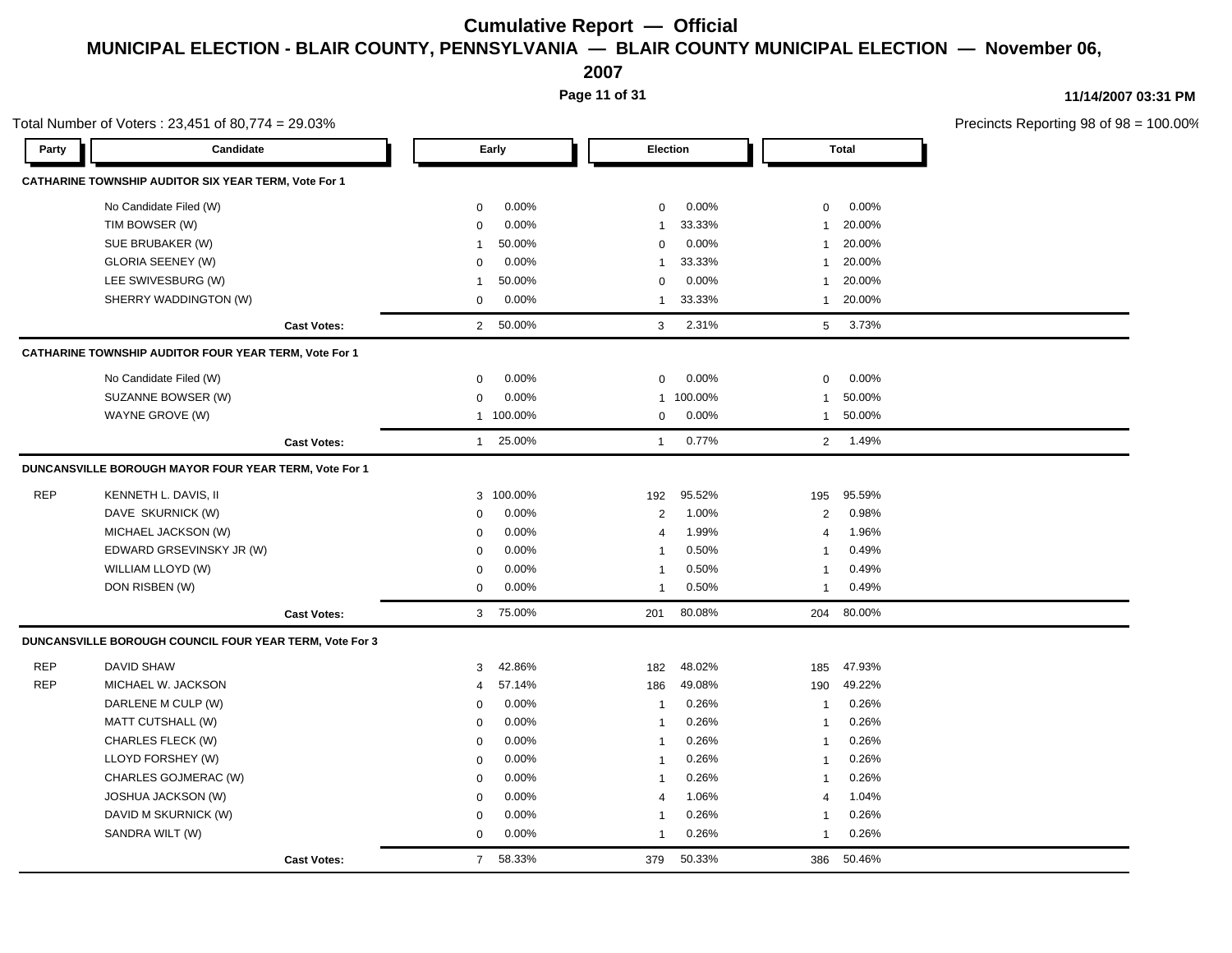# Cumulative Report — Official

## MUNICIPAL ELECTION - BLAIR COUNTY, PENNSYLVANIA — BLAIR COUNTY MUNICIPAL ELECTION — November 06, 2007

11/14/2007 03:31 PM

Total Number of Voters : 23,451 of 80,774 = 29.03%

Precincts Reporting 98 of 98 = 100.00%

| Party | Candidate | Early | | Election | | Total | |
|---|---|---|---|---|---|---|---|
| **CATHARINE TOWNSHIP AUDITOR SIX YEAR TERM, Vote For 1** | | | | | | | |
| | No Candidate Filed (W) | 0 | 0.00% | 0 | 0.00% | 0 | 0.00% |
| | TIM BOWSER (W) | 0 | 0.00% | 1 | 33.33% | 1 | 20.00% |
| | SUE BRUBAKER (W) | 1 | 50.00% | 0 | 0.00% | 1 | 20.00% |
| | GLORIA SEENEY (W) | 0 | 0.00% | 1 | 33.33% | 1 | 20.00% |
| | LEE SWIVESBURG (W) | 1 | 50.00% | 0 | 0.00% | 1 | 20.00% |
| | SHERRY WADDINGTON (W) | 0 | 0.00% | 1 | 33.33% | 1 | 20.00% |
| | **Cast Votes:** | 2 | 50.00% | 3 | 2.31% | 5 | 3.73% |
| **CATHARINE TOWNSHIP AUDITOR FOUR YEAR TERM, Vote For 1** | | | | | | | |
| | No Candidate Filed (W) | 0 | 0.00% | 0 | 0.00% | 0 | 0.00% |
| | SUZANNE BOWSER (W) | 0 | 0.00% | 1 | 100.00% | 1 | 50.00% |
| | WAYNE GROVE (W) | 1 | 100.00% | 0 | 0.00% | 1 | 50.00% |
| | **Cast Votes:** | 1 | 25.00% | 1 | 0.77% | 2 | 1.49% |
| **DUNCANSVILLE BOROUGH MAYOR FOUR YEAR TERM, Vote For 1** | | | | | | | |
| REP | KENNETH L. DAVIS, II | 3 | 100.00% | 192 | 95.52% | 195 | 95.59% |
| | DAVE SKURNICK (W) | 0 | 0.00% | 2 | 1.00% | 2 | 0.98% |
| | MICHAEL JACKSON (W) | 0 | 0.00% | 4 | 1.99% | 4 | 1.96% |
| | EDWARD GRSEVINSKY JR (W) | 0 | 0.00% | 1 | 0.50% | 1 | 0.49% |
| | WILLIAM LLOYD (W) | 0 | 0.00% | 1 | 0.50% | 1 | 0.49% |
| | DON RISBEN (W) | 0 | 0.00% | 1 | 0.50% | 1 | 0.49% |
| | **Cast Votes:** | 3 | 75.00% | 201 | 80.08% | 204 | 80.00% |
| **DUNCANSVILLE BOROUGH COUNCIL FOUR YEAR TERM, Vote For 3** | | | | | | | |
| REP | DAVID SHAW | 3 | 42.86% | 182 | 48.02% | 185 | 47.93% |
| REP | MICHAEL W. JACKSON | 4 | 57.14% | 186 | 49.08% | 190 | 49.22% |
| | DARLENE M CULP (W) | 0 | 0.00% | 1 | 0.26% | 1 | 0.26% |
| | MATT CUTSHALL (W) | 0 | 0.00% | 1 | 0.26% | 1 | 0.26% |
| | CHARLES FLECK (W) | 0 | 0.00% | 1 | 0.26% | 1 | 0.26% |
| | LLOYD FORSHEY (W) | 0 | 0.00% | 1 | 0.26% | 1 | 0.26% |
| | CHARLES GOJMERAC (W) | 0 | 0.00% | 1 | 0.26% | 1 | 0.26% |
| | JOSHUA JACKSON (W) | 0 | 0.00% | 4 | 1.06% | 4 | 1.04% |
| | DAVID M SKURNICK (W) | 0 | 0.00% | 1 | 0.26% | 1 | 0.26% |
| | SANDRA WILT (W) | 0 | 0.00% | 1 | 0.26% | 1 | 0.26% |
| | **Cast Votes:** | 7 | 58.33% | 379 | 50.33% | 386 | 50.46% |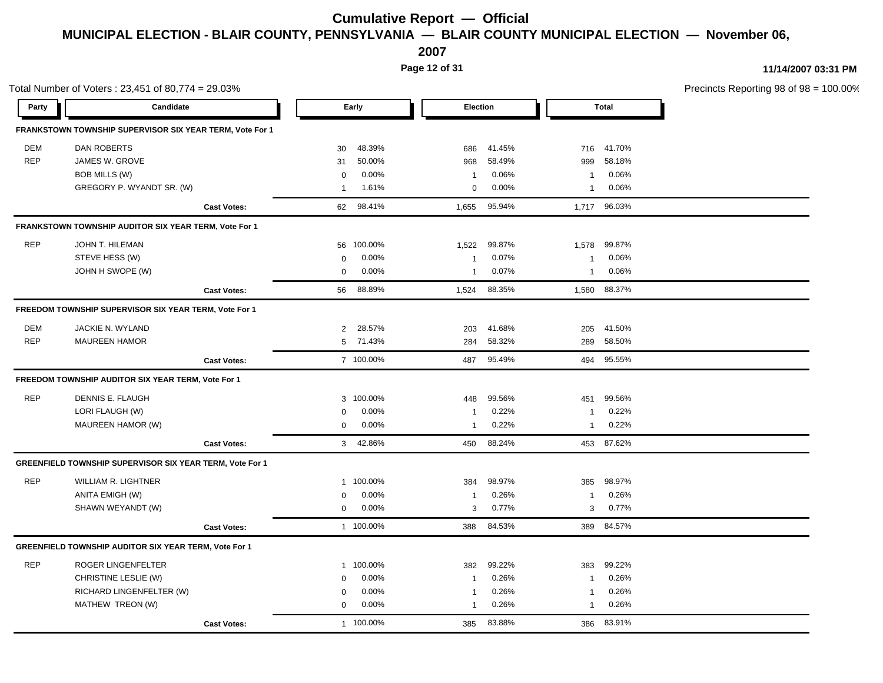# Cumulative Report — Official

## MUNICIPAL ELECTION - BLAIR COUNTY, PENNSYLVANIA — BLAIR COUNTY MUNICIPAL ELECTION — November 06, 2007

11/14/2007 03:31 PM

Total Number of Voters : 23,451 of 80,774 = 29.03%

Precincts Reporting 98 of 98 = 100.00%

| Party | Candidate | Early | | Election | | Total | |
|---|---|---|---|---|---|---|---|
| **FRANKSTOWN TOWNSHIP SUPERVISOR SIX YEAR TERM, Vote For 1** | | | | | | | |
| DEM | DAN ROBERTS | 30 | 48.39% | 686 | 41.45% | 716 | 41.70% |
| REP | JAMES W. GROVE | 31 | 50.00% | 968 | 58.49% | 999 | 58.18% |
| | BOB MILLS (W) | 0 | 0.00% | 1 | 0.06% | 1 | 0.06% |
| | GREGORY P. WYANDT SR. (W) | 1 | 1.61% | 0 | 0.00% | 1 | 0.06% |
| | **Cast Votes:** | 62 | 98.41% | 1,655 | 95.94% | 1,717 | 96.03% |
| **FRANKSTOWN TOWNSHIP AUDITOR SIX YEAR TERM, Vote For 1** | | | | | | | |
| REP | JOHN T. HILEMAN | 56 | 100.00% | 1,522 | 99.87% | 1,578 | 99.87% |
| | STEVE HESS (W) | 0 | 0.00% | 1 | 0.07% | 1 | 0.06% |
| | JOHN H SWOPE (W) | 0 | 0.00% | 1 | 0.07% | 1 | 0.06% |
| | **Cast Votes:** | 56 | 88.89% | 1,524 | 88.35% | 1,580 | 88.37% |
| **FREEDOM TOWNSHIP SUPERVISOR SIX YEAR TERM, Vote For 1** | | | | | | | |
| DEM | JACKIE N. WYLAND | 2 | 28.57% | 203 | 41.68% | 205 | 41.50% |
| REP | MAUREEN HAMOR | 5 | 71.43% | 284 | 58.32% | 289 | 58.50% |
| | **Cast Votes:** | 7 | 100.00% | 487 | 95.49% | 494 | 95.55% |
| **FREEDOM TOWNSHIP AUDITOR SIX YEAR TERM, Vote For 1** | | | | | | | |
| REP | DENNIS E. FLAUGH | 3 | 100.00% | 448 | 99.56% | 451 | 99.56% |
| | LORI FLAUGH (W) | 0 | 0.00% | 1 | 0.22% | 1 | 0.22% |
| | MAUREEN HAMOR (W) | 0 | 0.00% | 1 | 0.22% | 1 | 0.22% |
| | **Cast Votes:** | 3 | 42.86% | 450 | 88.24% | 453 | 87.62% |
| **GREENFIELD TOWNSHIP SUPERVISOR SIX YEAR TERM, Vote For 1** | | | | | | | |
| REP | WILLIAM R. LIGHTNER | 1 | 100.00% | 384 | 98.97% | 385 | 98.97% |
| | ANITA EMIGH (W) | 0 | 0.00% | 1 | 0.26% | 1 | 0.26% |
| | SHAWN WEYANDT (W) | 0 | 0.00% | 3 | 0.77% | 3 | 0.77% |
| | **Cast Votes:** | 1 | 100.00% | 388 | 84.53% | 389 | 84.57% |
| **GREENFIELD TOWNSHIP AUDITOR SIX YEAR TERM, Vote For 1** | | | | | | | |
| REP | ROGER LINGENFELTER | 1 | 100.00% | 382 | 99.22% | 383 | 99.22% |
| | CHRISTINE LESLIE (W) | 0 | 0.00% | 1 | 0.26% | 1 | 0.26% |
| | RICHARD LINGENFELTER (W) | 0 | 0.00% | 1 | 0.26% | 1 | 0.26% |
| | MATHEW TREON (W) | 0 | 0.00% | 1 | 0.26% | 1 | 0.26% |
| | **Cast Votes:** | 1 | 100.00% | 385 | 83.88% | 386 | 83.91% |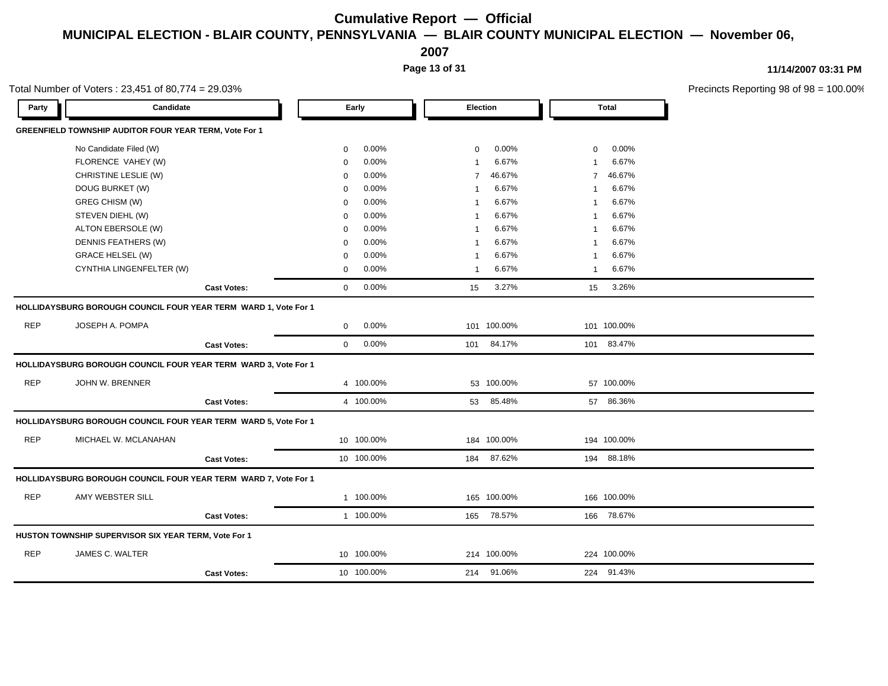# Cumulative Report — Official

## MUNICIPAL ELECTION - BLAIR COUNTY, PENNSYLVANIA — BLAIR COUNTY MUNICIPAL ELECTION — November 06, 2007

11/14/2007 03:31 PM

Total Number of Voters : 23,451 of 80,774 = 29.03%

Precincts Reporting 98 of 98 = 100.00%

| Party | Candidate | Early | | Election | | Total | |
|---|---|---|---|---|---|---|---|
| **GREENFIELD TOWNSHIP AUDITOR FOUR YEAR TERM, Vote For 1** | | | | | | | |
| | No Candidate Filed (W) | 0 | 0.00% | 0 | 0.00% | 0 | 0.00% |
| | FLORENCE VAHEY (W) | 0 | 0.00% | 1 | 6.67% | 1 | 6.67% |
| | CHRISTINE LESLIE (W) | 0 | 0.00% | 7 | 46.67% | 7 | 46.67% |
| | DOUG BURKET (W) | 0 | 0.00% | 1 | 6.67% | 1 | 6.67% |
| | GREG CHISM (W) | 0 | 0.00% | 1 | 6.67% | 1 | 6.67% |
| | STEVEN DIEHL (W) | 0 | 0.00% | 1 | 6.67% | 1 | 6.67% |
| | ALTON EBERSOLE (W) | 0 | 0.00% | 1 | 6.67% | 1 | 6.67% |
| | DENNIS FEATHERS (W) | 0 | 0.00% | 1 | 6.67% | 1 | 6.67% |
| | GRACE HELSEL (W) | 0 | 0.00% | 1 | 6.67% | 1 | 6.67% |
| | CYNTHIA LINGENFELTER (W) | 0 | 0.00% | 1 | 6.67% | 1 | 6.67% |
| | **Cast Votes:** | 0 | 0.00% | 15 | 3.27% | 15 | 3.26% |
| **HOLLIDAYSBURG BOROUGH COUNCIL FOUR YEAR TERM WARD 1, Vote For 1** | | | | | | | |
| REP | JOSEPH A. POMPA | 0 | 0.00% | 101 | 100.00% | 101 | 100.00% |
| | **Cast Votes:** | 0 | 0.00% | 101 | 84.17% | 101 | 83.47% |
| **HOLLIDAYSBURG BOROUGH COUNCIL FOUR YEAR TERM WARD 3, Vote For 1** | | | | | | | |
| REP | JOHN W. BRENNER | 4 | 100.00% | 53 | 100.00% | 57 | 100.00% |
| | **Cast Votes:** | 4 | 100.00% | 53 | 85.48% | 57 | 86.36% |
| **HOLLIDAYSBURG BOROUGH COUNCIL FOUR YEAR TERM WARD 5, Vote For 1** | | | | | | | |
| REP | MICHAEL W. MCLANAHAN | 10 | 100.00% | 184 | 100.00% | 194 | 100.00% |
| | **Cast Votes:** | 10 | 100.00% | 184 | 87.62% | 194 | 88.18% |
| **HOLLIDAYSBURG BOROUGH COUNCIL FOUR YEAR TERM WARD 7, Vote For 1** | | | | | | | |
| REP | AMY WEBSTER SILL | 1 | 100.00% | 165 | 100.00% | 166 | 100.00% |
| | **Cast Votes:** | 1 | 100.00% | 165 | 78.57% | 166 | 78.67% |
| **HUSTON TOWNSHIP SUPERVISOR SIX YEAR TERM, Vote For 1** | | | | | | | |
| REP | JAMES C. WALTER | 10 | 100.00% | 214 | 100.00% | 224 | 100.00% |
| | **Cast Votes:** | 10 | 100.00% | 214 | 91.06% | 224 | 91.43% |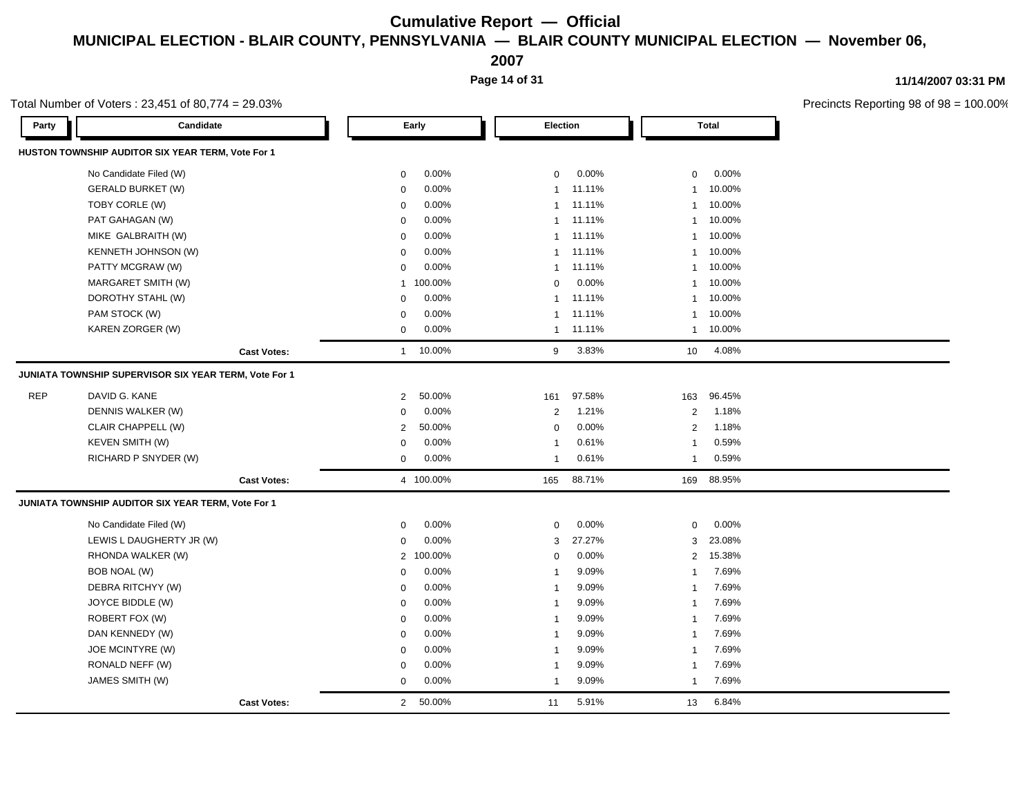# Cumulative Report — Official

## MUNICIPAL ELECTION - BLAIR COUNTY, PENNSYLVANIA — BLAIR COUNTY MUNICIPAL ELECTION — November 06, 2007

11/14/2007 03:31 PM

Total Number of Voters : 23,451 of 80,774 = 29.03%

Precincts Reporting 98 of 98 = 100.00%

| Party | Candidate | Early | | Election | | Total | |
|---|---|---|---|---|---|---|---|
| **HUSTON TOWNSHIP AUDITOR SIX YEAR TERM, Vote For 1** | | | | | | | |
| | No Candidate Filed (W) | 0 | 0.00% | 0 | 0.00% | 0 | 0.00% |
| | GERALD BURKET (W) | 0 | 0.00% | 1 | 11.11% | 1 | 10.00% |
| | TOBY CORLE (W) | 0 | 0.00% | 1 | 11.11% | 1 | 10.00% |
| | PAT GAHAGAN (W) | 0 | 0.00% | 1 | 11.11% | 1 | 10.00% |
| | MIKE GALBRAITH (W) | 0 | 0.00% | 1 | 11.11% | 1 | 10.00% |
| | KENNETH JOHNSON (W) | 0 | 0.00% | 1 | 11.11% | 1 | 10.00% |
| | PATTY MCGRAW (W) | 0 | 0.00% | 1 | 11.11% | 1 | 10.00% |
| | MARGARET SMITH (W) | 1 | 100.00% | 0 | 0.00% | 1 | 10.00% |
| | DOROTHY STAHL (W) | 0 | 0.00% | 1 | 11.11% | 1 | 10.00% |
| | PAM STOCK (W) | 0 | 0.00% | 1 | 11.11% | 1 | 10.00% |
| | KAREN ZORGER (W) | 0 | 0.00% | 1 | 11.11% | 1 | 10.00% |
| | **Cast Votes:** | 1 | 10.00% | 9 | 3.83% | 10 | 4.08% |
| **JUNIATA TOWNSHIP SUPERVISOR SIX YEAR TERM, Vote For 1** | | | | | | | |
| REP | DAVID G. KANE | 2 | 50.00% | 161 | 97.58% | 163 | 96.45% |
| | DENNIS WALKER (W) | 0 | 0.00% | 2 | 1.21% | 2 | 1.18% |
| | CLAIR CHAPPELL (W) | 2 | 50.00% | 0 | 0.00% | 2 | 1.18% |
| | KEVEN SMITH (W) | 0 | 0.00% | 1 | 0.61% | 1 | 0.59% |
| | RICHARD P SNYDER (W) | 0 | 0.00% | 1 | 0.61% | 1 | 0.59% |
| | **Cast Votes:** | 4 | 100.00% | 165 | 88.71% | 169 | 88.95% |
| **JUNIATA TOWNSHIP AUDITOR SIX YEAR TERM, Vote For 1** | | | | | | | |
| | No Candidate Filed (W) | 0 | 0.00% | 0 | 0.00% | 0 | 0.00% |
| | LEWIS L DAUGHERTY JR (W) | 0 | 0.00% | 3 | 27.27% | 3 | 23.08% |
| | RHONDA WALKER (W) | 2 | 100.00% | 0 | 0.00% | 2 | 15.38% |
| | BOB NOAL (W) | 0 | 0.00% | 1 | 9.09% | 1 | 7.69% |
| | DEBRA RITCHYY (W) | 0 | 0.00% | 1 | 9.09% | 1 | 7.69% |
| | JOYCE BIDDLE (W) | 0 | 0.00% | 1 | 9.09% | 1 | 7.69% |
| | ROBERT FOX (W) | 0 | 0.00% | 1 | 9.09% | 1 | 7.69% |
| | DAN KENNEDY (W) | 0 | 0.00% | 1 | 9.09% | 1 | 7.69% |
| | JOE MCINTYRE (W) | 0 | 0.00% | 1 | 9.09% | 1 | 7.69% |
| | RONALD NEFF (W) | 0 | 0.00% | 1 | 9.09% | 1 | 7.69% |
| | JAMES SMITH (W) | 0 | 0.00% | 1 | 9.09% | 1 | 7.69% |
| | **Cast Votes:** | 2 | 50.00% | 11 | 5.91% | 13 | 6.84% |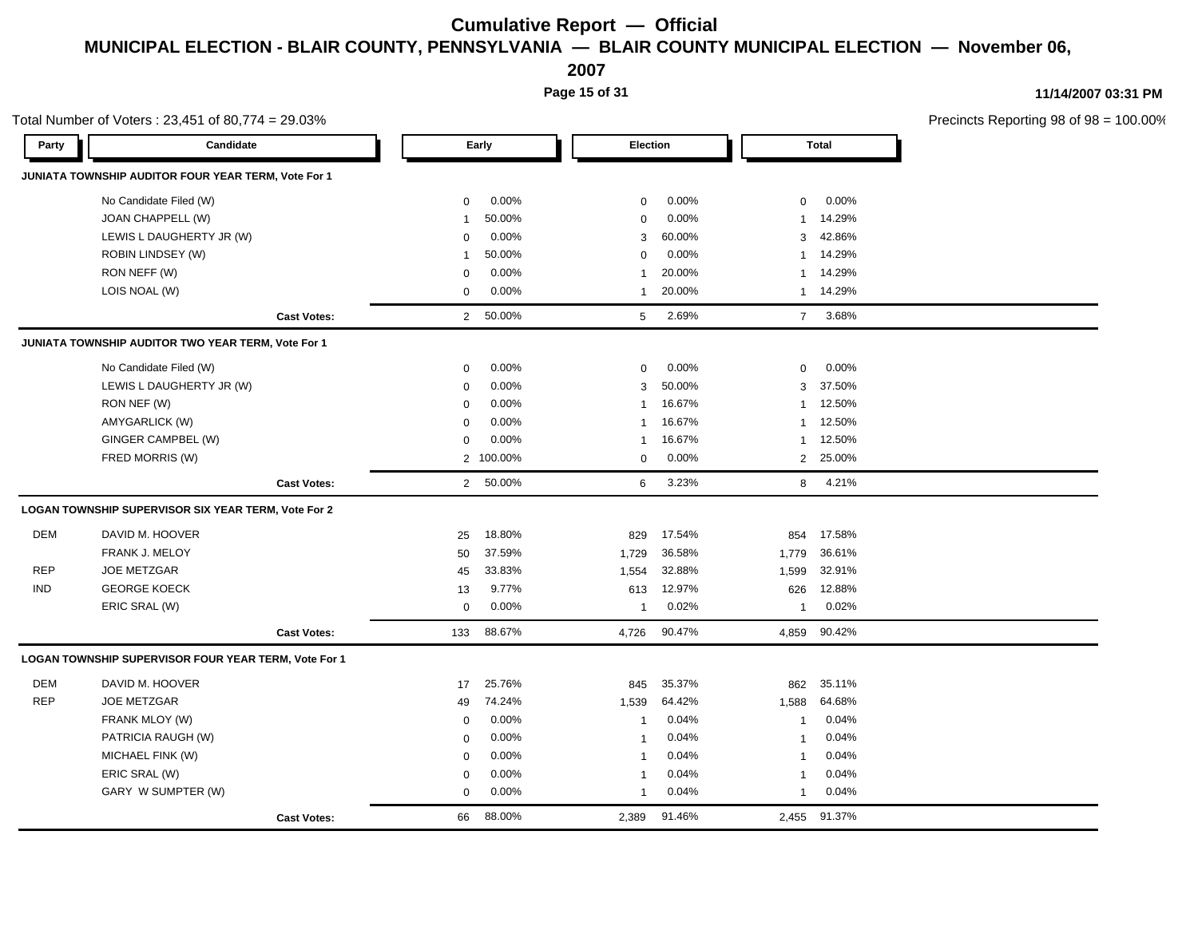# Cumulative Report — Official

## MUNICIPAL ELECTION - BLAIR COUNTY, PENNSYLVANIA — BLAIR COUNTY MUNICIPAL ELECTION — November 06, 2007

11/14/2007 03:31 PM

Total Number of Voters : 23,451 of 80,774 = 29.03%

Precincts Reporting 98 of 98 = 100.00%

| Party | Candidate | Early | | Election | | Total | |
|---|---|---|---|---|---|---|---|
| **JUNIATA TOWNSHIP AUDITOR FOUR YEAR TERM, Vote For 1** | | | | | | | |
| | No Candidate Filed (W) | 0 | 0.00% | 0 | 0.00% | 0 | 0.00% |
| | JOAN CHAPPELL (W) | 1 | 50.00% | 0 | 0.00% | 1 | 14.29% |
| | LEWIS L DAUGHERTY JR (W) | 0 | 0.00% | 3 | 60.00% | 3 | 42.86% |
| | ROBIN LINDSEY (W) | 1 | 50.00% | 0 | 0.00% | 1 | 14.29% |
| | RON NEFF (W) | 0 | 0.00% | 1 | 20.00% | 1 | 14.29% |
| | LOIS NOAL (W) | 0 | 0.00% | 1 | 20.00% | 1 | 14.29% |
| | **Cast Votes:** | 2 | 50.00% | 5 | 2.69% | 7 | 3.68% |
| **JUNIATA TOWNSHIP AUDITOR TWO YEAR TERM, Vote For 1** | | | | | | | |
| | No Candidate Filed (W) | 0 | 0.00% | 0 | 0.00% | 0 | 0.00% |
| | LEWIS L DAUGHERTY JR (W) | 0 | 0.00% | 3 | 50.00% | 3 | 37.50% |
| | RON NEF (W) | 0 | 0.00% | 1 | 16.67% | 1 | 12.50% |
| | AMYGARLICK (W) | 0 | 0.00% | 1 | 16.67% | 1 | 12.50% |
| | GINGER CAMPBEL (W) | 0 | 0.00% | 1 | 16.67% | 1 | 12.50% |
| | FRED MORRIS (W) | 2 | 100.00% | 0 | 0.00% | 2 | 25.00% |
| | **Cast Votes:** | 2 | 50.00% | 6 | 3.23% | 8 | 4.21% |
| **LOGAN TOWNSHIP SUPERVISOR SIX YEAR TERM, Vote For 2** | | | | | | | |
| DEM | DAVID M. HOOVER | 25 | 18.80% | 829 | 17.54% | 854 | 17.58% |
| | FRANK J. MELOY | 50 | 37.59% | 1,729 | 36.58% | 1,779 | 36.61% |
| REP | JOE METZGAR | 45 | 33.83% | 1,554 | 32.88% | 1,599 | 32.91% |
| IND | GEORGE KOECK | 13 | 9.77% | 613 | 12.97% | 626 | 12.88% |
| | ERIC SRAL (W) | 0 | 0.00% | 1 | 0.02% | 1 | 0.02% |
| | **Cast Votes:** | 133 | 88.67% | 4,726 | 90.47% | 4,859 | 90.42% |
| **LOGAN TOWNSHIP SUPERVISOR FOUR YEAR TERM, Vote For 1** | | | | | | | |
| DEM | DAVID M. HOOVER | 17 | 25.76% | 845 | 35.37% | 862 | 35.11% |
| REP | JOE METZGAR | 49 | 74.24% | 1,539 | 64.42% | 1,588 | 64.68% |
| | FRANK MLOY (W) | 0 | 0.00% | 1 | 0.04% | 1 | 0.04% |
| | PATRICIA RAUGH (W) | 0 | 0.00% | 1 | 0.04% | 1 | 0.04% |
| | MICHAEL FINK (W) | 0 | 0.00% | 1 | 0.04% | 1 | 0.04% |
| | ERIC SRAL (W) | 0 | 0.00% | 1 | 0.04% | 1 | 0.04% |
| | GARY W SUMPTER (W) | 0 | 0.00% | 1 | 0.04% | 1 | 0.04% |
| | **Cast Votes:** | 66 | 88.00% | 2,389 | 91.46% | 2,455 | 91.37% |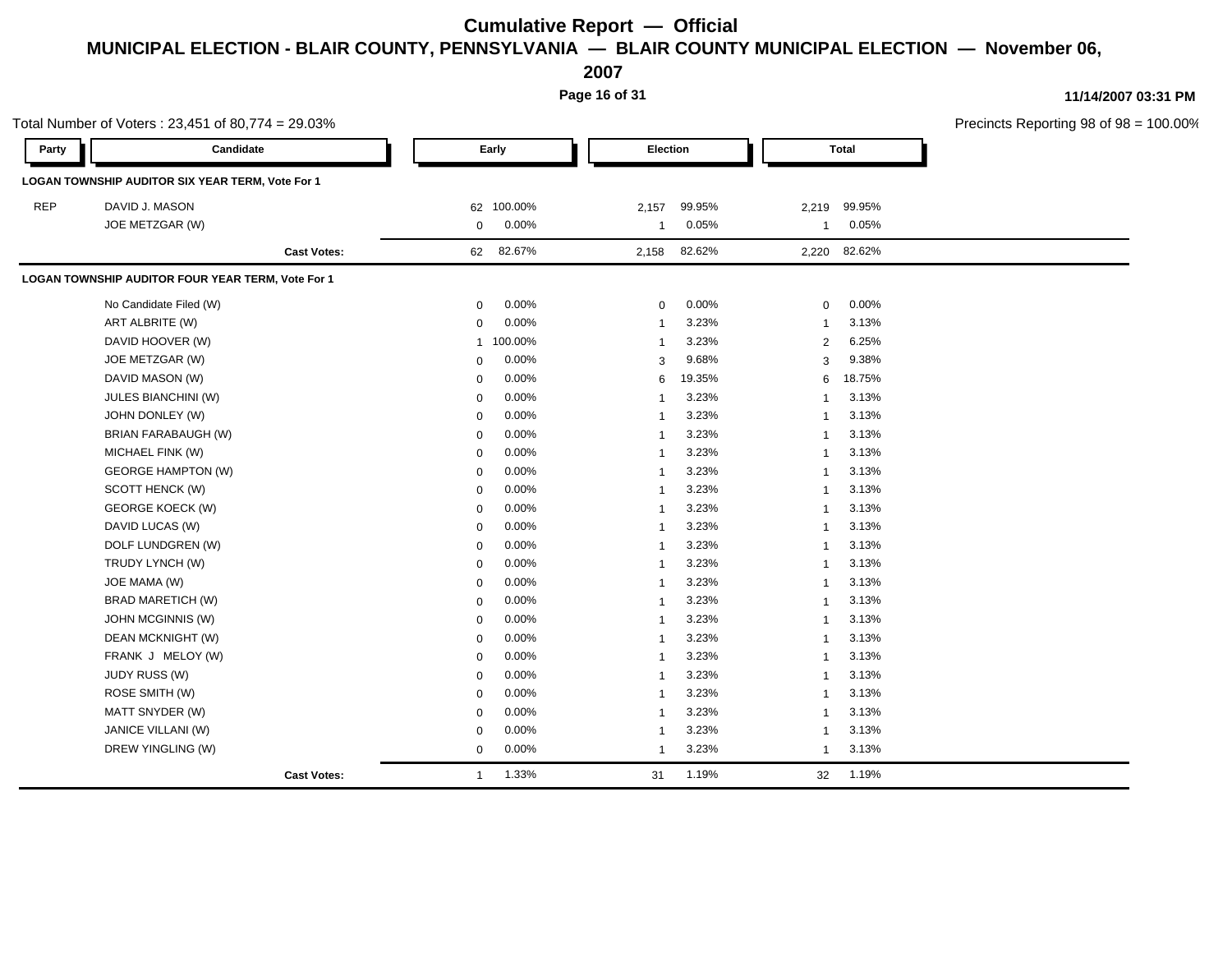# Cumulative Report — Official

## MUNICIPAL ELECTION - BLAIR COUNTY, PENNSYLVANIA — BLAIR COUNTY MUNICIPAL ELECTION — November 06, 2007

11/14/2007 03:31 PM

Total Number of Voters : 23,451 of 80,774 = 29.03%

Precincts Reporting 98 of 98 = 100.00%

| Party | Candidate | Early | | Election | | Total | |
|---|---|---|---|---|---|---|---|
| **LOGAN TOWNSHIP AUDITOR SIX YEAR TERM, Vote For 1** | | | | | | | |
| REP | DAVID J. MASON | 62 | 100.00% | 2,157 | 99.95% | 2,219 | 99.95% |
| | JOE METZGAR (W) | 0 | 0.00% | 1 | 0.05% | 1 | 0.05% |
| | **Cast Votes:** | 62 | 82.67% | 2,158 | 82.62% | 2,220 | 82.62% |
| **LOGAN TOWNSHIP AUDITOR FOUR YEAR TERM, Vote For 1** | | | | | | | |
| | No Candidate Filed (W) | 0 | 0.00% | 0 | 0.00% | 0 | 0.00% |
| | ART ALBRITE (W) | 0 | 0.00% | 1 | 3.23% | 1 | 3.13% |
| | DAVID HOOVER (W) | 1 | 100.00% | 1 | 3.23% | 2 | 6.25% |
| | JOE METZGAR (W) | 0 | 0.00% | 3 | 9.68% | 3 | 9.38% |
| | DAVID MASON (W) | 0 | 0.00% | 6 | 19.35% | 6 | 18.75% |
| | JULES BIANCHINI (W) | 0 | 0.00% | 1 | 3.23% | 1 | 3.13% |
| | JOHN DONLEY (W) | 0 | 0.00% | 1 | 3.23% | 1 | 3.13% |
| | BRIAN FARABAUGH (W) | 0 | 0.00% | 1 | 3.23% | 1 | 3.13% |
| | MICHAEL FINK (W) | 0 | 0.00% | 1 | 3.23% | 1 | 3.13% |
| | GEORGE HAMPTON (W) | 0 | 0.00% | 1 | 3.23% | 1 | 3.13% |
| | SCOTT HENCK (W) | 0 | 0.00% | 1 | 3.23% | 1 | 3.13% |
| | GEORGE KOECK (W) | 0 | 0.00% | 1 | 3.23% | 1 | 3.13% |
| | DAVID LUCAS (W) | 0 | 0.00% | 1 | 3.23% | 1 | 3.13% |
| | DOLF LUNDGREN (W) | 0 | 0.00% | 1 | 3.23% | 1 | 3.13% |
| | TRUDY LYNCH (W) | 0 | 0.00% | 1 | 3.23% | 1 | 3.13% |
| | JOE MAMA (W) | 0 | 0.00% | 1 | 3.23% | 1 | 3.13% |
| | BRAD MARETICH (W) | 0 | 0.00% | 1 | 3.23% | 1 | 3.13% |
| | JOHN MCGINNIS (W) | 0 | 0.00% | 1 | 3.23% | 1 | 3.13% |
| | DEAN MCKNIGHT (W) | 0 | 0.00% | 1 | 3.23% | 1 | 3.13% |
| | FRANK J MELOY (W) | 0 | 0.00% | 1 | 3.23% | 1 | 3.13% |
| | JUDY RUSS (W) | 0 | 0.00% | 1 | 3.23% | 1 | 3.13% |
| | ROSE SMITH (W) | 0 | 0.00% | 1 | 3.23% | 1 | 3.13% |
| | MATT SNYDER (W) | 0 | 0.00% | 1 | 3.23% | 1 | 3.13% |
| | JANICE VILLANI (W) | 0 | 0.00% | 1 | 3.23% | 1 | 3.13% |
| | DREW YINGLING (W) | 0 | 0.00% | 1 | 3.23% | 1 | 3.13% |
| | **Cast Votes:** | 1 | 1.33% | 31 | 1.19% | 32 | 1.19% |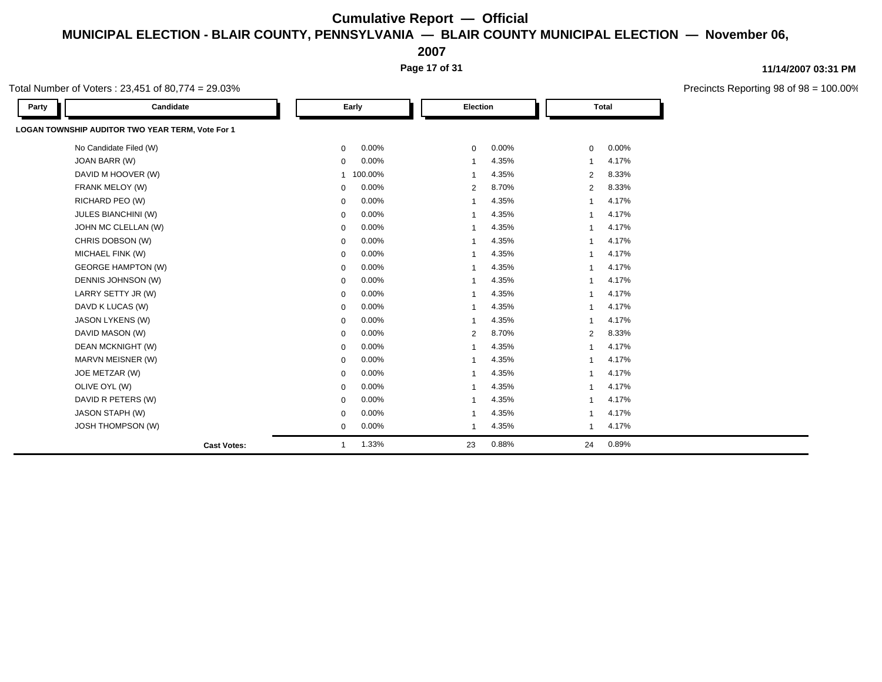# Cumulative Report — Official

## MUNICIPAL ELECTION - BLAIR COUNTY, PENNSYLVANIA — BLAIR COUNTY MUNICIPAL ELECTION — November 06, 2007

11/14/2007 03:31 PM

Total Number of Voters : 23,451 of 80,774 = 29.03%

Precincts Reporting 98 of 98 = 100.00%

### LOGAN TOWNSHIP AUDITOR TWO YEAR TERM, Vote For 1

| Party | Candidate | Early | | Election | | Total | |
|---|---|---|---|---|---|---|---|
| | No Candidate Filed (W) | 0 | 0.00% | 0 | 0.00% | 0 | 0.00% |
| | JOAN BARR (W) | 0 | 0.00% | 1 | 4.35% | 1 | 4.17% |
| | DAVID M HOOVER (W) | 1 | 100.00% | 1 | 4.35% | 2 | 8.33% |
| | FRANK MELOY (W) | 0 | 0.00% | 2 | 8.70% | 2 | 8.33% |
| | RICHARD PEO (W) | 0 | 0.00% | 1 | 4.35% | 1 | 4.17% |
| | JULES BIANCHINI (W) | 0 | 0.00% | 1 | 4.35% | 1 | 4.17% |
| | JOHN MC CLELLAN (W) | 0 | 0.00% | 1 | 4.35% | 1 | 4.17% |
| | CHRIS DOBSON (W) | 0 | 0.00% | 1 | 4.35% | 1 | 4.17% |
| | MICHAEL FINK (W) | 0 | 0.00% | 1 | 4.35% | 1 | 4.17% |
| | GEORGE HAMPTON (W) | 0 | 0.00% | 1 | 4.35% | 1 | 4.17% |
| | DENNIS JOHNSON (W) | 0 | 0.00% | 1 | 4.35% | 1 | 4.17% |
| | LARRY SETTY JR (W) | 0 | 0.00% | 1 | 4.35% | 1 | 4.17% |
| | DAVD K LUCAS (W) | 0 | 0.00% | 1 | 4.35% | 1 | 4.17% |
| | JASON LYKENS (W) | 0 | 0.00% | 1 | 4.35% | 1 | 4.17% |
| | DAVID MASON (W) | 0 | 0.00% | 2 | 8.70% | 2 | 8.33% |
| | DEAN MCKNIGHT (W) | 0 | 0.00% | 1 | 4.35% | 1 | 4.17% |
| | MARVN MEISNER (W) | 0 | 0.00% | 1 | 4.35% | 1 | 4.17% |
| | JOE METZAR (W) | 0 | 0.00% | 1 | 4.35% | 1 | 4.17% |
| | OLIVE OYL (W) | 0 | 0.00% | 1 | 4.35% | 1 | 4.17% |
| | DAVID R PETERS (W) | 0 | 0.00% | 1 | 4.35% | 1 | 4.17% |
| | JASON STAPH (W) | 0 | 0.00% | 1 | 4.35% | 1 | 4.17% |
| | JOSH THOMPSON (W) | 0 | 0.00% | 1 | 4.35% | 1 | 4.17% |
| | **Cast Votes:** | 1 | 1.33% | 23 | 0.88% | 24 | 0.89% |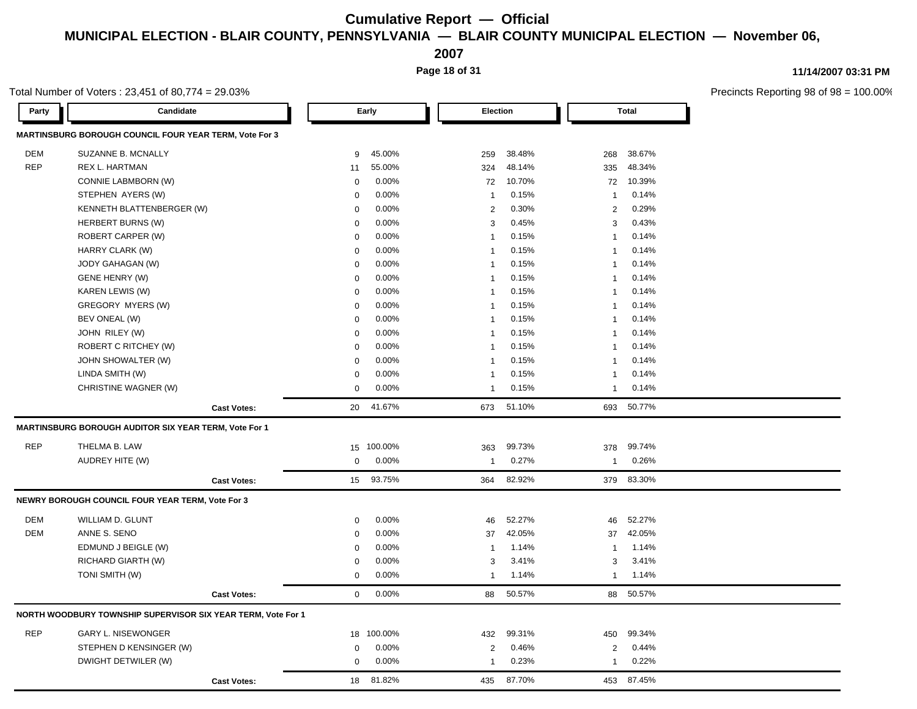# Cumulative Report — Official

## MUNICIPAL ELECTION - BLAIR COUNTY, PENNSYLVANIA — BLAIR COUNTY MUNICIPAL ELECTION — November 06, 2007

11/14/2007 03:31 PM

Total Number of Voters : 23,451 of 80,774 = 29.03%

Precincts Reporting 98 of 98 = 100.00%

| Party | Candidate | Early | | Election | | Total | |
|---|---|---|---|---|---|---|---|
| **MARTINSBURG BOROUGH COUNCIL FOUR YEAR TERM, Vote For 3** | | | | | | | |
| DEM | SUZANNE B. MCNALLY | 9 | 45.00% | 259 | 38.48% | 268 | 38.67% |
| REP | REX L. HARTMAN | 11 | 55.00% | 324 | 48.14% | 335 | 48.34% |
| | CONNIE LABMBORN (W) | 0 | 0.00% | 72 | 10.70% | 72 | 10.39% |
| | STEPHEN AYERS (W) | 0 | 0.00% | 1 | 0.15% | 1 | 0.14% |
| | KENNETH BLATTENBERGER (W) | 0 | 0.00% | 2 | 0.30% | 2 | 0.29% |
| | HERBERT BURNS (W) | 0 | 0.00% | 3 | 0.45% | 3 | 0.43% |
| | ROBERT CARPER (W) | 0 | 0.00% | 1 | 0.15% | 1 | 0.14% |
| | HARRY CLARK (W) | 0 | 0.00% | 1 | 0.15% | 1 | 0.14% |
| | JODY GAHAGAN (W) | 0 | 0.00% | 1 | 0.15% | 1 | 0.14% |
| | GENE HENRY (W) | 0 | 0.00% | 1 | 0.15% | 1 | 0.14% |
| | KAREN LEWIS (W) | 0 | 0.00% | 1 | 0.15% | 1 | 0.14% |
| | GREGORY MYERS (W) | 0 | 0.00% | 1 | 0.15% | 1 | 0.14% |
| | BEV ONEAL (W) | 0 | 0.00% | 1 | 0.15% | 1 | 0.14% |
| | JOHN RILEY (W) | 0 | 0.00% | 1 | 0.15% | 1 | 0.14% |
| | ROBERT C RITCHEY (W) | 0 | 0.00% | 1 | 0.15% | 1 | 0.14% |
| | JOHN SHOWALTER (W) | 0 | 0.00% | 1 | 0.15% | 1 | 0.14% |
| | LINDA SMITH (W) | 0 | 0.00% | 1 | 0.15% | 1 | 0.14% |
| | CHRISTINE WAGNER (W) | 0 | 0.00% | 1 | 0.15% | 1 | 0.14% |
| | **Cast Votes:** | 20 | 41.67% | 673 | 51.10% | 693 | 50.77% |
| **MARTINSBURG BOROUGH AUDITOR SIX YEAR TERM, Vote For 1** | | | | | | | |
| REP | THELMA B. LAW | 15 | 100.00% | 363 | 99.73% | 378 | 99.74% |
| | AUDREY HITE (W) | 0 | 0.00% | 1 | 0.27% | 1 | 0.26% |
| | **Cast Votes:** | 15 | 93.75% | 364 | 82.92% | 379 | 83.30% |
| **NEWRY BOROUGH COUNCIL FOUR YEAR TERM, Vote For 3** | | | | | | | |
| DEM | WILLIAM D. GLUNT | 0 | 0.00% | 46 | 52.27% | 46 | 52.27% |
| DEM | ANNE S. SENO | 0 | 0.00% | 37 | 42.05% | 37 | 42.05% |
| | EDMUND J BEIGLE (W) | 0 | 0.00% | 1 | 1.14% | 1 | 1.14% |
| | RICHARD GIARTH (W) | 0 | 0.00% | 3 | 3.41% | 3 | 3.41% |
| | TONI SMITH (W) | 0 | 0.00% | 1 | 1.14% | 1 | 1.14% |
| | **Cast Votes:** | 0 | 0.00% | 88 | 50.57% | 88 | 50.57% |
| **NORTH WOODBURY TOWNSHIP SUPERVISOR SIX YEAR TERM, Vote For 1** | | | | | | | |
| REP | GARY L. NISEWONGER | 18 | 100.00% | 432 | 99.31% | 450 | 99.34% |
| | STEPHEN D KENSINGER (W) | 0 | 0.00% | 2 | 0.46% | 2 | 0.44% |
| | DWIGHT DETWILER (W) | 0 | 0.00% | 1 | 0.23% | 1 | 0.22% |
| | **Cast Votes:** | 18 | 81.82% | 435 | 87.70% | 453 | 87.45% |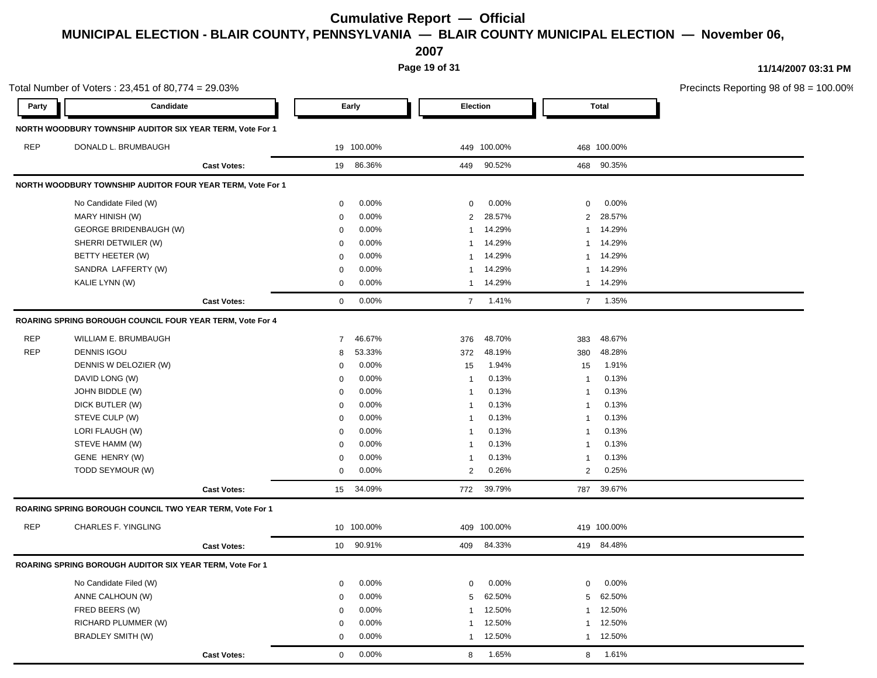# Cumulative Report — Official

## MUNICIPAL ELECTION - BLAIR COUNTY, PENNSYLVANIA — BLAIR COUNTY MUNICIPAL ELECTION — November 06, 2007

11/14/2007 03:31 PM

Total Number of Voters : 23,451 of 80,774 = 29.03%

Precincts Reporting 98 of 98 = 100.00%

| Party | Candidate | Early | | Election | | Total | |
|---|---|---|---|---|---|---|---|
| **NORTH WOODBURY TOWNSHIP AUDITOR SIX YEAR TERM, Vote For 1** | | | | | | | |
| REP | DONALD L. BRUMBAUGH | 19 | 100.00% | 449 | 100.00% | 468 | 100.00% |
| | **Cast Votes:** | 19 | 86.36% | 449 | 90.52% | 468 | 90.35% |
| **NORTH WOODBURY TOWNSHIP AUDITOR FOUR YEAR TERM, Vote For 1** | | | | | | | |
| | No Candidate Filed (W) | 0 | 0.00% | 0 | 0.00% | 0 | 0.00% |
| | MARY HINISH (W) | 0 | 0.00% | 2 | 28.57% | 2 | 28.57% |
| | GEORGE BRIDENBAUGH (W) | 0 | 0.00% | 1 | 14.29% | 1 | 14.29% |
| | SHERRI DETWILER (W) | 0 | 0.00% | 1 | 14.29% | 1 | 14.29% |
| | BETTY HEETER (W) | 0 | 0.00% | 1 | 14.29% | 1 | 14.29% |
| | SANDRA LAFFERTY (W) | 0 | 0.00% | 1 | 14.29% | 1 | 14.29% |
| | KALIE LYNN (W) | 0 | 0.00% | 1 | 14.29% | 1 | 14.29% |
| | **Cast Votes:** | 0 | 0.00% | 7 | 1.41% | 7 | 1.35% |
| **ROARING SPRING BOROUGH COUNCIL FOUR YEAR TERM, Vote For 4** | | | | | | | |
| REP | WILLIAM E. BRUMBAUGH | 7 | 46.67% | 376 | 48.70% | 383 | 48.67% |
| REP | DENNIS IGOU | 8 | 53.33% | 372 | 48.19% | 380 | 48.28% |
| | DENNIS W DELOZIER (W) | 0 | 0.00% | 15 | 1.94% | 15 | 1.91% |
| | DAVID LONG (W) | 0 | 0.00% | 1 | 0.13% | 1 | 0.13% |
| | JOHN BIDDLE (W) | 0 | 0.00% | 1 | 0.13% | 1 | 0.13% |
| | DICK BUTLER (W) | 0 | 0.00% | 1 | 0.13% | 1 | 0.13% |
| | STEVE CULP (W) | 0 | 0.00% | 1 | 0.13% | 1 | 0.13% |
| | LORI FLAUGH (W) | 0 | 0.00% | 1 | 0.13% | 1 | 0.13% |
| | STEVE HAMM (W) | 0 | 0.00% | 1 | 0.13% | 1 | 0.13% |
| | GENE HENRY (W) | 0 | 0.00% | 1 | 0.13% | 1 | 0.13% |
| | TODD SEYMOUR (W) | 0 | 0.00% | 2 | 0.26% | 2 | 0.25% |
| | **Cast Votes:** | 15 | 34.09% | 772 | 39.79% | 787 | 39.67% |
| **ROARING SPRING BOROUGH COUNCIL TWO YEAR TERM, Vote For 1** | | | | | | | |
| REP | CHARLES F. YINGLING | 10 | 100.00% | 409 | 100.00% | 419 | 100.00% |
| | **Cast Votes:** | 10 | 90.91% | 409 | 84.33% | 419 | 84.48% |
| **ROARING SPRING BOROUGH AUDITOR SIX YEAR TERM, Vote For 1** | | | | | | | |
| | No Candidate Filed (W) | 0 | 0.00% | 0 | 0.00% | 0 | 0.00% |
| | ANNE CALHOUN (W) | 0 | 0.00% | 5 | 62.50% | 5 | 62.50% |
| | FRED BEERS (W) | 0 | 0.00% | 1 | 12.50% | 1 | 12.50% |
| | RICHARD PLUMMER (W) | 0 | 0.00% | 1 | 12.50% | 1 | 12.50% |
| | BRADLEY SMITH (W) | 0 | 0.00% | 1 | 12.50% | 1 | 12.50% |
| | **Cast Votes:** | 0 | 0.00% | 8 | 1.65% | 8 | 1.61% |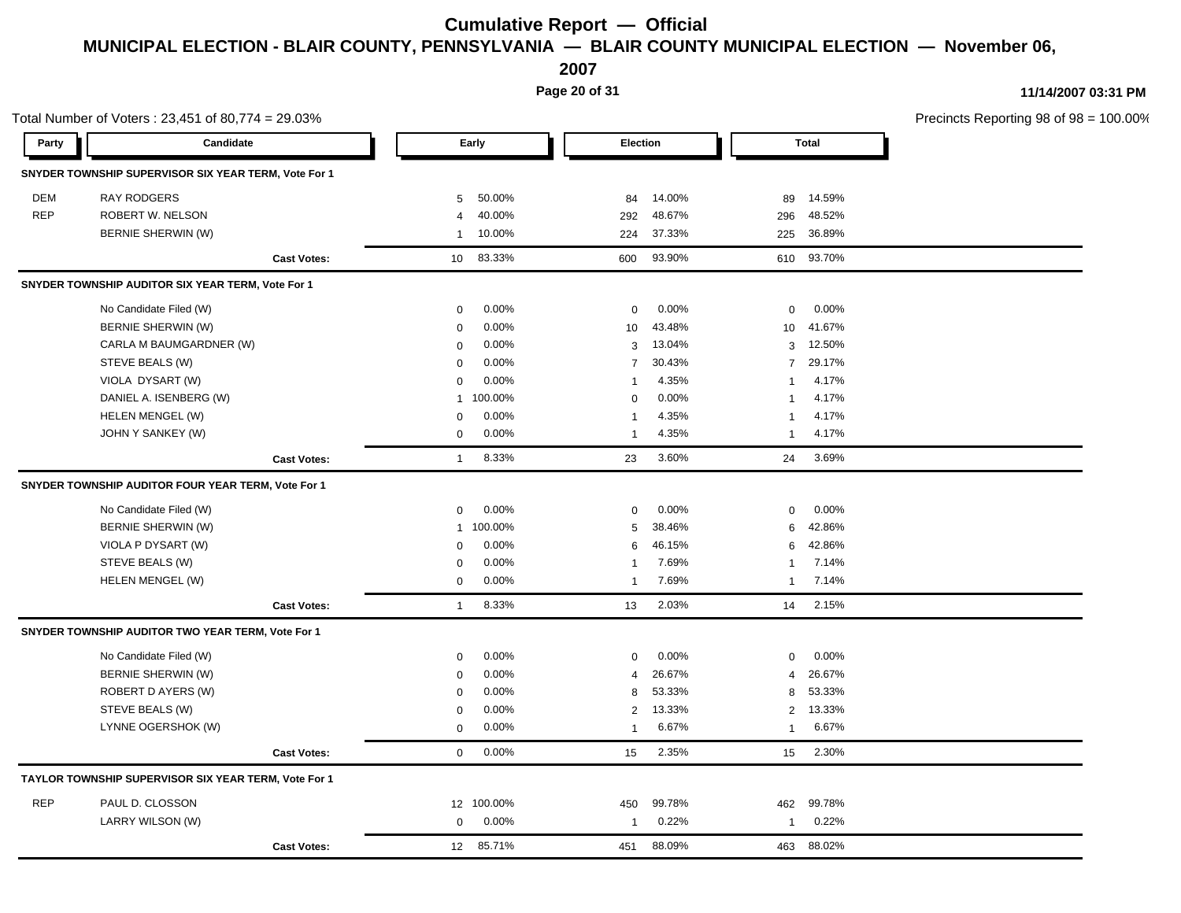# Cumulative Report — Official

## MUNICIPAL ELECTION - BLAIR COUNTY, PENNSYLVANIA — BLAIR COUNTY MUNICIPAL ELECTION — November 06, 2007

11/14/2007 03:31 PM

Total Number of Voters : 23,451 of 80,774 = 29.03%

Precincts Reporting 98 of 98 = 100.00%

| Party | Candidate | Early | | Election | | Total | |
|---|---|---|---|---|---|---|---|
| **SNYDER TOWNSHIP SUPERVISOR SIX YEAR TERM, Vote For 1** | | | | | | | |
| DEM | RAY RODGERS | 5 | 50.00% | 84 | 14.00% | 89 | 14.59% |
| REP | ROBERT W. NELSON | 4 | 40.00% | 292 | 48.67% | 296 | 48.52% |
| | BERNIE SHERWIN (W) | 1 | 10.00% | 224 | 37.33% | 225 | 36.89% |
| | **Cast Votes:** | 10 | 83.33% | 600 | 93.90% | 610 | 93.70% |
| **SNYDER TOWNSHIP AUDITOR SIX YEAR TERM, Vote For 1** | | | | | | | |
| | No Candidate Filed (W) | 0 | 0.00% | 0 | 0.00% | 0 | 0.00% |
| | BERNIE SHERWIN (W) | 0 | 0.00% | 10 | 43.48% | 10 | 41.67% |
| | CARLA M BAUMGARDNER (W) | 0 | 0.00% | 3 | 13.04% | 3 | 12.50% |
| | STEVE BEALS (W) | 0 | 0.00% | 7 | 30.43% | 7 | 29.17% |
| | VIOLA DYSART (W) | 0 | 0.00% | 1 | 4.35% | 1 | 4.17% |
| | DANIEL A. ISENBERG (W) | 1 | 100.00% | 0 | 0.00% | 1 | 4.17% |
| | HELEN MENGEL (W) | 0 | 0.00% | 1 | 4.35% | 1 | 4.17% |
| | JOHN Y SANKEY (W) | 0 | 0.00% | 1 | 4.35% | 1 | 4.17% |
| | **Cast Votes:** | 1 | 8.33% | 23 | 3.60% | 24 | 3.69% |
| **SNYDER TOWNSHIP AUDITOR FOUR YEAR TERM, Vote For 1** | | | | | | | |
| | No Candidate Filed (W) | 0 | 0.00% | 0 | 0.00% | 0 | 0.00% |
| | BERNIE SHERWIN (W) | 1 | 100.00% | 5 | 38.46% | 6 | 42.86% |
| | VIOLA P DYSART (W) | 0 | 0.00% | 6 | 46.15% | 6 | 42.86% |
| | STEVE BEALS (W) | 0 | 0.00% | 1 | 7.69% | 1 | 7.14% |
| | HELEN MENGEL (W) | 0 | 0.00% | 1 | 7.69% | 1 | 7.14% |
| | **Cast Votes:** | 1 | 8.33% | 13 | 2.03% | 14 | 2.15% |
| **SNYDER TOWNSHIP AUDITOR TWO YEAR TERM, Vote For 1** | | | | | | | |
| | No Candidate Filed (W) | 0 | 0.00% | 0 | 0.00% | 0 | 0.00% |
| | BERNIE SHERWIN (W) | 0 | 0.00% | 4 | 26.67% | 4 | 26.67% |
| | ROBERT D AYERS (W) | 0 | 0.00% | 8 | 53.33% | 8 | 53.33% |
| | STEVE BEALS (W) | 0 | 0.00% | 2 | 13.33% | 2 | 13.33% |
| | LYNNE OGERSHOK (W) | 0 | 0.00% | 1 | 6.67% | 1 | 6.67% |
| | **Cast Votes:** | 0 | 0.00% | 15 | 2.35% | 15 | 2.30% |
| **TAYLOR TOWNSHIP SUPERVISOR SIX YEAR TERM, Vote For 1** | | | | | | | |
| REP | PAUL D. CLOSSON | 12 | 100.00% | 450 | 99.78% | 462 | 99.78% |
| | LARRY WILSON (W) | 0 | 0.00% | 1 | 0.22% | 1 | 0.22% |
| | **Cast Votes:** | 12 | 85.71% | 451 | 88.09% | 463 | 88.02% |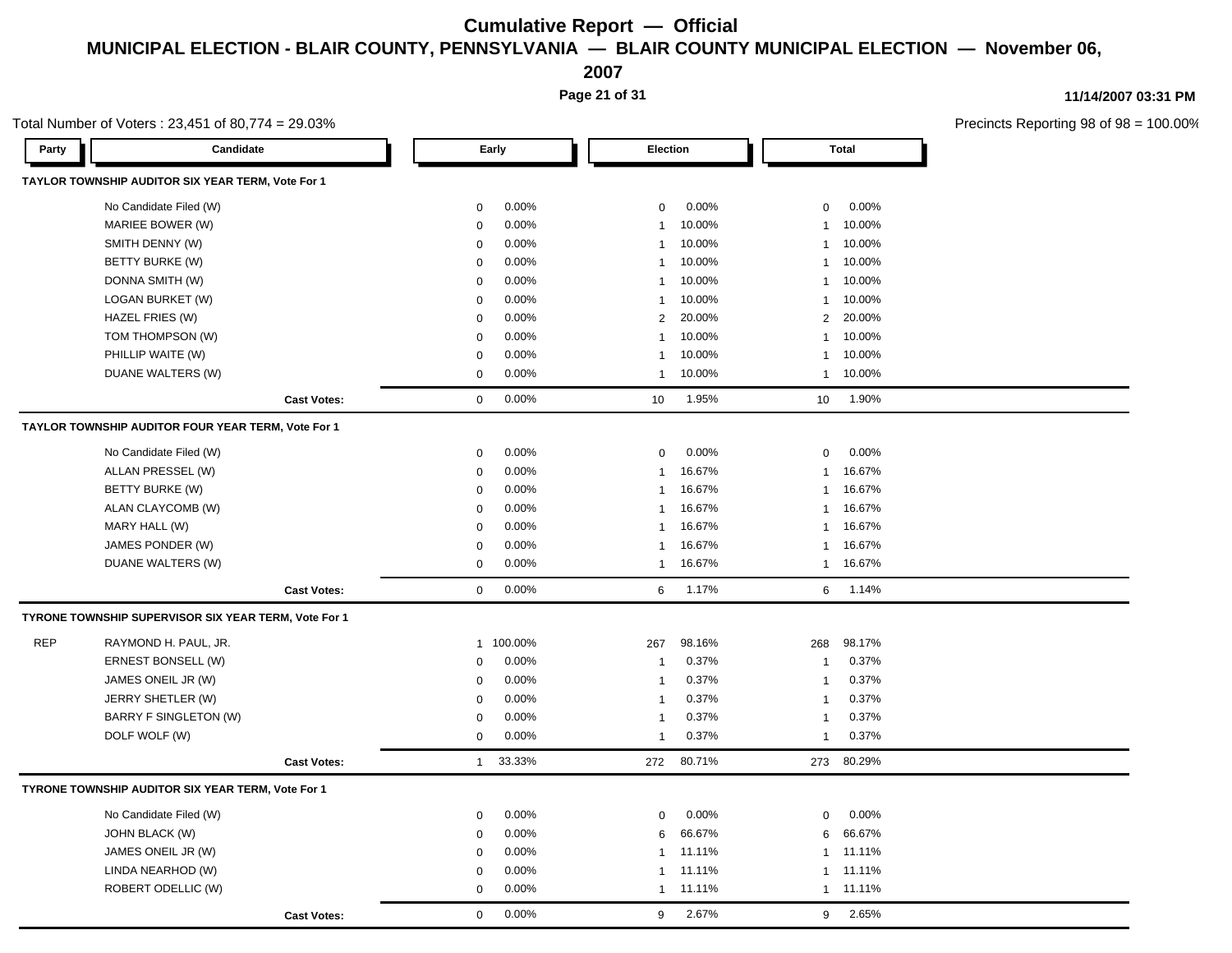# Cumulative Report — Official

## MUNICIPAL ELECTION - BLAIR COUNTY, PENNSYLVANIA — BLAIR COUNTY MUNICIPAL ELECTION — November 06, 2007

11/14/2007 03:31 PM

Total Number of Voters : 23,451 of 80,774 = 29.03%

Precincts Reporting 98 of 98 = 100.00%

### TAYLOR TOWNSHIP AUDITOR SIX YEAR TERM, Vote For 1

| Party | Candidate | Early | | Election | | Total | |
|---|---|---|---|---|---|---|---|
| | No Candidate Filed (W) | 0 | 0.00% | 0 | 0.00% | 0 | 0.00% |
| | MARIEE BOWER (W) | 0 | 0.00% | 1 | 10.00% | 1 | 10.00% |
| | SMITH DENNY (W) | 0 | 0.00% | 1 | 10.00% | 1 | 10.00% |
| | BETTY BURKE (W) | 0 | 0.00% | 1 | 10.00% | 1 | 10.00% |
| | DONNA SMITH (W) | 0 | 0.00% | 1 | 10.00% | 1 | 10.00% |
| | LOGAN BURKET (W) | 0 | 0.00% | 1 | 10.00% | 1 | 10.00% |
| | HAZEL FRIES (W) | 0 | 0.00% | 2 | 20.00% | 2 | 20.00% |
| | TOM THOMPSON (W) | 0 | 0.00% | 1 | 10.00% | 1 | 10.00% |
| | PHILLIP WAITE (W) | 0 | 0.00% | 1 | 10.00% | 1 | 10.00% |
| | DUANE WALTERS (W) | 0 | 0.00% | 1 | 10.00% | 1 | 10.00% |
| | **Cast Votes:** | 0 | 0.00% | 10 | 1.95% | 10 | 1.90% |

### TAYLOR TOWNSHIP AUDITOR FOUR YEAR TERM, Vote For 1

| Party | Candidate | Early | | Election | | Total | |
|---|---|---|---|---|---|---|---|
| | No Candidate Filed (W) | 0 | 0.00% | 0 | 0.00% | 0 | 0.00% |
| | ALLAN PRESSEL (W) | 0 | 0.00% | 1 | 16.67% | 1 | 16.67% |
| | BETTY BURKE (W) | 0 | 0.00% | 1 | 16.67% | 1 | 16.67% |
| | ALAN CLAYCOMB (W) | 0 | 0.00% | 1 | 16.67% | 1 | 16.67% |
| | MARY HALL (W) | 0 | 0.00% | 1 | 16.67% | 1 | 16.67% |
| | JAMES PONDER (W) | 0 | 0.00% | 1 | 16.67% | 1 | 16.67% |
| | DUANE WALTERS (W) | 0 | 0.00% | 1 | 16.67% | 1 | 16.67% |
| | **Cast Votes:** | 0 | 0.00% | 6 | 1.17% | 6 | 1.14% |

### TYRONE TOWNSHIP SUPERVISOR SIX YEAR TERM, Vote For 1

| Party | Candidate | Early | | Election | | Total | |
|---|---|---|---|---|---|---|---|
| REP | RAYMOND H. PAUL, JR. | 1 | 100.00% | 267 | 98.16% | 268 | 98.17% |
| | ERNEST BONSELL (W) | 0 | 0.00% | 1 | 0.37% | 1 | 0.37% |
| | JAMES ONEIL JR (W) | 0 | 0.00% | 1 | 0.37% | 1 | 0.37% |
| | JERRY SHETLER (W) | 0 | 0.00% | 1 | 0.37% | 1 | 0.37% |
| | BARRY F SINGLETON (W) | 0 | 0.00% | 1 | 0.37% | 1 | 0.37% |
| | DOLF WOLF (W) | 0 | 0.00% | 1 | 0.37% | 1 | 0.37% |
| | **Cast Votes:** | 1 | 33.33% | 272 | 80.71% | 273 | 80.29% |

### TYRONE TOWNSHIP AUDITOR SIX YEAR TERM, Vote For 1

| Party | Candidate | Early | | Election | | Total | |
|---|---|---|---|---|---|---|---|
| | No Candidate Filed (W) | 0 | 0.00% | 0 | 0.00% | 0 | 0.00% |
| | JOHN BLACK (W) | 0 | 0.00% | 6 | 66.67% | 6 | 66.67% |
| | JAMES ONEIL JR (W) | 0 | 0.00% | 1 | 11.11% | 1 | 11.11% |
| | LINDA NEARHOD (W) | 0 | 0.00% | 1 | 11.11% | 1 | 11.11% |
| | ROBERT ODELLIC (W) | 0 | 0.00% | 1 | 11.11% | 1 | 11.11% |
| | **Cast Votes:** | 0 | 0.00% | 9 | 2.67% | 9 | 2.65% |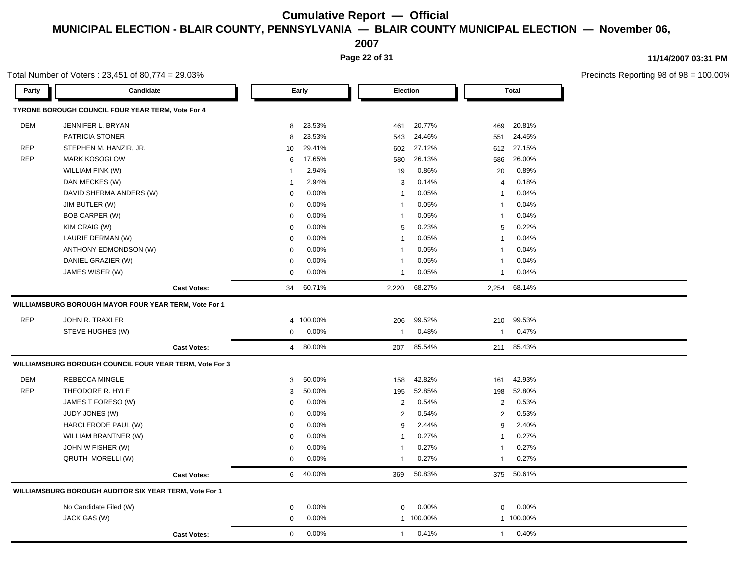# Cumulative Report — Official

## MUNICIPAL ELECTION - BLAIR COUNTY, PENNSYLVANIA — BLAIR COUNTY MUNICIPAL ELECTION — November 06, 2007

11/14/2007 03:31 PM

Total Number of Voters : 23,451 of 80,774 = 29.03%

Precincts Reporting 98 of 98 = 100.00%

| Party | Candidate | Early | | Election | | Total | |
|---|---|---|---|---|---|---|---|
| **TYRONE BOROUGH COUNCIL FOUR YEAR TERM, Vote For 4** | | | | | | | |
| DEM | JENNIFER L. BRYAN | 8 | 23.53% | 461 | 20.77% | 469 | 20.81% |
| | PATRICIA STONER | 8 | 23.53% | 543 | 24.46% | 551 | 24.45% |
| REP | STEPHEN M. HANZIR, JR. | 10 | 29.41% | 602 | 27.12% | 612 | 27.15% |
| REP | MARK KOSOGLOW | 6 | 17.65% | 580 | 26.13% | 586 | 26.00% |
| | WILLIAM FINK (W) | 1 | 2.94% | 19 | 0.86% | 20 | 0.89% |
| | DAN MECKES (W) | 1 | 2.94% | 3 | 0.14% | 4 | 0.18% |
| | DAVID SHERMA ANDERS (W) | 0 | 0.00% | 1 | 0.05% | 1 | 0.04% |
| | JIM BUTLER (W) | 0 | 0.00% | 1 | 0.05% | 1 | 0.04% |
| | BOB CARPER (W) | 0 | 0.00% | 1 | 0.05% | 1 | 0.04% |
| | KIM CRAIG (W) | 0 | 0.00% | 5 | 0.23% | 5 | 0.22% |
| | LAURIE DERMAN (W) | 0 | 0.00% | 1 | 0.05% | 1 | 0.04% |
| | ANTHONY EDMONDSON (W) | 0 | 0.00% | 1 | 0.05% | 1 | 0.04% |
| | DANIEL GRAZIER (W) | 0 | 0.00% | 1 | 0.05% | 1 | 0.04% |
| | JAMES WISER (W) | 0 | 0.00% | 1 | 0.05% | 1 | 0.04% |
| | **Cast Votes:** | 34 | 60.71% | 2,220 | 68.27% | 2,254 | 68.14% |
| **WILLIAMSBURG BOROUGH MAYOR FOUR YEAR TERM, Vote For 1** | | | | | | | |
| REP | JOHN R. TRAXLER | 4 | 100.00% | 206 | 99.52% | 210 | 99.53% |
| | STEVE HUGHES (W) | 0 | 0.00% | 1 | 0.48% | 1 | 0.47% |
| | **Cast Votes:** | 4 | 80.00% | 207 | 85.54% | 211 | 85.43% |
| **WILLIAMSBURG BOROUGH COUNCIL FOUR YEAR TERM, Vote For 3** | | | | | | | |
| DEM | REBECCA MINGLE | 3 | 50.00% | 158 | 42.82% | 161 | 42.93% |
| REP | THEODORE R. HYLE | 3 | 50.00% | 195 | 52.85% | 198 | 52.80% |
| | JAMES T FORESO (W) | 0 | 0.00% | 2 | 0.54% | 2 | 0.53% |
| | JUDY JONES (W) | 0 | 0.00% | 2 | 0.54% | 2 | 0.53% |
| | HARCLERODE PAUL (W) | 0 | 0.00% | 9 | 2.44% | 9 | 2.40% |
| | WILLIAM BRANTNER (W) | 0 | 0.00% | 1 | 0.27% | 1 | 0.27% |
| | JOHN W FISHER (W) | 0 | 0.00% | 1 | 0.27% | 1 | 0.27% |
| | QRUTH MORELLI (W) | 0 | 0.00% | 1 | 0.27% | 1 | 0.27% |
| | **Cast Votes:** | 6 | 40.00% | 369 | 50.83% | 375 | 50.61% |
| **WILLIAMSBURG BOROUGH AUDITOR SIX YEAR TERM, Vote For 1** | | | | | | | |
| | No Candidate Filed (W) | 0 | 0.00% | 0 | 0.00% | 0 | 0.00% |
| | JACK GAS (W) | 0 | 0.00% | 1 | 100.00% | 1 | 100.00% |
| | **Cast Votes:** | 0 | 0.00% | 1 | 0.41% | 1 | 0.40% |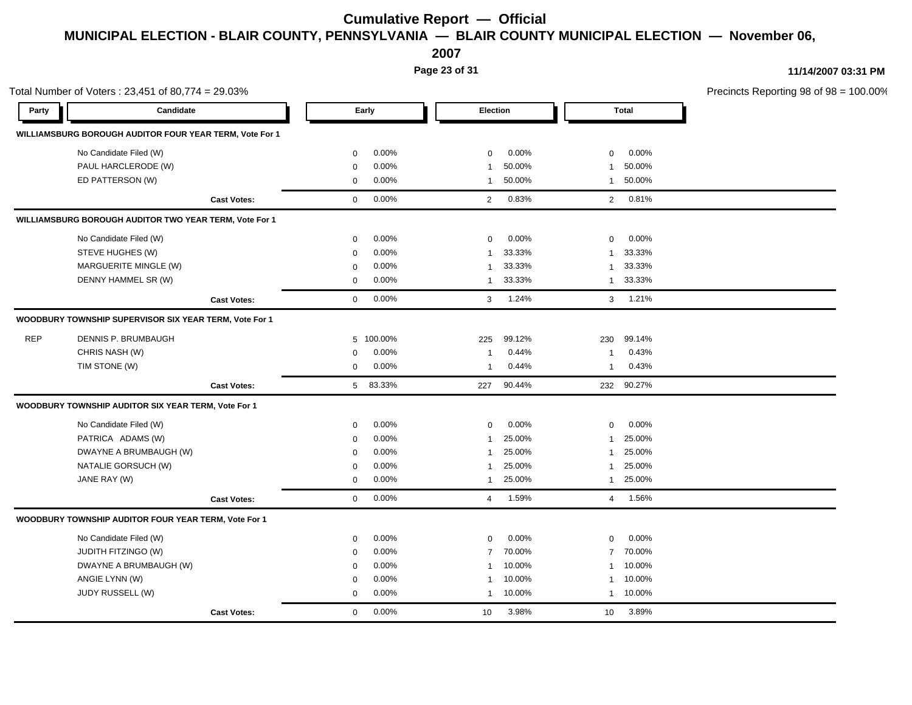# Cumulative Report — Official

## MUNICIPAL ELECTION - BLAIR COUNTY, PENNSYLVANIA — BLAIR COUNTY MUNICIPAL ELECTION — November 06, 2007

11/14/2007 03:31 PM

Total Number of Voters : 23,451 of 80,774 = 29.03%

Precincts Reporting 98 of 98 = 100.00%

| Party | Candidate | Early | | Election | | Total | |
|---|---|---|---|---|---|---|---|
| **WILLIAMSBURG BOROUGH AUDITOR FOUR YEAR TERM, Vote For 1** | | | | | | | |
| | No Candidate Filed (W) | 0 | 0.00% | 0 | 0.00% | 0 | 0.00% |
| | PAUL HARCLERODE (W) | 0 | 0.00% | 1 | 50.00% | 1 | 50.00% |
| | ED PATTERSON (W) | 0 | 0.00% | 1 | 50.00% | 1 | 50.00% |
| | **Cast Votes:** | 0 | 0.00% | 2 | 0.83% | 2 | 0.81% |
| **WILLIAMSBURG BOROUGH AUDITOR TWO YEAR TERM, Vote For 1** | | | | | | | |
| | No Candidate Filed (W) | 0 | 0.00% | 0 | 0.00% | 0 | 0.00% |
| | STEVE HUGHES (W) | 0 | 0.00% | 1 | 33.33% | 1 | 33.33% |
| | MARGUERITE MINGLE (W) | 0 | 0.00% | 1 | 33.33% | 1 | 33.33% |
| | DENNY HAMMEL SR (W) | 0 | 0.00% | 1 | 33.33% | 1 | 33.33% |
| | **Cast Votes:** | 0 | 0.00% | 3 | 1.24% | 3 | 1.21% |
| **WOODBURY TOWNSHIP SUPERVISOR SIX YEAR TERM, Vote For 1** | | | | | | | |
| REP | DENNIS P. BRUMBAUGH | 5 | 100.00% | 225 | 99.12% | 230 | 99.14% |
| | CHRIS NASH (W) | 0 | 0.00% | 1 | 0.44% | 1 | 0.43% |
| | TIM STONE (W) | 0 | 0.00% | 1 | 0.44% | 1 | 0.43% |
| | **Cast Votes:** | 5 | 83.33% | 227 | 90.44% | 232 | 90.27% |
| **WOODBURY TOWNSHIP AUDITOR SIX YEAR TERM, Vote For 1** | | | | | | | |
| | No Candidate Filed (W) | 0 | 0.00% | 0 | 0.00% | 0 | 0.00% |
| | PATRICA ADAMS (W) | 0 | 0.00% | 1 | 25.00% | 1 | 25.00% |
| | DWAYNE A BRUMBAUGH (W) | 0 | 0.00% | 1 | 25.00% | 1 | 25.00% |
| | NATALIE GORSUCH (W) | 0 | 0.00% | 1 | 25.00% | 1 | 25.00% |
| | JANE RAY (W) | 0 | 0.00% | 1 | 25.00% | 1 | 25.00% |
| | **Cast Votes:** | 0 | 0.00% | 4 | 1.59% | 4 | 1.56% |
| **WOODBURY TOWNSHIP AUDITOR FOUR YEAR TERM, Vote For 1** | | | | | | | |
| | No Candidate Filed (W) | 0 | 0.00% | 0 | 0.00% | 0 | 0.00% |
| | JUDITH FITZINGO (W) | 0 | 0.00% | 7 | 70.00% | 7 | 70.00% |
| | DWAYNE A BRUMBAUGH (W) | 0 | 0.00% | 1 | 10.00% | 1 | 10.00% |
| | ANGIE LYNN (W) | 0 | 0.00% | 1 | 10.00% | 1 | 10.00% |
| | JUDY RUSSELL (W) | 0 | 0.00% | 1 | 10.00% | 1 | 10.00% |
| | **Cast Votes:** | 0 | 0.00% | 10 | 3.98% | 10 | 3.89% |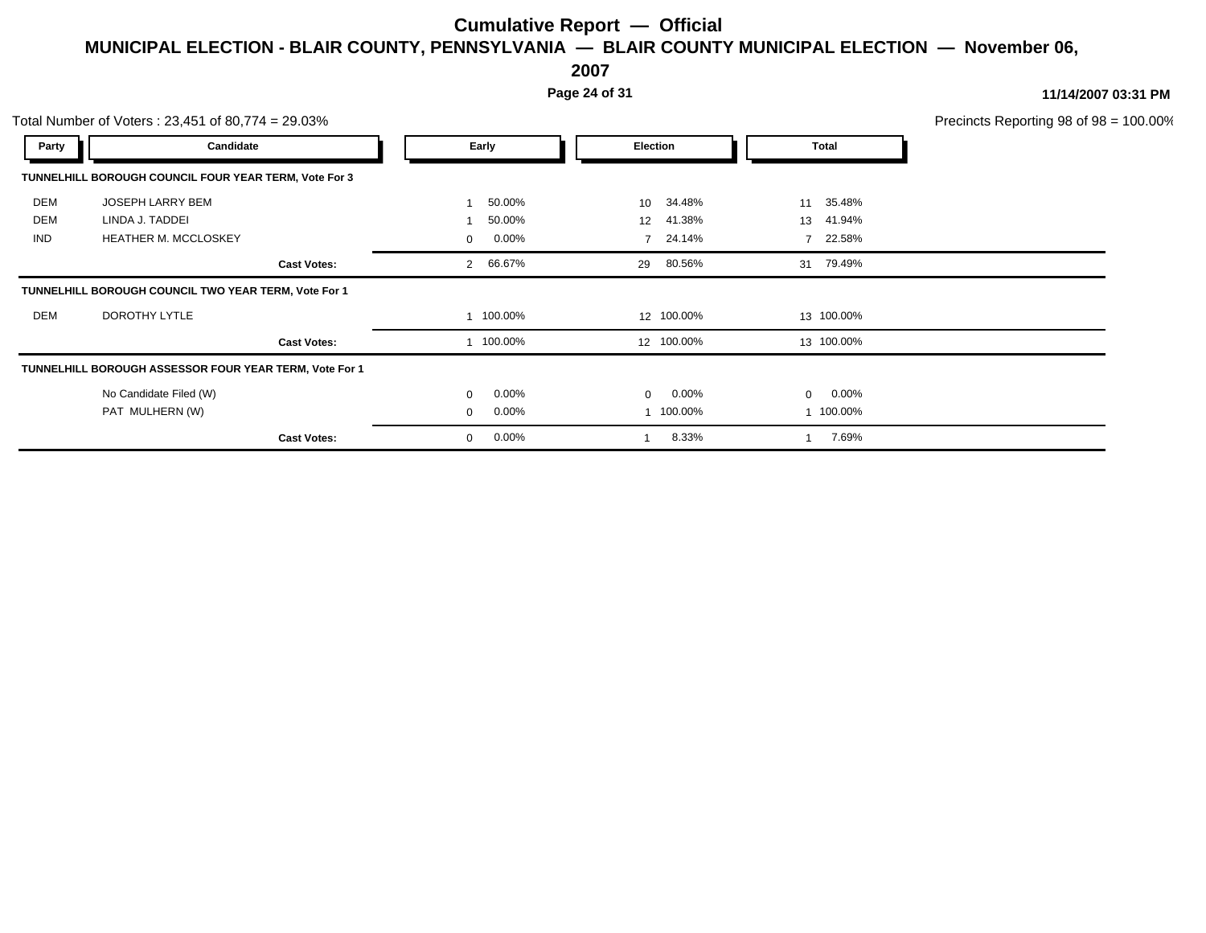# Cumulative Report — Official

## MUNICIPAL ELECTION - BLAIR COUNTY, PENNSYLVANIA — BLAIR COUNTY MUNICIPAL ELECTION — November 06, 2007

11/14/2007 03:31 PM

Total Number of Voters : 23,451 of 80,774 = 29.03%

Precincts Reporting 98 of 98 = 100.00%

| Party | Candidate | Early | | Election | | Total | |
|---|---|---|---|---|---|---|---|
| **TUNNELHILL BOROUGH COUNCIL FOUR YEAR TERM, Vote For 3** | | | | | | | |
| DEM | JOSEPH LARRY BEM | 1 | 50.00% | 10 | 34.48% | 11 | 35.48% |
| DEM | LINDA J. TADDEI | 1 | 50.00% | 12 | 41.38% | 13 | 41.94% |
| IND | HEATHER M. MCCLOSKEY | 0 | 0.00% | 7 | 24.14% | 7 | 22.58% |
| | **Cast Votes:** | 2 | 66.67% | 29 | 80.56% | 31 | 79.49% |
| **TUNNELHILL BOROUGH COUNCIL TWO YEAR TERM, Vote For 1** | | | | | | | |
| DEM | DOROTHY LYTLE | 1 | 100.00% | 12 | 100.00% | 13 | 100.00% |
| | **Cast Votes:** | 1 | 100.00% | 12 | 100.00% | 13 | 100.00% |
| **TUNNELHILL BOROUGH ASSESSOR FOUR YEAR TERM, Vote For 1** | | | | | | | |
| | No Candidate Filed (W) | 0 | 0.00% | 0 | 0.00% | 0 | 0.00% |
| | PAT MULHERN (W) | 0 | 0.00% | 1 | 100.00% | 1 | 100.00% |
| | **Cast Votes:** | 0 | 0.00% | 1 | 8.33% | 1 | 7.69% |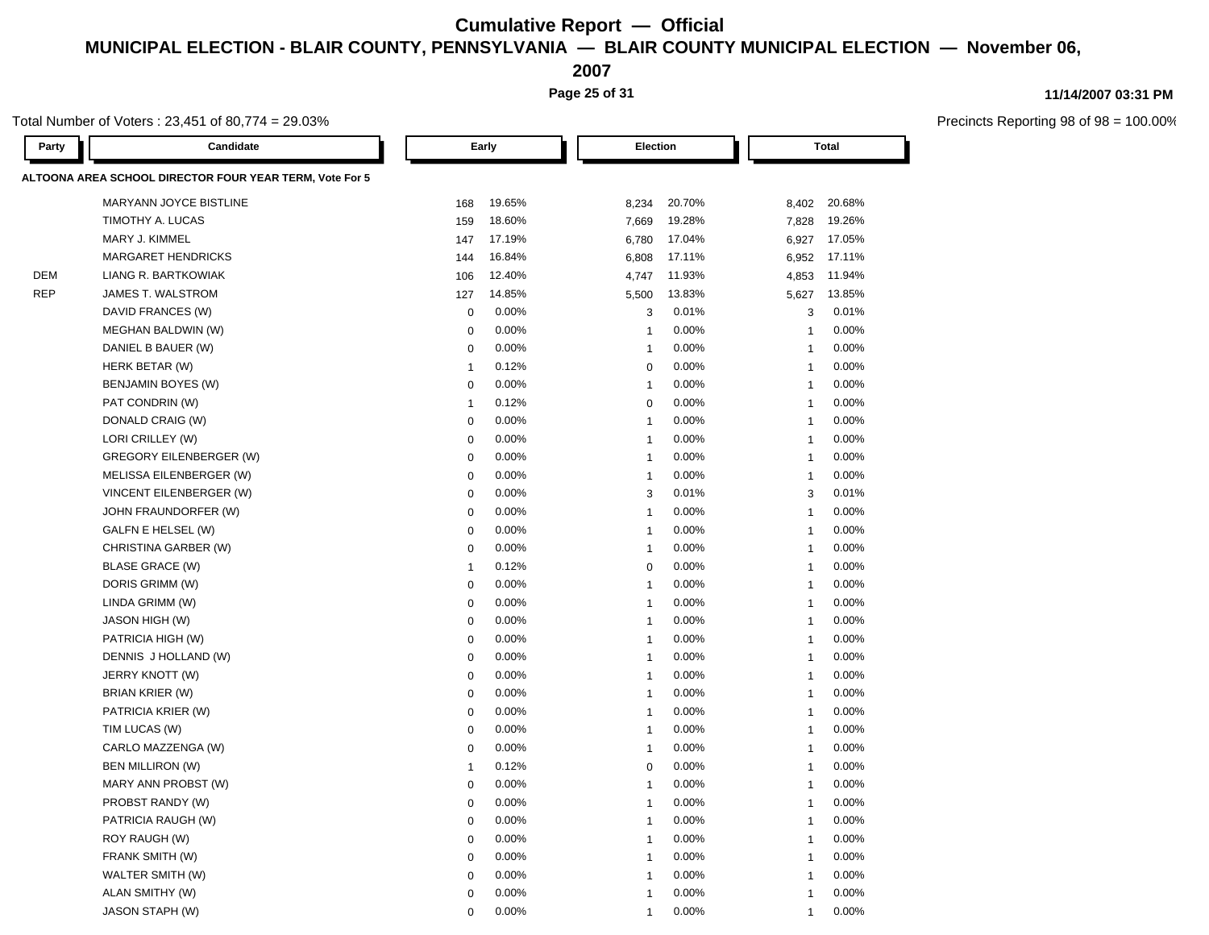# Cumulative Report — Official

## MUNICIPAL ELECTION - BLAIR COUNTY, PENNSYLVANIA — BLAIR COUNTY MUNICIPAL ELECTION — November 06, 2007

11/14/2007 03:31 PM

Total Number of Voters : 23,451 of 80,774 = 29.03%

Precincts Reporting 98 of 98 = 100.00%

**ALTOONA AREA SCHOOL DIRECTOR FOUR YEAR TERM, Vote For 5**

| Party | Candidate | Early | | Election | | Total | |
|---|---|---|---|---|---|---|---|
| | MARYANN JOYCE BISTLINE | 168 | 19.65% | 8,234 | 20.70% | 8,402 | 20.68% |
| | TIMOTHY A. LUCAS | 159 | 18.60% | 7,669 | 19.28% | 7,828 | 19.26% |
| | MARY J. KIMMEL | 147 | 17.19% | 6,780 | 17.04% | 6,927 | 17.05% |
| | MARGARET HENDRICKS | 144 | 16.84% | 6,808 | 17.11% | 6,952 | 17.11% |
| DEM | LIANG R. BARTKOWIAK | 106 | 12.40% | 4,747 | 11.93% | 4,853 | 11.94% |
| REP | JAMES T. WALSTROM | 127 | 14.85% | 5,500 | 13.83% | 5,627 | 13.85% |
| | DAVID FRANCES (W) | 0 | 0.00% | 3 | 0.01% | 3 | 0.01% |
| | MEGHAN BALDWIN (W) | 0 | 0.00% | 1 | 0.00% | 1 | 0.00% |
| | DANIEL B BAUER (W) | 0 | 0.00% | 1 | 0.00% | 1 | 0.00% |
| | HERK BETAR (W) | 1 | 0.12% | 0 | 0.00% | 1 | 0.00% |
| | BENJAMIN BOYES (W) | 0 | 0.00% | 1 | 0.00% | 1 | 0.00% |
| | PAT CONDRIN (W) | 1 | 0.12% | 0 | 0.00% | 1 | 0.00% |
| | DONALD CRAIG (W) | 0 | 0.00% | 1 | 0.00% | 1 | 0.00% |
| | LORI CRILLEY (W) | 0 | 0.00% | 1 | 0.00% | 1 | 0.00% |
| | GREGORY EILENBERGER (W) | 0 | 0.00% | 1 | 0.00% | 1 | 0.00% |
| | MELISSA EILENBERGER (W) | 0 | 0.00% | 1 | 0.00% | 1 | 0.00% |
| | VINCENT EILENBERGER (W) | 0 | 0.00% | 3 | 0.01% | 3 | 0.01% |
| | JOHN FRAUNDORFER (W) | 0 | 0.00% | 1 | 0.00% | 1 | 0.00% |
| | GALFN E HELSEL (W) | 0 | 0.00% | 1 | 0.00% | 1 | 0.00% |
| | CHRISTINA GARBER (W) | 0 | 0.00% | 1 | 0.00% | 1 | 0.00% |
| | BLASE GRACE (W) | 1 | 0.12% | 0 | 0.00% | 1 | 0.00% |
| | DORIS GRIMM (W) | 0 | 0.00% | 1 | 0.00% | 1 | 0.00% |
| | LINDA GRIMM (W) | 0 | 0.00% | 1 | 0.00% | 1 | 0.00% |
| | JASON HIGH (W) | 0 | 0.00% | 1 | 0.00% | 1 | 0.00% |
| | PATRICIA HIGH (W) | 0 | 0.00% | 1 | 0.00% | 1 | 0.00% |
| | DENNIS J HOLLAND (W) | 0 | 0.00% | 1 | 0.00% | 1 | 0.00% |
| | JERRY KNOTT (W) | 0 | 0.00% | 1 | 0.00% | 1 | 0.00% |
| | BRIAN KRIER (W) | 0 | 0.00% | 1 | 0.00% | 1 | 0.00% |
| | PATRICIA KRIER (W) | 0 | 0.00% | 1 | 0.00% | 1 | 0.00% |
| | TIM LUCAS (W) | 0 | 0.00% | 1 | 0.00% | 1 | 0.00% |
| | CARLO MAZZENGA (W) | 0 | 0.00% | 1 | 0.00% | 1 | 0.00% |
| | BEN MILLIRON (W) | 1 | 0.12% | 0 | 0.00% | 1 | 0.00% |
| | MARY ANN PROBST (W) | 0 | 0.00% | 1 | 0.00% | 1 | 0.00% |
| | PROBST RANDY (W) | 0 | 0.00% | 1 | 0.00% | 1 | 0.00% |
| | PATRICIA RAUGH (W) | 0 | 0.00% | 1 | 0.00% | 1 | 0.00% |
| | ROY RAUGH (W) | 0 | 0.00% | 1 | 0.00% | 1 | 0.00% |
| | FRANK SMITH (W) | 0 | 0.00% | 1 | 0.00% | 1 | 0.00% |
| | WALTER SMITH (W) | 0 | 0.00% | 1 | 0.00% | 1 | 0.00% |
| | ALAN SMITHY (W) | 0 | 0.00% | 1 | 0.00% | 1 | 0.00% |
| | JASON STAPH (W) | 0 | 0.00% | 1 | 0.00% | 1 | 0.00% |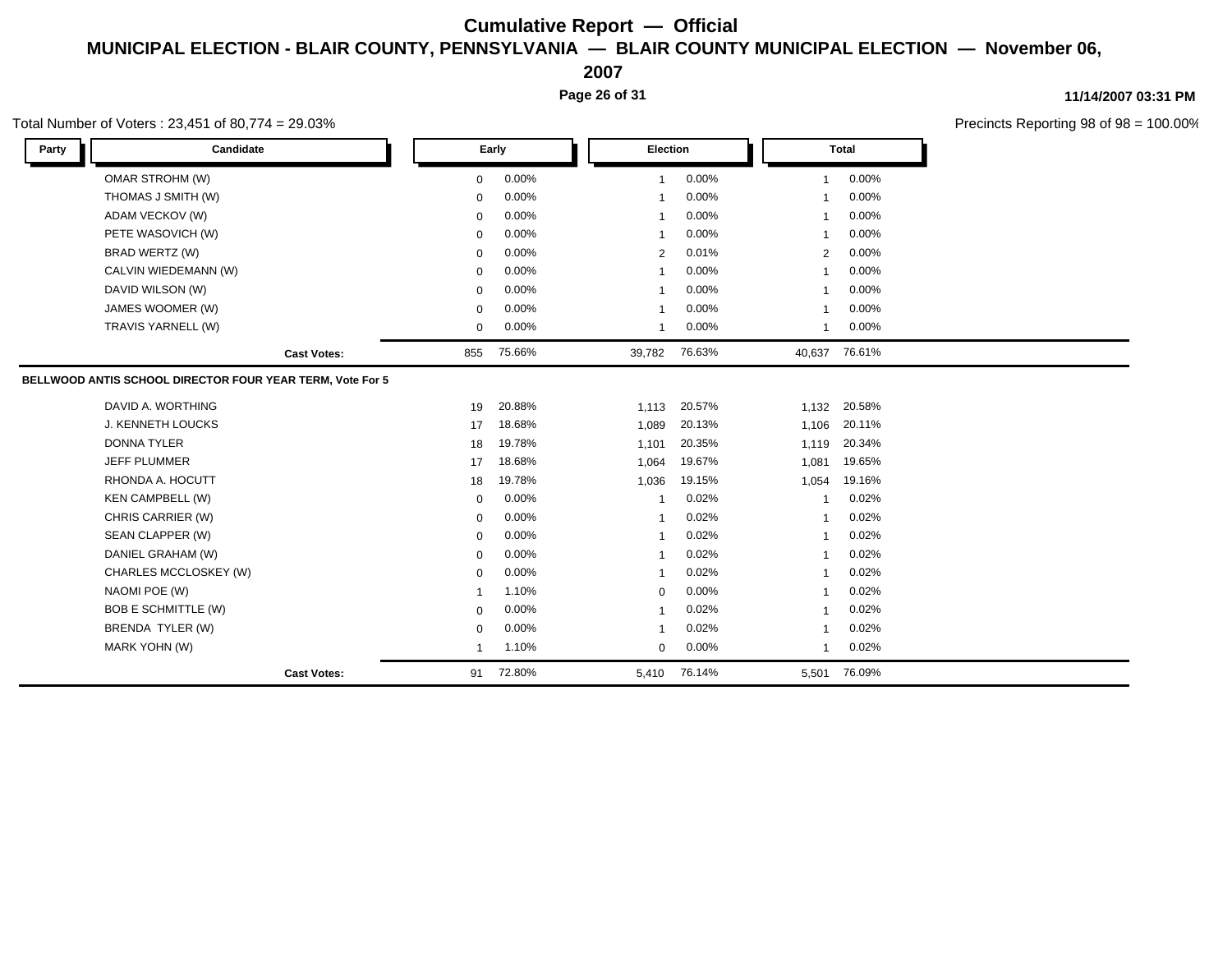# Cumulative Report — Official

## MUNICIPAL ELECTION - BLAIR COUNTY, PENNSYLVANIA — BLAIR COUNTY MUNICIPAL ELECTION — November 06, 2007

11/14/2007 03:31 PM

Total Number of Voters : 23,451 of 80,774 = 29.03%

Precincts Reporting 98 of 98 = 100.00%

| Party | Candidate | Early | | Election | | Total | |
|---|---|---|---|---|---|---|---|
| | OMAR STROHM (W) | 0 | 0.00% | 1 | 0.00% | 1 | 0.00% |
| | THOMAS J SMITH (W) | 0 | 0.00% | 1 | 0.00% | 1 | 0.00% |
| | ADAM VECKOV (W) | 0 | 0.00% | 1 | 0.00% | 1 | 0.00% |
| | PETE WASOVICH (W) | 0 | 0.00% | 1 | 0.00% | 1 | 0.00% |
| | BRAD WERTZ (W) | 0 | 0.00% | 2 | 0.01% | 2 | 0.00% |
| | CALVIN WIEDEMANN (W) | 0 | 0.00% | 1 | 0.00% | 1 | 0.00% |
| | DAVID WILSON (W) | 0 | 0.00% | 1 | 0.00% | 1 | 0.00% |
| | JAMES WOOMER (W) | 0 | 0.00% | 1 | 0.00% | 1 | 0.00% |
| | TRAVIS YARNELL (W) | 0 | 0.00% | 1 | 0.00% | 1 | 0.00% |
| | **Cast Votes:** | 855 | 75.66% | 39,782 | 76.63% | 40,637 | 76.61% |

**BELLWOOD ANTIS SCHOOL DIRECTOR FOUR YEAR TERM, Vote For 5**

| Party | Candidate | Early | | Election | | Total | |
|---|---|---|---|---|---|---|---|
| | DAVID A. WORTHING | 19 | 20.88% | 1,113 | 20.57% | 1,132 | 20.58% |
| | J. KENNETH LOUCKS | 17 | 18.68% | 1,089 | 20.13% | 1,106 | 20.11% |
| | DONNA TYLER | 18 | 19.78% | 1,101 | 20.35% | 1,119 | 20.34% |
| | JEFF PLUMMER | 17 | 18.68% | 1,064 | 19.67% | 1,081 | 19.65% |
| | RHONDA A. HOCUTT | 18 | 19.78% | 1,036 | 19.15% | 1,054 | 19.16% |
| | KEN CAMPBELL (W) | 0 | 0.00% | 1 | 0.02% | 1 | 0.02% |
| | CHRIS CARRIER (W) | 0 | 0.00% | 1 | 0.02% | 1 | 0.02% |
| | SEAN CLAPPER (W) | 0 | 0.00% | 1 | 0.02% | 1 | 0.02% |
| | DANIEL GRAHAM (W) | 0 | 0.00% | 1 | 0.02% | 1 | 0.02% |
| | CHARLES MCCLOSKEY (W) | 0 | 0.00% | 1 | 0.02% | 1 | 0.02% |
| | NAOMI POE (W) | 1 | 1.10% | 0 | 0.00% | 1 | 0.02% |
| | BOB E SCHMITTLE (W) | 0 | 0.00% | 1 | 0.02% | 1 | 0.02% |
| | BRENDA TYLER (W) | 0 | 0.00% | 1 | 0.02% | 1 | 0.02% |
| | MARK YOHN (W) | 1 | 1.10% | 0 | 0.00% | 1 | 0.02% |
| | **Cast Votes:** | 91 | 72.80% | 5,410 | 76.14% | 5,501 | 76.09% |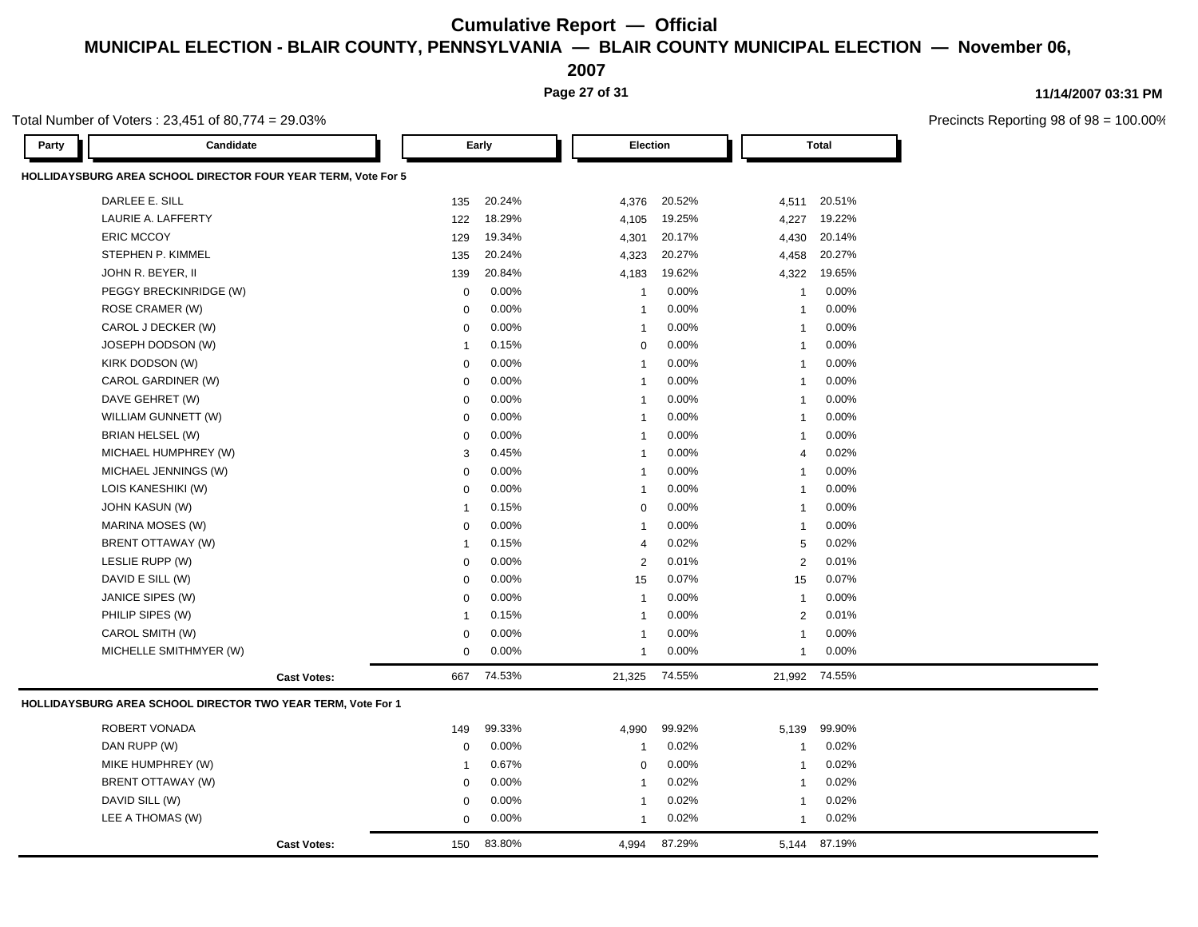# Cumulative Report — Official

## MUNICIPAL ELECTION - BLAIR COUNTY, PENNSYLVANIA — BLAIR COUNTY MUNICIPAL ELECTION — November 06, 2007

11/14/2007 03:31 PM

Total Number of Voters : 23,451 of 80,774 = 29.03%

Precincts Reporting 98 of 98 = 100.00%

### HOLLIDAYSBURG AREA SCHOOL DIRECTOR FOUR TERM, Vote For 5

| Party | Candidate | Early | | Election | | Total | |
|---|---|---|---|---|---|---|---|
| | DARLEE E. SILL | 135 | 20.24% | 4,376 | 20.52% | 4,511 | 20.51% |
| | LAURIE A. LAFFERTY | 122 | 18.29% | 4,105 | 19.25% | 4,227 | 19.22% |
| | ERIC MCCOY | 129 | 19.34% | 4,301 | 20.17% | 4,430 | 20.14% |
| | STEPHEN P. KIMMEL | 135 | 20.24% | 4,323 | 20.27% | 4,458 | 20.27% |
| | JOHN R. BEYER, II | 139 | 20.84% | 4,183 | 19.62% | 4,322 | 19.65% |
| | PEGGY BRECKINRIDGE (W) | 0 | 0.00% | 1 | 0.00% | 1 | 0.00% |
| | ROSE CRAMER (W) | 0 | 0.00% | 1 | 0.00% | 1 | 0.00% |
| | CAROL J DECKER (W) | 0 | 0.00% | 1 | 0.00% | 1 | 0.00% |
| | JOSEPH DODSON (W) | 1 | 0.15% | 0 | 0.00% | 1 | 0.00% |
| | KIRK DODSON (W) | 0 | 0.00% | 1 | 0.00% | 1 | 0.00% |
| | CAROL GARDINER (W) | 0 | 0.00% | 1 | 0.00% | 1 | 0.00% |
| | DAVE GEHRET (W) | 0 | 0.00% | 1 | 0.00% | 1 | 0.00% |
| | WILLIAM GUNNETT (W) | 0 | 0.00% | 1 | 0.00% | 1 | 0.00% |
| | BRIAN HELSEL (W) | 0 | 0.00% | 1 | 0.00% | 1 | 0.00% |
| | MICHAEL HUMPHREY (W) | 3 | 0.45% | 1 | 0.00% | 4 | 0.02% |
| | MICHAEL JENNINGS (W) | 0 | 0.00% | 1 | 0.00% | 1 | 0.00% |
| | LOIS KANESHIKI (W) | 0 | 0.00% | 1 | 0.00% | 1 | 0.00% |
| | JOHN KASUN (W) | 1 | 0.15% | 0 | 0.00% | 1 | 0.00% |
| | MARINA MOSES (W) | 0 | 0.00% | 1 | 0.00% | 1 | 0.00% |
| | BRENT OTTAWAY (W) | 1 | 0.15% | 4 | 0.02% | 5 | 0.02% |
| | LESLIE RUPP (W) | 0 | 0.00% | 2 | 0.01% | 2 | 0.01% |
| | DAVID E SILL (W) | 0 | 0.00% | 15 | 0.07% | 15 | 0.07% |
| | JANICE SIPES (W) | 0 | 0.00% | 1 | 0.00% | 1 | 0.00% |
| | PHILIP SIPES (W) | 1 | 0.15% | 1 | 0.00% | 2 | 0.01% |
| | CAROL SMITH (W) | 0 | 0.00% | 1 | 0.00% | 1 | 0.00% |
| | MICHELLE SMITHMYER (W) | 0 | 0.00% | 1 | 0.00% | 1 | 0.00% |
| | **Cast Votes:** | 667 | 74.53% | 21,325 | 74.55% | 21,992 | 74.55% |

### HOLLIDAYSBURG AREA SCHOOL DIRECTOR TWO YEAR TERM, Vote For 1

| Party | Candidate | Early | | Election | | Total | |
|---|---|---|---|---|---|---|---|
| | ROBERT VONADA | 149 | 99.33% | 4,990 | 99.92% | 5,139 | 99.90% |
| | DAN RUPP (W) | 0 | 0.00% | 1 | 0.02% | 1 | 0.02% |
| | MIKE HUMPHREY (W) | 1 | 0.67% | 0 | 0.00% | 1 | 0.02% |
| | BRENT OTTAWAY (W) | 0 | 0.00% | 1 | 0.02% | 1 | 0.02% |
| | DAVID SILL (W) | 0 | 0.00% | 1 | 0.02% | 1 | 0.02% |
| | LEE A THOMAS (W) | 0 | 0.00% | 1 | 0.02% | 1 | 0.02% |
| | **Cast Votes:** | 150 | 83.80% | 4,994 | 87.29% | 5,144 | 87.19% |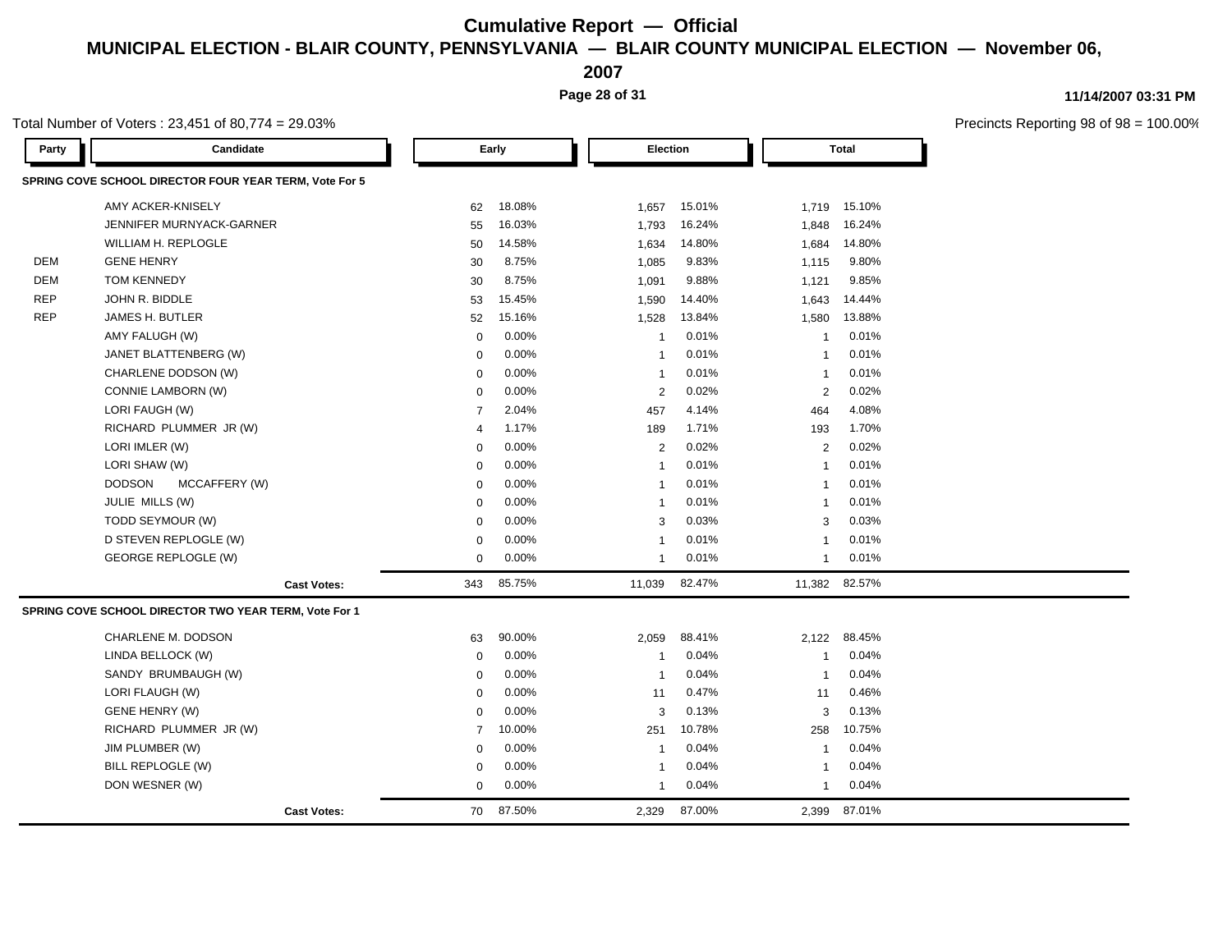# Cumulative Report — Official

## MUNICIPAL ELECTION - BLAIR COUNTY, PENNSYLVANIA — BLAIR COUNTY MUNICIPAL ELECTION — November 06, 2007

11/14/2007 03:31 PM

Total Number of Voters : 23,451 of 80,774 = 29.03%

Precincts Reporting 98 of 98 = 100.00%

| Party | Candidate | Early | | Election | | Total | |
|---|---|---|---|---|---|---|---|
| **SPRING COVE SCHOOL DIRECTOR FOUR YEAR TERM, Vote For 5** | | | | | | | |
| | AMY ACKER-KNISELY | 62 | 18.08% | 1,657 | 15.01% | 1,719 | 15.10% |
| | JENNIFER MURNYACK-GARNER | 55 | 16.03% | 1,793 | 16.24% | 1,848 | 16.24% |
| | WILLIAM H. REPLOGLE | 50 | 14.58% | 1,634 | 14.80% | 1,684 | 14.80% |
| DEM | GENE HENRY | 30 | 8.75% | 1,085 | 9.83% | 1,115 | 9.80% |
| DEM | TOM KENNEDY | 30 | 8.75% | 1,091 | 9.88% | 1,121 | 9.85% |
| REP | JOHN R. BIDDLE | 53 | 15.45% | 1,590 | 14.40% | 1,643 | 14.44% |
| REP | JAMES H. BUTLER | 52 | 15.16% | 1,528 | 13.84% | 1,580 | 13.88% |
| | AMY FALUGH (W) | 0 | 0.00% | 1 | 0.01% | 1 | 0.01% |
| | JANET BLATTENBERG (W) | 0 | 0.00% | 1 | 0.01% | 1 | 0.01% |
| | CHARLENE DODSON (W) | 0 | 0.00% | 1 | 0.01% | 1 | 0.01% |
| | CONNIE LAMBORN (W) | 0 | 0.00% | 2 | 0.02% | 2 | 0.02% |
| | LORI FAUGH (W) | 7 | 2.04% | 457 | 4.14% | 464 | 4.08% |
| | RICHARD PLUMMER JR (W) | 4 | 1.17% | 189 | 1.71% | 193 | 1.70% |
| | LORI IMLER (W) | 0 | 0.00% | 2 | 0.02% | 2 | 0.02% |
| | LORI SHAW (W) | 0 | 0.00% | 1 | 0.01% | 1 | 0.01% |
| | DODSON MCCAFFERY (W) | 0 | 0.00% | 1 | 0.01% | 1 | 0.01% |
| | JULIE MILLS (W) | 0 | 0.00% | 1 | 0.01% | 1 | 0.01% |
| | TODD SEYMOUR (W) | 0 | 0.00% | 3 | 0.03% | 3 | 0.03% |
| | D STEVEN REPLOGLE (W) | 0 | 0.00% | 1 | 0.01% | 1 | 0.01% |
| | GEORGE REPLOGLE (W) | 0 | 0.00% | 1 | 0.01% | 1 | 0.01% |
| | **Cast Votes:** | 343 | 85.75% | 11,039 | 82.47% | 11,382 | 82.57% |
| **SPRING COVE SCHOOL DIRECTOR TWO YEAR TERM, Vote For 1** | | | | | | | |
| | CHARLENE M. DODSON | 63 | 90.00% | 2,059 | 88.41% | 2,122 | 88.45% |
| | LINDA BELLOCK (W) | 0 | 0.00% | 1 | 0.04% | 1 | 0.04% |
| | SANDY BRUMBAUGH (W) | 0 | 0.00% | 1 | 0.04% | 1 | 0.04% |
| | LORI FLAUGH (W) | 0 | 0.00% | 11 | 0.47% | 11 | 0.46% |
| | GENE HENRY (W) | 0 | 0.00% | 3 | 0.13% | 3 | 0.13% |
| | RICHARD PLUMMER JR (W) | 7 | 10.00% | 251 | 10.78% | 258 | 10.75% |
| | JIM PLUMBER (W) | 0 | 0.00% | 1 | 0.04% | 1 | 0.04% |
| | BILL REPLOGLE (W) | 0 | 0.00% | 1 | 0.04% | 1 | 0.04% |
| | DON WESNER (W) | 0 | 0.00% | 1 | 0.04% | 1 | 0.04% |
| | **Cast Votes:** | 70 | 87.50% | 2,329 | 87.00% | 2,399 | 87.01% |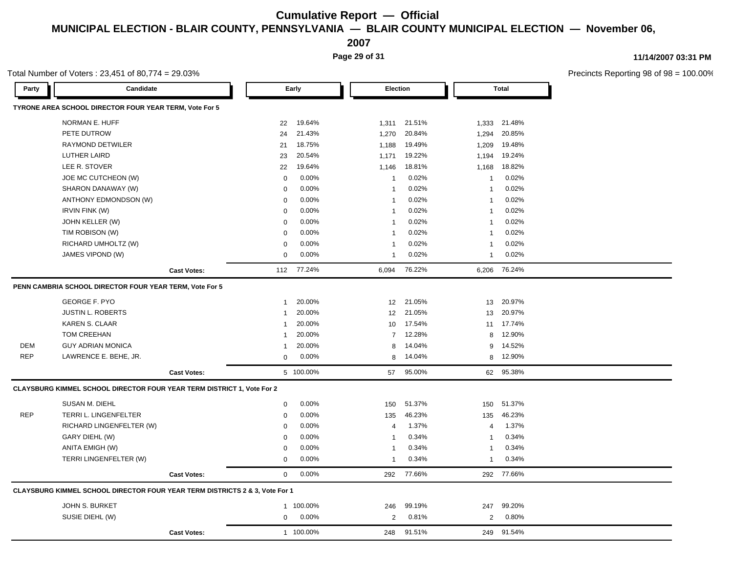# Cumulative Report — Official

## MUNICIPAL ELECTION - BLAIR COUNTY, PENNSYLVANIA — BLAIR COUNTY MUNICIPAL ELECTION — November 06, 2007

11/14/2007 03:31 PM

Total Number of Voters : 23,451 of 80,774 = 29.03%

Precincts Reporting 98 of 98 = 100.00%

| Party | Candidate | Early | | Election | | Total | |
|---|---|---|---|---|---|---|---|
| **TYRONE AREA SCHOOL DIRECTOR FOUR YEAR TERM, Vote For 5** | | | | | | | |
| | NORMAN E. HUFF | 22 | 19.64% | 1,311 | 21.51% | 1,333 | 21.48% |
| | PETE DUTROW | 24 | 21.43% | 1,270 | 20.84% | 1,294 | 20.85% |
| | RAYMOND DETWILER | 21 | 18.75% | 1,188 | 19.49% | 1,209 | 19.48% |
| | LUTHER LAIRD | 23 | 20.54% | 1,171 | 19.22% | 1,194 | 19.24% |
| | LEE R. STOVER | 22 | 19.64% | 1,146 | 18.81% | 1,168 | 18.82% |
| | JOE MC CUTCHEON (W) | 0 | 0.00% | 1 | 0.02% | 1 | 0.02% |
| | SHARON DANAWAY (W) | 0 | 0.00% | 1 | 0.02% | 1 | 0.02% |
| | ANTHONY EDMONDSON (W) | 0 | 0.00% | 1 | 0.02% | 1 | 0.02% |
| | IRVIN FINK (W) | 0 | 0.00% | 1 | 0.02% | 1 | 0.02% |
| | JOHN KELLER (W) | 0 | 0.00% | 1 | 0.02% | 1 | 0.02% |
| | TIM ROBISON (W) | 0 | 0.00% | 1 | 0.02% | 1 | 0.02% |
| | RICHARD UMHOLTZ (W) | 0 | 0.00% | 1 | 0.02% | 1 | 0.02% |
| | JAMES VIPOND (W) | 0 | 0.00% | 1 | 0.02% | 1 | 0.02% |
| | **Cast Votes:** | 112 | 77.24% | 6,094 | 76.22% | 6,206 | 76.24% |
| **PENN CAMBRIA SCHOOL DIRECTOR FOUR YEAR TERM, Vote For 5** | | | | | | | |
| | GEORGE F. PYO | 1 | 20.00% | 12 | 21.05% | 13 | 20.97% |
| | JUSTIN L. ROBERTS | 1 | 20.00% | 12 | 21.05% | 13 | 20.97% |
| | KAREN S. CLAAR | 1 | 20.00% | 10 | 17.54% | 11 | 17.74% |
| | TOM CREEHAN | 1 | 20.00% | 7 | 12.28% | 8 | 12.90% |
| DEM | GUY ADRIAN MONICA | 1 | 20.00% | 8 | 14.04% | 9 | 14.52% |
| REP | LAWRENCE E. BEHE, JR. | 0 | 0.00% | 8 | 14.04% | 8 | 12.90% |
| | **Cast Votes:** | 5 | 100.00% | 57 | 95.00% | 62 | 95.38% |
| **CLAYSBURG KIMMEL SCHOOL DIRECTOR FOUR YEAR TERM DISTRICT 1, Vote For 2** | | | | | | | |
| | SUSAN M. DIEHL | 0 | 0.00% | 150 | 51.37% | 150 | 51.37% |
| REP | TERRI L. LINGENFELTER | 0 | 0.00% | 135 | 46.23% | 135 | 46.23% |
| | RICHARD LINGENFELTER (W) | 0 | 0.00% | 4 | 1.37% | 4 | 1.37% |
| | GARY DIEHL (W) | 0 | 0.00% | 1 | 0.34% | 1 | 0.34% |
| | ANITA EMIGH (W) | 0 | 0.00% | 1 | 0.34% | 1 | 0.34% |
| | TERRI LINGENFELTER (W) | 0 | 0.00% | 1 | 0.34% | 1 | 0.34% |
| | **Cast Votes:** | 0 | 0.00% | 292 | 77.66% | 292 | 77.66% |
| **CLAYSBURG KIMMEL SCHOOL DIRECTOR FOUR YEAR TERM DISTRICTS 2 & 3, Vote For 1** | | | | | | | |
| | JOHN S. BURKET | 1 | 100.00% | 246 | 99.19% | 247 | 99.20% |
| | SUSIE DIEHL (W) | 0 | 0.00% | 2 | 0.81% | 2 | 0.80% |
| | **Cast Votes:** | 1 | 100.00% | 248 | 91.51% | 249 | 91.54% |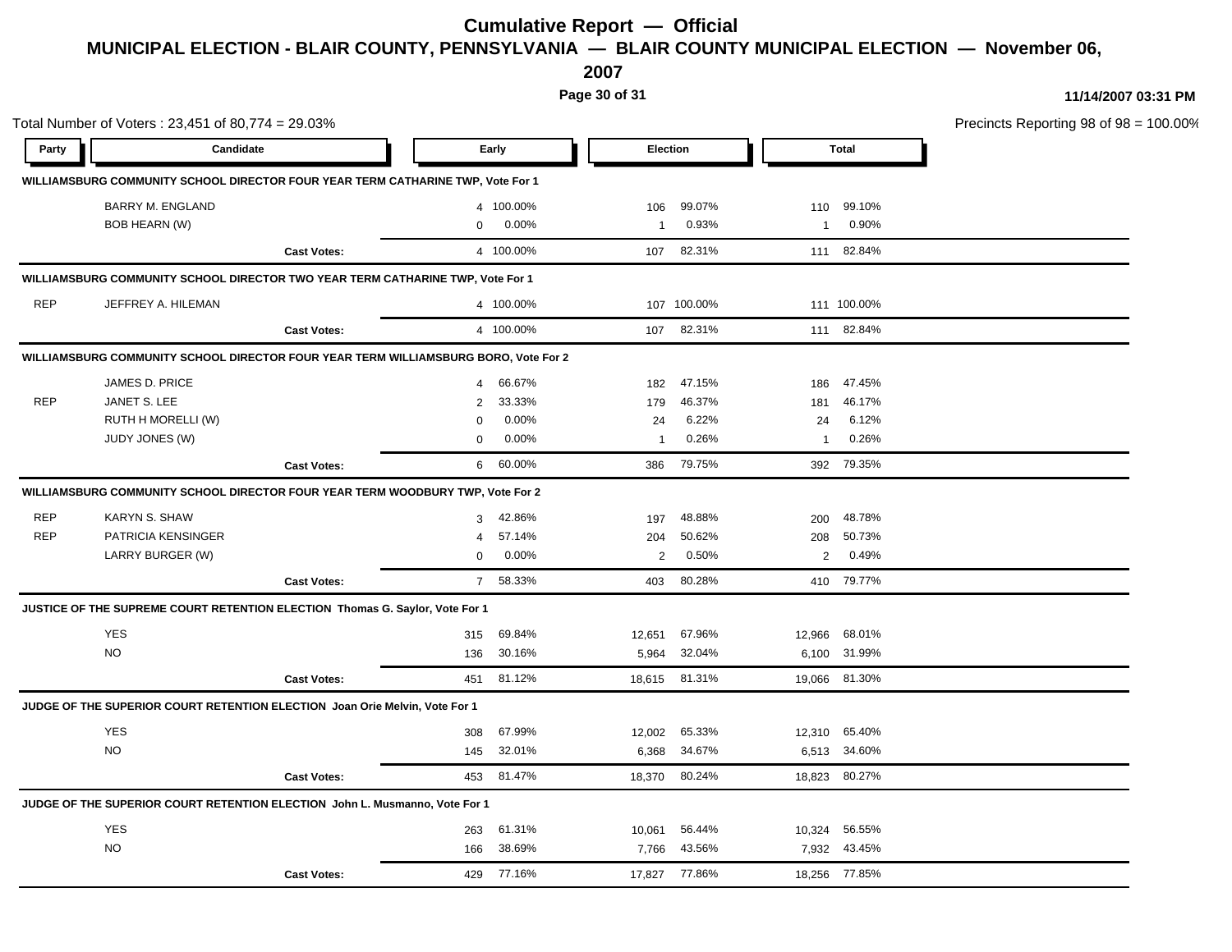# Cumulative Report — Official

## MUNICIPAL ELECTION - BLAIR COUNTY, PENNSYLVANIA — BLAIR COUNTY MUNICIPAL ELECTION — November 06, 2007

11/14/2007 03:31 PM

Total Number of Voters : 23,451 of 80,774 = 29.03%

Precincts Reporting 98 of 98 = 100.00%

| Party | Candidate | Early | | Election | | Total | |
|---|---|---|---|---|---|---|---|
| **WILLIAMSBURG COMMUNITY SCHOOL DIRECTOR FOUR YEAR TERM CATHARINE TWP, Vote For 1** | | | | | | | |
| | BARRY M. ENGLAND | 4 | 100.00% | 106 | 99.07% | 110 | 99.10% |
| | BOB HEARN (W) | 0 | 0.00% | 1 | 0.93% | 1 | 0.90% |
| | **Cast Votes:** | 4 | 100.00% | 107 | 82.31% | 111 | 82.84% |
| **WILLIAMSBURG COMMUNITY SCHOOL DIRECTOR TWO YEAR TERM CATHARINE TWP, Vote For 1** | | | | | | | |
| REP | JEFFREY A. HILEMAN | 4 | 100.00% | 107 | 100.00% | 111 | 100.00% |
| | **Cast Votes:** | 4 | 100.00% | 107 | 82.31% | 111 | 82.84% |
| **WILLIAMSBURG COMMUNITY SCHOOL DIRECTOR FOUR YEAR TERM WILLIAMSBURG BORO, Vote For 2** | | | | | | | |
| | JAMES D. PRICE | 4 | 66.67% | 182 | 47.15% | 186 | 47.45% |
| REP | JANET S. LEE | 2 | 33.33% | 179 | 46.37% | 181 | 46.17% |
| | RUTH H MORELLI (W) | 0 | 0.00% | 24 | 6.22% | 24 | 6.12% |
| | JUDY JONES (W) | 0 | 0.00% | 1 | 0.26% | 1 | 0.26% |
| | **Cast Votes:** | 6 | 60.00% | 386 | 79.75% | 392 | 79.35% |
| **WILLIAMSBURG COMMUNITY SCHOOL DIRECTOR FOUR YEAR TERM WOODBURY TWP, Vote For 2** | | | | | | | |
| REP | KARYN S. SHAW | 3 | 42.86% | 197 | 48.88% | 200 | 48.78% |
| REP | PATRICIA KENSINGER | 4 | 57.14% | 204 | 50.62% | 208 | 50.73% |
| | LARRY BURGER (W) | 0 | 0.00% | 2 | 0.50% | 2 | 0.49% |
| | **Cast Votes:** | 7 | 58.33% | 403 | 80.28% | 410 | 79.77% |
| **JUSTICE OF THE SUPREME COURT RETENTION ELECTION Thomas G. Saylor, Vote For 1** | | | | | | | |
| | YES | 315 | 69.84% | 12,651 | 67.96% | 12,966 | 68.01% |
| | NO | 136 | 30.16% | 5,964 | 32.04% | 6,100 | 31.99% |
| | **Cast Votes:** | 451 | 81.12% | 18,615 | 81.31% | 19,066 | 81.30% |
| **JUDGE OF THE SUPERIOR COURT RETENTION ELECTION Joan Orie Melvin, Vote For 1** | | | | | | | |
| | YES | 308 | 67.99% | 12,002 | 65.33% | 12,310 | 65.40% |
| | NO | 145 | 32.01% | 6,368 | 34.67% | 6,513 | 34.60% |
| | **Cast Votes:** | 453 | 81.47% | 18,370 | 80.24% | 18,823 | 80.27% |
| **JUDGE OF THE SUPERIOR COURT RETENTION ELECTION John L. Musmanno, Vote For 1** | | | | | | | |
| | YES | 263 | 61.31% | 10,061 | 56.44% | 10,324 | 56.55% |
| | NO | 166 | 38.69% | 7,766 | 43.56% | 7,932 | 43.45% |
| | **Cast Votes:** | 429 | 77.16% | 17,827 | 77.86% | 18,256 | 77.85% |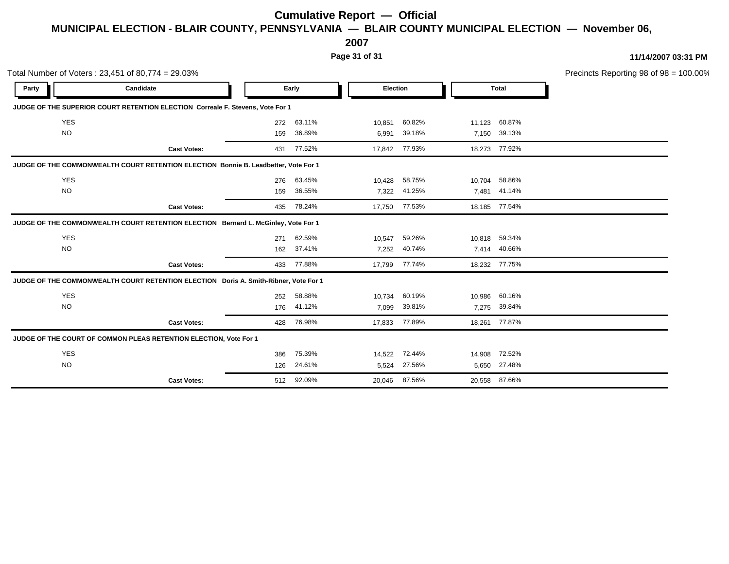# Cumulative Report — Official

## MUNICIPAL ELECTION - BLAIR COUNTY, PENNSYLVANIA — BLAIR COUNTY MUNICIPAL ELECTION — November 06, 2007

11/14/2007 03:31 PM

Total Number of Voters : 23,451 of 80,774 = 29.03%

Precincts Reporting 98 of 98 = 100.00%

| Party | Candidate | Early | | Election | | Total | |
|---|---|---|---|---|---|---|---|
| **JUDGE OF THE SUPERIOR COURT RETENTION ELECTION Correale F. Stevens, Vote For 1** | | | | | | | |
| | YES | 272 | 63.11% | 10,851 | 60.82% | 11,123 | 60.87% |
| | NO | 159 | 36.89% | 6,991 | 39.18% | 7,150 | 39.13% |
| | **Cast Votes:** | 431 | 77.52% | 17,842 | 77.93% | 18,273 | 77.92% |
| **JUDGE OF THE COMMONWEALTH COURT RETENTION ELECTION Bonnie B. Leadbetter, Vote For 1** | | | | | | | |
| | YES | 276 | 63.45% | 10,428 | 58.75% | 10,704 | 58.86% |
| | NO | 159 | 36.55% | 7,322 | 41.25% | 7,481 | 41.14% |
| | **Cast Votes:** | 435 | 78.24% | 17,750 | 77.53% | 18,185 | 77.54% |
| **JUDGE OF THE COMMONWEALTH COURT RETENTION ELECTION Bernard L. McGinley, Vote For 1** | | | | | | | |
| | YES | 271 | 62.59% | 10,547 | 59.26% | 10,818 | 59.34% |
| | NO | 162 | 37.41% | 7,252 | 40.74% | 7,414 | 40.66% |
| | **Cast Votes:** | 433 | 77.88% | 17,799 | 77.74% | 18,232 | 77.75% |
| **JUDGE OF THE COMMONWEALTH COURT RETENTION ELECTION Doris A. Smith-Ribner, Vote For 1** | | | | | | | |
| | YES | 252 | 58.88% | 10,734 | 60.19% | 10,986 | 60.16% |
| | NO | 176 | 41.12% | 7,099 | 39.81% | 7,275 | 39.84% |
| | **Cast Votes:** | 428 | 76.98% | 17,833 | 77.89% | 18,261 | 77.87% |
| **JUDGE OF THE COURT OF COMMON PLEAS RETENTION ELECTION, Vote For 1** | | | | | | | |
| | YES | 386 | 75.39% | 14,522 | 72.44% | 14,908 | 72.52% |
| | NO | 126 | 24.61% | 5,524 | 27.56% | 5,650 | 27.48% |
| | **Cast Votes:** | 512 | 92.09% | 20,046 | 87.56% | 20,558 | 87.66% |